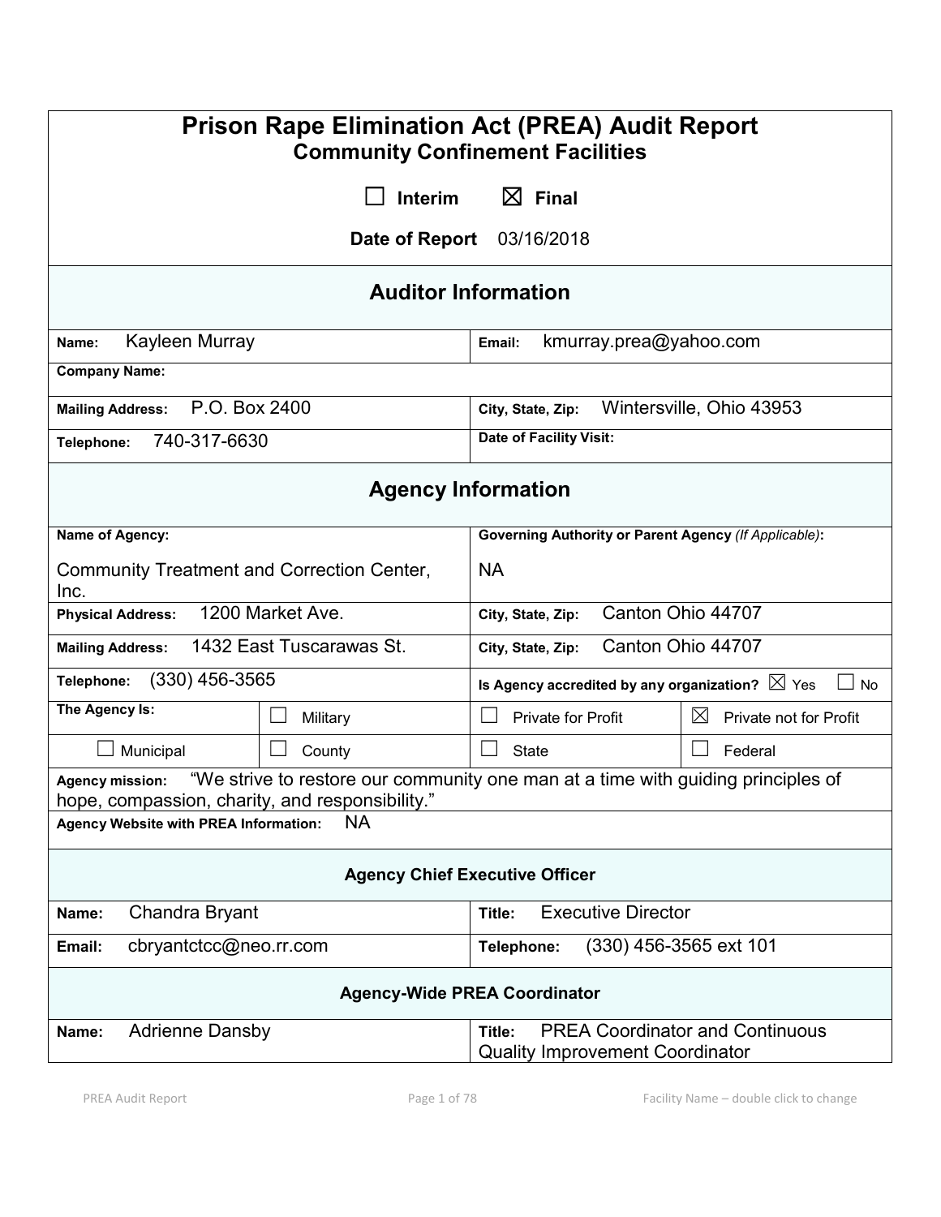# Prison Rape Elimination Act (PREA) Audit Report
## Community Confinement Facilities

☐ Interim ☒ Final

**Date of Report** 03/16/2018

## Auditor Information

| | |
|---|---|
| **Name:** Kayleen Murray | **Email:** kmurray.prea@yahoo.com |
| **Company Name:** | |
| **Mailing Address:** P.O. Box 2400 | **City, State, Zip:** Wintersville, Ohio 43953 |
| **Telephone:** 740-317-6630 | **Date of Facility Visit:** |

## Agency Information

| | | | |
|---|---|---|---|
| **Name of Agency:** Community Treatment and Correction Center, Inc. | | **Governing Authority or Parent Agency** *(If Applicable)*: NA | |
| **Physical Address:** 1200 Market Ave. | | **City, State, Zip:** Canton Ohio 44707 | |
| **Mailing Address:** 1432 East Tuscarawas St. | | **City, State, Zip:** Canton Ohio 44707 | |
| **Telephone:** (330) 456-3565 | | **Is Agency accredited by any organization?** ☒ Yes ☐ No | |
| **The Agency Is:** | ☐ Military | ☐ Private for Profit | ☒ Private not for Profit |
| ☐ Municipal | ☐ County | ☐ State | ☐ Federal |

**Agency mission:** "We strive to restore our community one man at a time with guiding principles of hope, compassion, charity, and responsibility."

**Agency Website with PREA Information:** NA

### Agency Chief Executive Officer

| | |
|---|---|
| **Name:** Chandra Bryant | **Title:** Executive Director |
| **Email:** cbryantctcc@neo.rr.com | **Telephone:** (330) 456-3565 ext 101 |

### Agency-Wide PREA Coordinator

| | |
|---|---|
| **Name:** Adrienne Dansby | **Title:** PREA Coordinator and Continuous Quality Improvement Coordinator |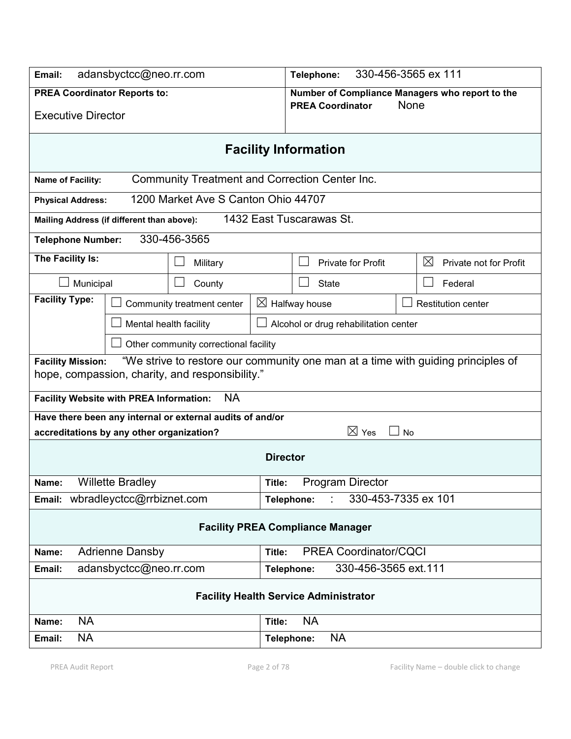| | |
|---|---|
| **Email:** adansbyctcc@neo.rr.com | **Telephone:** 330-456-3565 ex 111 |
| **PREA Coordinator Reports to:** Executive Director | **Number of Compliance Managers who report to the PREA Coordinator** None |

## Facility Information

**Name of Facility:** Community Treatment and Correction Center Inc.

**Physical Address:** 1200 Market Ave S Canton Ohio 44707

**Mailing Address (if different than above):** 1432 East Tuscarawas St.

**Telephone Number:** 330-456-3565

| **The Facility Is:** | ☐ Military | ☐ Private for Profit | ☒ Private not for Profit |
|---|---|---|---|
| ☐ Municipal | ☐ County | ☐ State | ☐ Federal |

| **Facility Type:** | ☐ Community treatment center | ☒ Halfway house | ☐ Restitution center |
|---|---|---|---|
| | ☐ Mental health facility | ☐ Alcohol or drug rehabilitation center | |
| | ☐ Other community correctional facility | | |

**Facility Mission:** "We strive to restore our community one man at a time with guiding principles of hope, compassion, charity, and responsibility."

**Facility Website with PREA Information:** NA

**Have there been any internal or external audits of and/or accreditations by any other organization?** ☒ Yes ☐ No

### Director

| | |
|---|---|
| **Name:** Willette Bradley | **Title:** Program Director |
| **Email:** wbradleyctcc@rrbiznet.com | **Telephone:** : 330-453-7335 ex 101 |

### Facility PREA Compliance Manager

| | |
|---|---|
| **Name:** Adrienne Dansby | **Title:** PREA Coordinator/CQCI |
| **Email:** adansbyctcc@neo.rr.com | **Telephone:** 330-456-3565 ext.111 |

### Facility Health Service Administrator

| | |
|---|---|
| **Name:** NA | **Title:** NA |
| **Email:** NA | **Telephone:** NA |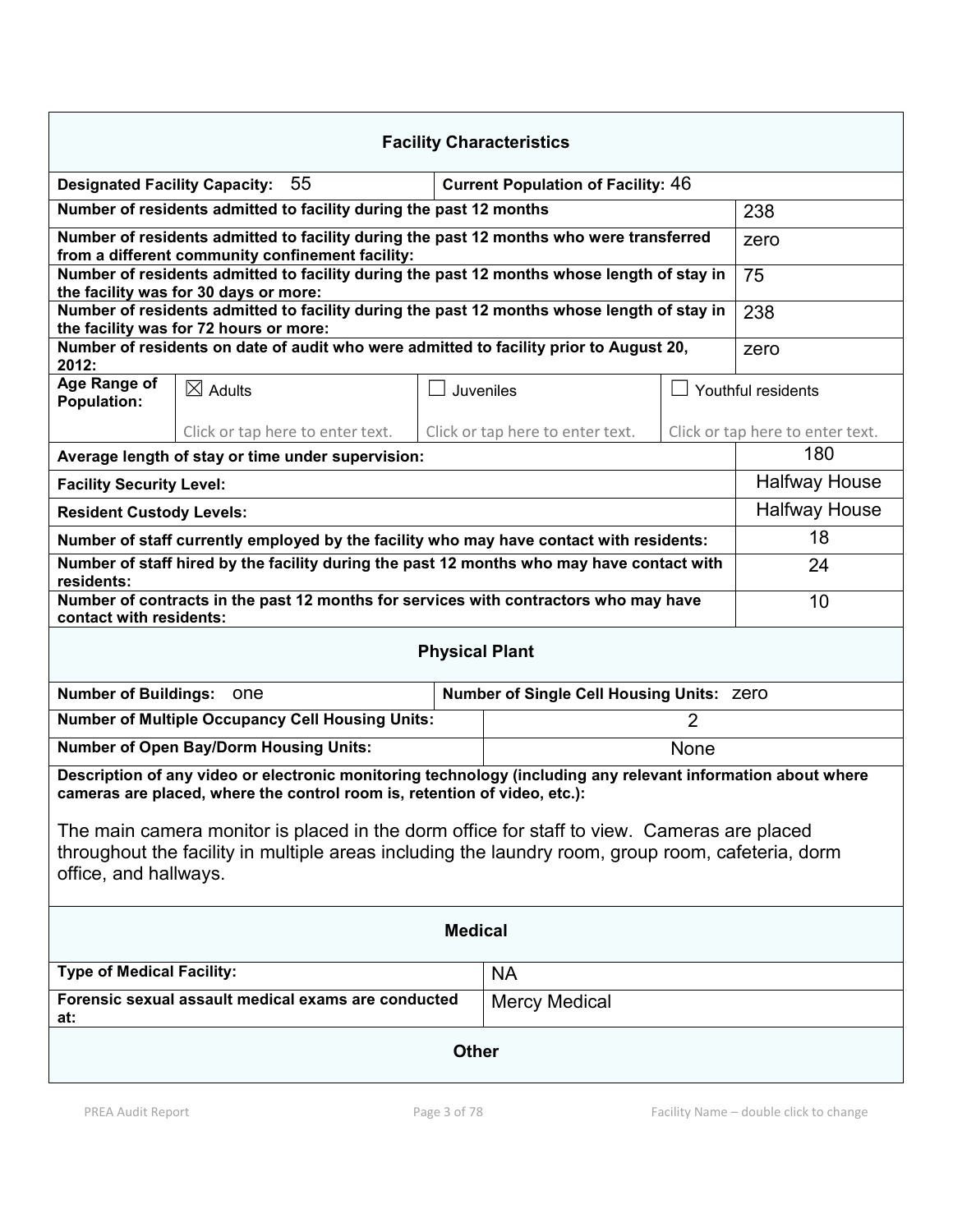## Facility Characteristics

| | |
|---|---|
| **Designated Facility Capacity:** 55 | **Current Population of Facility:** 46 |
| **Number of residents admitted to facility during the past 12 months** | 238 |
| **Number of residents admitted to facility during the past 12 months who were transferred from a different community confinement facility:** | zero |
| **Number of residents admitted to facility during the past 12 months whose length of stay in the facility was for 30 days or more:** | 75 |
| **Number of residents admitted to facility during the past 12 months whose length of stay in the facility was for 72 hours or more:** | 238 |
| **Number of residents on date of audit who were admitted to facility prior to August 20, 2012:** | zero |

| **Age Range of Population:** | ☒ Adults | ☐ Juveniles | ☐ Youthful residents |
|---|---|---|---|
| | Click or tap here to enter text. | Click or tap here to enter text. | Click or tap here to enter text. |

| | |
|---|---|
| **Average length of stay or time under supervision:** | 180 |
| **Facility Security Level:** | Halfway House |
| **Resident Custody Levels:** | Halfway House |
| **Number of staff currently employed by the facility who may have contact with residents:** | 18 |
| **Number of staff hired by the facility during the past 12 months who may have contact with residents:** | 24 |
| **Number of contracts in the past 12 months for services with contractors who may have contact with residents:** | 10 |

## Physical Plant

| | |
|---|---|
| **Number of Buildings:** one | **Number of Single Cell Housing Units:** zero |
| **Number of Multiple Occupancy Cell Housing Units:** | 2 |
| **Number of Open Bay/Dorm Housing Units:** | None |

**Description of any video or electronic monitoring technology (including any relevant information about where cameras are placed, where the control room is, retention of video, etc.):**

The main camera monitor is placed in the dorm office for staff to view. Cameras are placed throughout the facility in multiple areas including the laundry room, group room, cafeteria, dorm office, and hallways.

## Medical

| | |
|---|---|
| **Type of Medical Facility:** | NA |
| **Forensic sexual assault medical exams are conducted at:** | Mercy Medical |

## Other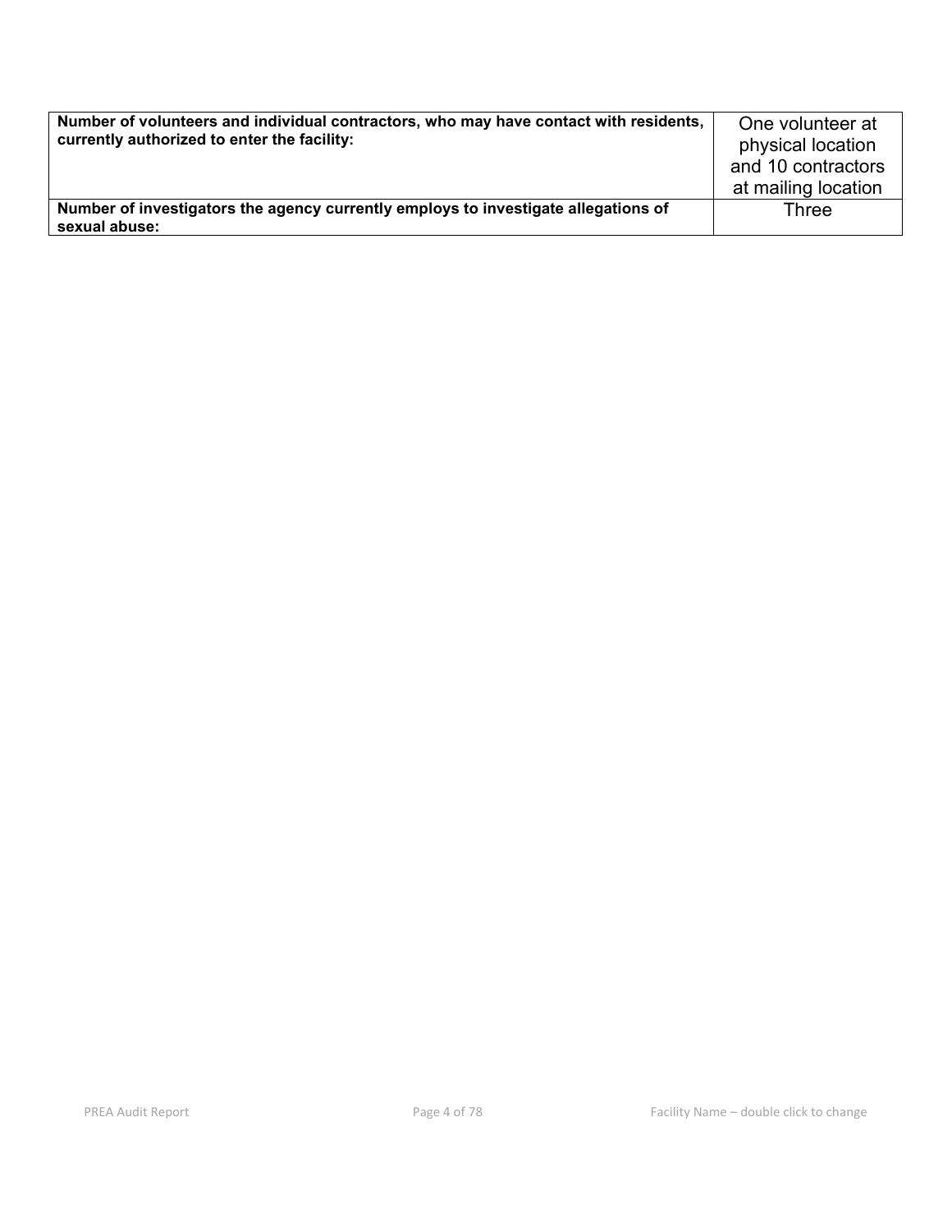| Number of volunteers and individual contractors, who may have contact with residents, currently authorized to enter the facility: | One volunteer at physical location and 10 contractors at mailing location |
|---|---|
| **Number of investigators the agency currently employs to investigate allegations of sexual abuse:** | Three |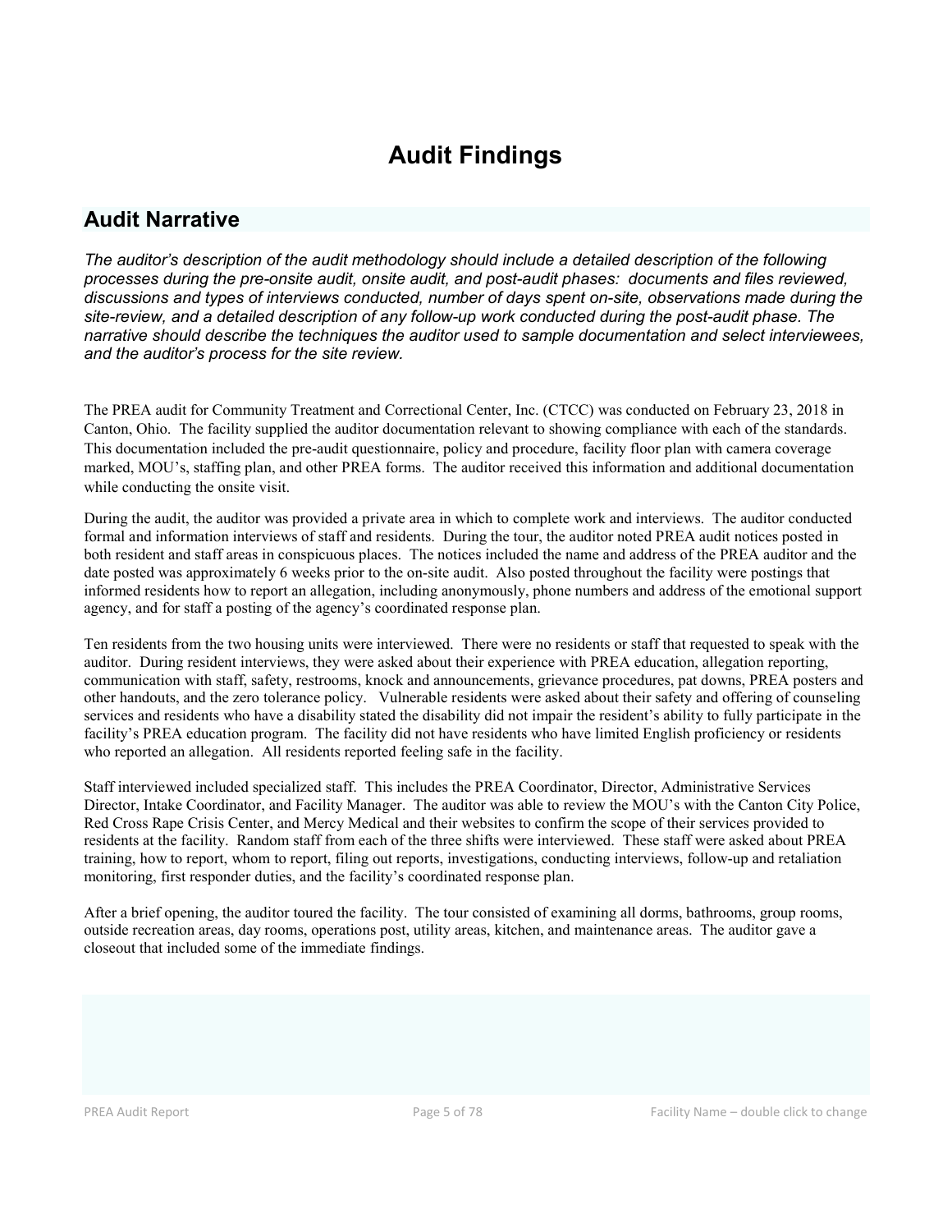# Audit Findings

## Audit Narrative

*The auditor's description of the audit methodology should include a detailed description of the following processes during the pre-onsite audit, onsite audit, and post-audit phases: documents and files reviewed, discussions and types of interviews conducted, number of days spent on-site, observations made during the site-review, and a detailed description of any follow-up work conducted during the post-audit phase. The narrative should describe the techniques the auditor used to sample documentation and select interviewees, and the auditor's process for the site review.*

The PREA audit for Community Treatment and Correctional Center, Inc. (CTCC) was conducted on February 23, 2018 in Canton, Ohio. The facility supplied the auditor documentation relevant to showing compliance with each of the standards. This documentation included the pre-audit questionnaire, policy and procedure, facility floor plan with camera coverage marked, MOU's, staffing plan, and other PREA forms. The auditor received this information and additional documentation while conducting the onsite visit.

During the audit, the auditor was provided a private area in which to complete work and interviews. The auditor conducted formal and information interviews of staff and residents. During the tour, the auditor noted PREA audit notices posted in both resident and staff areas in conspicuous places. The notices included the name and address of the PREA auditor and the date posted was approximately 6 weeks prior to the on-site audit. Also posted throughout the facility were postings that informed residents how to report an allegation, including anonymously, phone numbers and address of the emotional support agency, and for staff a posting of the agency's coordinated response plan.

Ten residents from the two housing units were interviewed. There were no residents or staff that requested to speak with the auditor. During resident interviews, they were asked about their experience with PREA education, allegation reporting, communication with staff, safety, restrooms, knock and announcements, grievance procedures, pat downs, PREA posters and other handouts, and the zero tolerance policy. Vulnerable residents were asked about their safety and offering of counseling services and residents who have a disability stated the disability did not impair the resident's ability to fully participate in the facility's PREA education program. The facility did not have residents who have limited English proficiency or residents who reported an allegation. All residents reported feeling safe in the facility.

Staff interviewed included specialized staff. This includes the PREA Coordinator, Director, Administrative Services Director, Intake Coordinator, and Facility Manager. The auditor was able to review the MOU's with the Canton City Police, Red Cross Rape Crisis Center, and Mercy Medical and their websites to confirm the scope of their services provided to residents at the facility. Random staff from each of the three shifts were interviewed. These staff were asked about PREA training, how to report, whom to report, filing out reports, investigations, conducting interviews, follow-up and retaliation monitoring, first responder duties, and the facility's coordinated response plan.

After a brief opening, the auditor toured the facility. The tour consisted of examining all dorms, bathrooms, group rooms, outside recreation areas, day rooms, operations post, utility areas, kitchen, and maintenance areas. The auditor gave a closeout that included some of the immediate findings.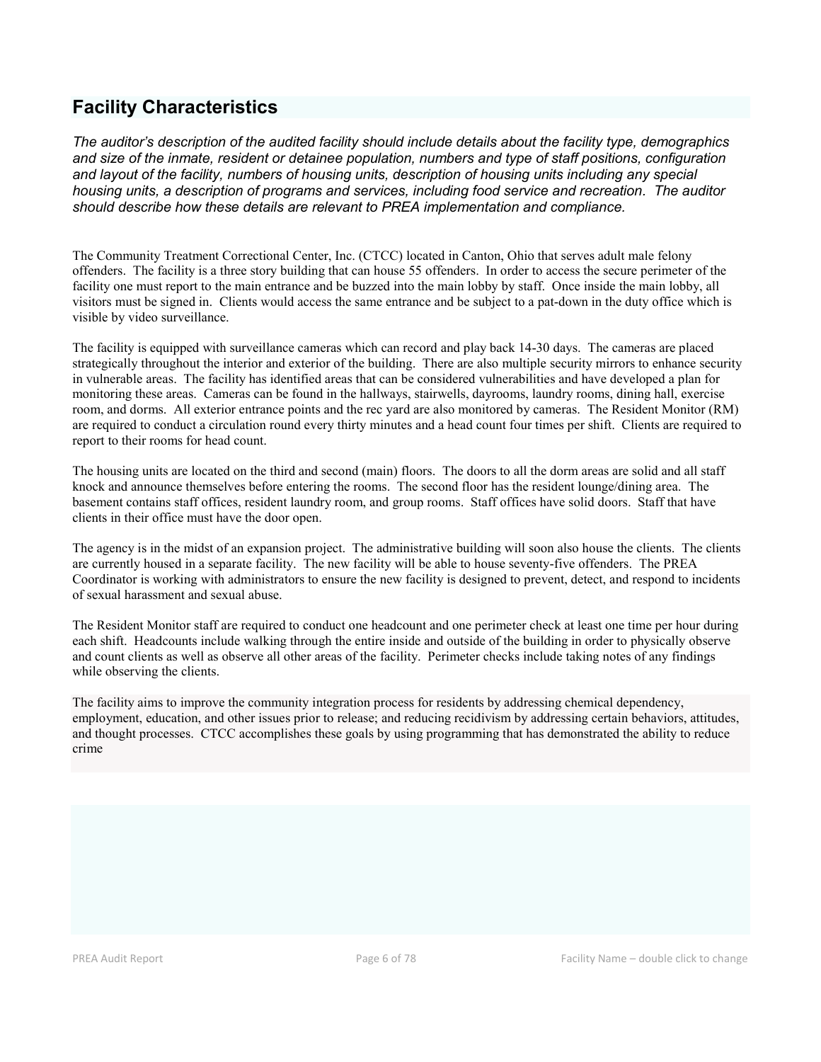## Facility Characteristics

*The auditor's description of the audited facility should include details about the facility type, demographics and size of the inmate, resident or detainee population, numbers and type of staff positions, configuration and layout of the facility, numbers of housing units, description of housing units including any special housing units, a description of programs and services, including food service and recreation. The auditor should describe how these details are relevant to PREA implementation and compliance.*

The Community Treatment Correctional Center, Inc. (CTCC) located in Canton, Ohio that serves adult male felony offenders. The facility is a three story building that can house 55 offenders. In order to access the secure perimeter of the facility one must report to the main entrance and be buzzed into the main lobby by staff. Once inside the main lobby, all visitors must be signed in. Clients would access the same entrance and be subject to a pat-down in the duty office which is visible by video surveillance.

The facility is equipped with surveillance cameras which can record and play back 14-30 days. The cameras are placed strategically throughout the interior and exterior of the building. There are also multiple security mirrors to enhance security in vulnerable areas. The facility has identified areas that can be considered vulnerabilities and have developed a plan for monitoring these areas. Cameras can be found in the hallways, stairwells, dayrooms, laundry rooms, dining hall, exercise room, and dorms. All exterior entrance points and the rec yard are also monitored by cameras. The Resident Monitor (RM) are required to conduct a circulation round every thirty minutes and a head count four times per shift. Clients are required to report to their rooms for head count.

The housing units are located on the third and second (main) floors. The doors to all the dorm areas are solid and all staff knock and announce themselves before entering the rooms. The second floor has the resident lounge/dining area. The basement contains staff offices, resident laundry room, and group rooms. Staff offices have solid doors. Staff that have clients in their office must have the door open.

The agency is in the midst of an expansion project. The administrative building will soon also house the clients. The clients are currently housed in a separate facility. The new facility will be able to house seventy-five offenders. The PREA Coordinator is working with administrators to ensure the new facility is designed to prevent, detect, and respond to incidents of sexual harassment and sexual abuse.

The Resident Monitor staff are required to conduct one headcount and one perimeter check at least one time per hour during each shift. Headcounts include walking through the entire inside and outside of the building in order to physically observe and count clients as well as observe all other areas of the facility. Perimeter checks include taking notes of any findings while observing the clients.

The facility aims to improve the community integration process for residents by addressing chemical dependency, employment, education, and other issues prior to release; and reducing recidivism by addressing certain behaviors, attitudes, and thought processes. CTCC accomplishes these goals by using programming that has demonstrated the ability to reduce crime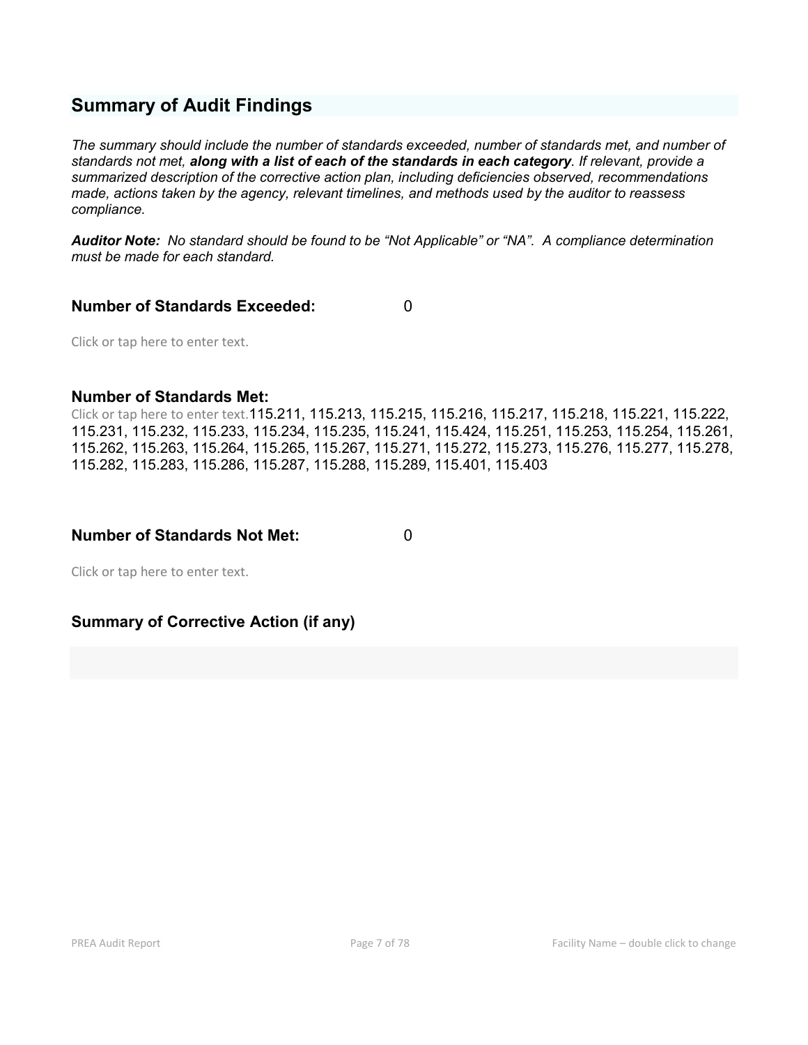## Summary of Audit Findings

*The summary should include the number of standards exceeded, number of standards met, and number of standards not met,* ***along with a list of each of the standards in each category****. If relevant, provide a summarized description of the corrective action plan, including deficiencies observed, recommendations made, actions taken by the agency, relevant timelines, and methods used by the auditor to reassess compliance.*

***Auditor Note:*** *No standard should be found to be "Not Applicable" or "NA". A compliance determination must be made for each standard.*

### Number of Standards Exceeded: 0

Click or tap here to enter text.

### Number of Standards Met:

Click or tap here to enter text.115.211, 115.213, 115.215, 115.216, 115.217, 115.218, 115.221, 115.222, 115.231, 115.232, 115.233, 115.234, 115.235, 115.241, 115.424, 115.251, 115.253, 115.254, 115.261, 115.262, 115.263, 115.264, 115.265, 115.267, 115.271, 115.272, 115.273, 115.276, 115.277, 115.278, 115.282, 115.283, 115.286, 115.287, 115.288, 115.289, 115.401, 115.403

### Number of Standards Not Met: 0

Click or tap here to enter text.

### Summary of Corrective Action (if any)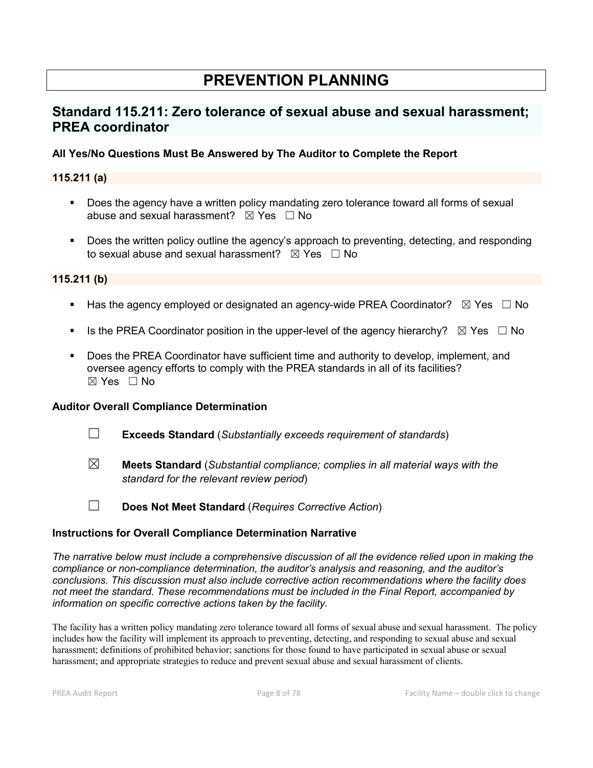# PREVENTION PLANNING

## Standard 115.211: Zero tolerance of sexual abuse and sexual harassment; PREA coordinator

### All Yes/No Questions Must Be Answered by The Auditor to Complete the Report

#### 115.211 (a)

- Does the agency have a written policy mandating zero tolerance toward all forms of sexual abuse and sexual harassment? ☒ Yes ☐ No
- Does the written policy outline the agency's approach to preventing, detecting, and responding to sexual abuse and sexual harassment? ☒ Yes ☐ No

#### 115.211 (b)

- Has the agency employed or designated an agency-wide PREA Coordinator? ☒ Yes ☐ No
- Is the PREA Coordinator position in the upper-level of the agency hierarchy? ☒ Yes ☐ No
- Does the PREA Coordinator have sufficient time and authority to develop, implement, and oversee agency efforts to comply with the PREA standards in all of its facilities? ☒ Yes ☐ No

### Auditor Overall Compliance Determination

☐ **Exceeds Standard** (*Substantially exceeds requirement of standards*)

☒ **Meets Standard** (*Substantial compliance; complies in all material ways with the standard for the relevant review period*)

☐ **Does Not Meet Standard** (*Requires Corrective Action*)

### Instructions for Overall Compliance Determination Narrative

*The narrative below must include a comprehensive discussion of all the evidence relied upon in making the compliance or non-compliance determination, the auditor's analysis and reasoning, and the auditor's conclusions. This discussion must also include corrective action recommendations where the facility does not meet the standard. These recommendations must be included in the Final Report, accompanied by information on specific corrective actions taken by the facility.*

The facility has a written policy mandating zero tolerance toward all forms of sexual abuse and sexual harassment. The policy includes how the facility will implement its approach to preventing, detecting, and responding to sexual abuse and sexual harassment; definitions of prohibited behavior; sanctions for those found to have participated in sexual abuse or sexual harassment; and appropriate strategies to reduce and prevent sexual abuse and sexual harassment of clients.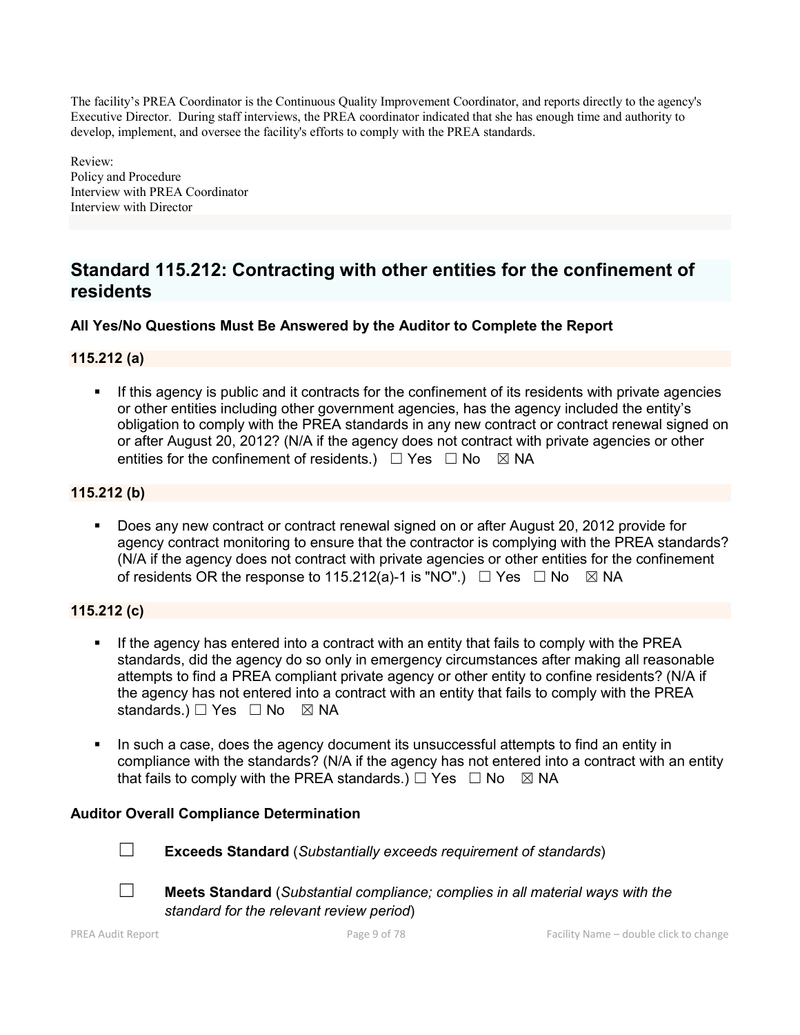The facility's PREA Coordinator is the Continuous Quality Improvement Coordinator, and reports directly to the agency's Executive Director. During staff interviews, the PREA coordinator indicated that she has enough time and authority to develop, implement, and oversee the facility's efforts to comply with the PREA standards.

Review:
Policy and Procedure
Interview with PREA Coordinator
Interview with Director

## Standard 115.212: Contracting with other entities for the confinement of residents

**All Yes/No Questions Must Be Answered by the Auditor to Complete the Report**

### 115.212 (a)

- If this agency is public and it contracts for the confinement of its residents with private agencies or other entities including other government agencies, has the agency included the entity's obligation to comply with the PREA standards in any new contract or contract renewal signed on or after August 20, 2012? (N/A if the agency does not contract with private agencies or other entities for the confinement of residents.) ☐ Yes ☐ No ☒ NA

### 115.212 (b)

- Does any new contract or contract renewal signed on or after August 20, 2012 provide for agency contract monitoring to ensure that the contractor is complying with the PREA standards? (N/A if the agency does not contract with private agencies or other entities for the confinement of residents OR the response to 115.212(a)-1 is "NO".) ☐ Yes ☐ No ☒ NA

### 115.212 (c)

- If the agency has entered into a contract with an entity that fails to comply with the PREA standards, did the agency do so only in emergency circumstances after making all reasonable attempts to find a PREA compliant private agency or other entity to confine residents? (N/A if the agency has not entered into a contract with an entity that fails to comply with the PREA standards.) ☐ Yes ☐ No ☒ NA

- In such a case, does the agency document its unsuccessful attempts to find an entity in compliance with the standards? (N/A if the agency has not entered into a contract with an entity that fails to comply with the PREA standards.) ☐ Yes ☐ No ☒ NA

**Auditor Overall Compliance Determination**

☐ **Exceeds Standard** (*Substantially exceeds requirement of standards*)

☐ **Meets Standard** (*Substantial compliance; complies in all material ways with the standard for the relevant review period*)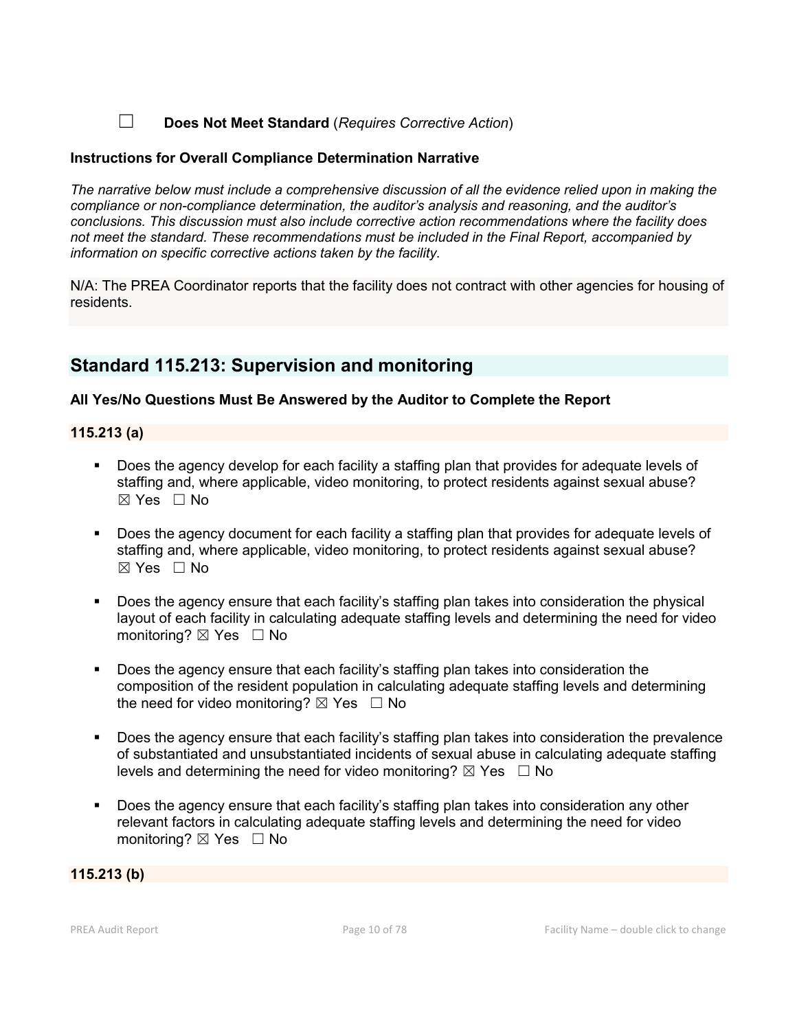☐ **Does Not Meet Standard** (*Requires Corrective Action*)

**Instructions for Overall Compliance Determination Narrative**

*The narrative below must include a comprehensive discussion of all the evidence relied upon in making the compliance or non-compliance determination, the auditor's analysis and reasoning, and the auditor's conclusions. This discussion must also include corrective action recommendations where the facility does not meet the standard. These recommendations must be included in the Final Report, accompanied by information on specific corrective actions taken by the facility.*

N/A: The PREA Coordinator reports that the facility does not contract with other agencies for housing of residents.

## Standard 115.213: Supervision and monitoring

**All Yes/No Questions Must Be Answered by the Auditor to Complete the Report**

**115.213 (a)**

- Does the agency develop for each facility a staffing plan that provides for adequate levels of staffing and, where applicable, video monitoring, to protect residents against sexual abuse? ☒ Yes ☐ No
- Does the agency document for each facility a staffing plan that provides for adequate levels of staffing and, where applicable, video monitoring, to protect residents against sexual abuse? ☒ Yes ☐ No
- Does the agency ensure that each facility's staffing plan takes into consideration the physical layout of each facility in calculating adequate staffing levels and determining the need for video monitoring? ☒ Yes ☐ No
- Does the agency ensure that each facility's staffing plan takes into consideration the composition of the resident population in calculating adequate staffing levels and determining the need for video monitoring? ☒ Yes ☐ No
- Does the agency ensure that each facility's staffing plan takes into consideration the prevalence of substantiated and unsubstantiated incidents of sexual abuse in calculating adequate staffing levels and determining the need for video monitoring? ☒ Yes ☐ No
- Does the agency ensure that each facility's staffing plan takes into consideration any other relevant factors in calculating adequate staffing levels and determining the need for video monitoring? ☒ Yes ☐ No

**115.213 (b)**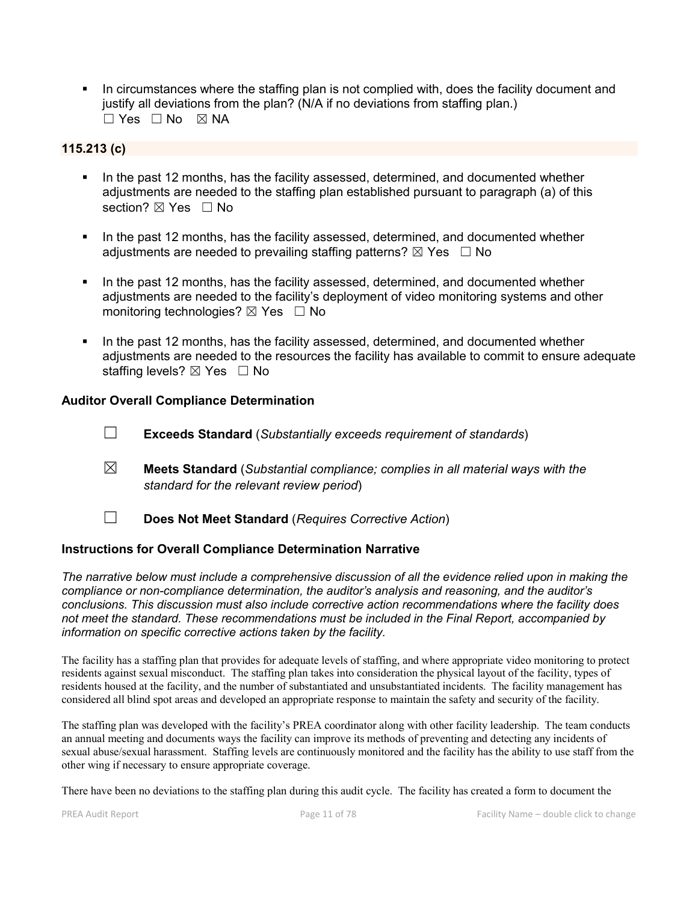- In circumstances where the staffing plan is not complied with, does the facility document and justify all deviations from the plan? (N/A if no deviations from staffing plan.)
  ☐ Yes ☐ No ☒ NA

**115.213 (c)**

- In the past 12 months, has the facility assessed, determined, and documented whether adjustments are needed to the staffing plan established pursuant to paragraph (a) of this section? ☒ Yes ☐ No
- In the past 12 months, has the facility assessed, determined, and documented whether adjustments are needed to prevailing staffing patterns? ☒ Yes ☐ No
- In the past 12 months, has the facility assessed, determined, and documented whether adjustments are needed to the facility's deployment of video monitoring systems and other monitoring technologies? ☒ Yes ☐ No
- In the past 12 months, has the facility assessed, determined, and documented whether adjustments are needed to the resources the facility has available to commit to ensure adequate staffing levels? ☒ Yes ☐ No

**Auditor Overall Compliance Determination**

☐ **Exceeds Standard** (*Substantially exceeds requirement of standards*)

☒ **Meets Standard** (*Substantial compliance; complies in all material ways with the standard for the relevant review period*)

☐ **Does Not Meet Standard** (*Requires Corrective Action*)

**Instructions for Overall Compliance Determination Narrative**

*The narrative below must include a comprehensive discussion of all the evidence relied upon in making the compliance or non-compliance determination, the auditor's analysis and reasoning, and the auditor's conclusions. This discussion must also include corrective action recommendations where the facility does not meet the standard. These recommendations must be included in the Final Report, accompanied by information on specific corrective actions taken by the facility.*

The facility has a staffing plan that provides for adequate levels of staffing, and where appropriate video monitoring to protect residents against sexual misconduct. The staffing plan takes into consideration the physical layout of the facility, types of residents housed at the facility, and the number of substantiated and unsubstantiated incidents. The facility management has considered all blind spot areas and developed an appropriate response to maintain the safety and security of the facility.

The staffing plan was developed with the facility's PREA coordinator along with other facility leadership. The team conducts an annual meeting and documents ways the facility can improve its methods of preventing and detecting any incidents of sexual abuse/sexual harassment. Staffing levels are continuously monitored and the facility has the ability to use staff from the other wing if necessary to ensure appropriate coverage.

There have been no deviations to the staffing plan during this audit cycle. The facility has created a form to document the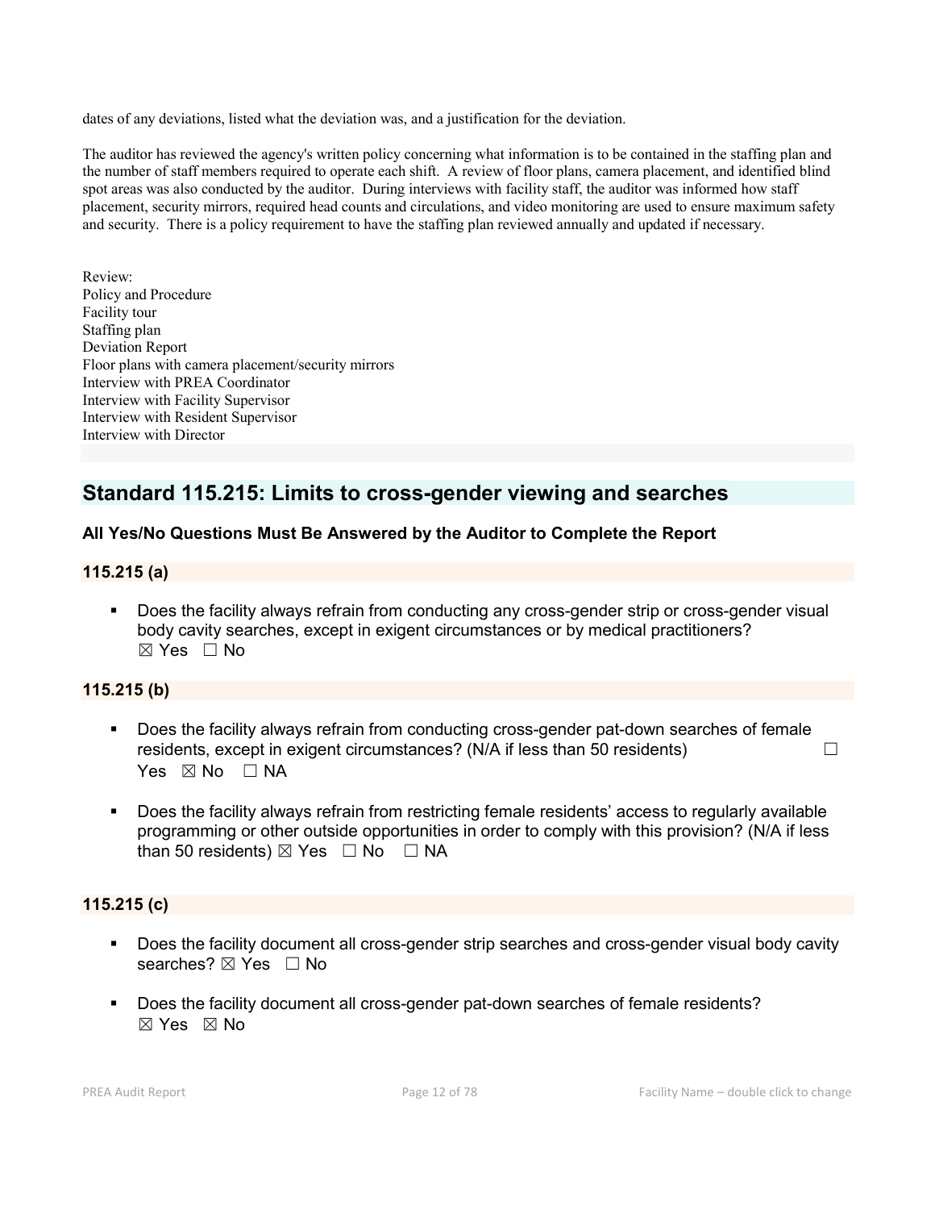dates of any deviations, listed what the deviation was, and a justification for the deviation.

The auditor has reviewed the agency's written policy concerning what information is to be contained in the staffing plan and the number of staff members required to operate each shift. A review of floor plans, camera placement, and identified blind spot areas was also conducted by the auditor. During interviews with facility staff, the auditor was informed how staff placement, security mirrors, required head counts and circulations, and video monitoring are used to ensure maximum safety and security. There is a policy requirement to have the staffing plan reviewed annually and updated if necessary.

Review:
Policy and Procedure
Facility tour
Staffing plan
Deviation Report
Floor plans with camera placement/security mirrors
Interview with PREA Coordinator
Interview with Facility Supervisor
Interview with Resident Supervisor
Interview with Director

## Standard 115.215: Limits to cross-gender viewing and searches

**All Yes/No Questions Must Be Answered by the Auditor to Complete the Report**

### 115.215 (a)

- Does the facility always refrain from conducting any cross-gender strip or cross-gender visual body cavity searches, except in exigent circumstances or by medical practitioners? ☒ Yes ☐ No

### 115.215 (b)

- Does the facility always refrain from conducting cross-gender pat-down searches of female residents, except in exigent circumstances? (N/A if less than 50 residents) ☐ Yes ☒ No ☐ NA
- Does the facility always refrain from restricting female residents' access to regularly available programming or other outside opportunities in order to comply with this provision? (N/A if less than 50 residents) ☒ Yes ☐ No ☐ NA

### 115.215 (c)

- Does the facility document all cross-gender strip searches and cross-gender visual body cavity searches? ☒ Yes ☐ No
- Does the facility document all cross-gender pat-down searches of female residents? ☒ Yes ☒ No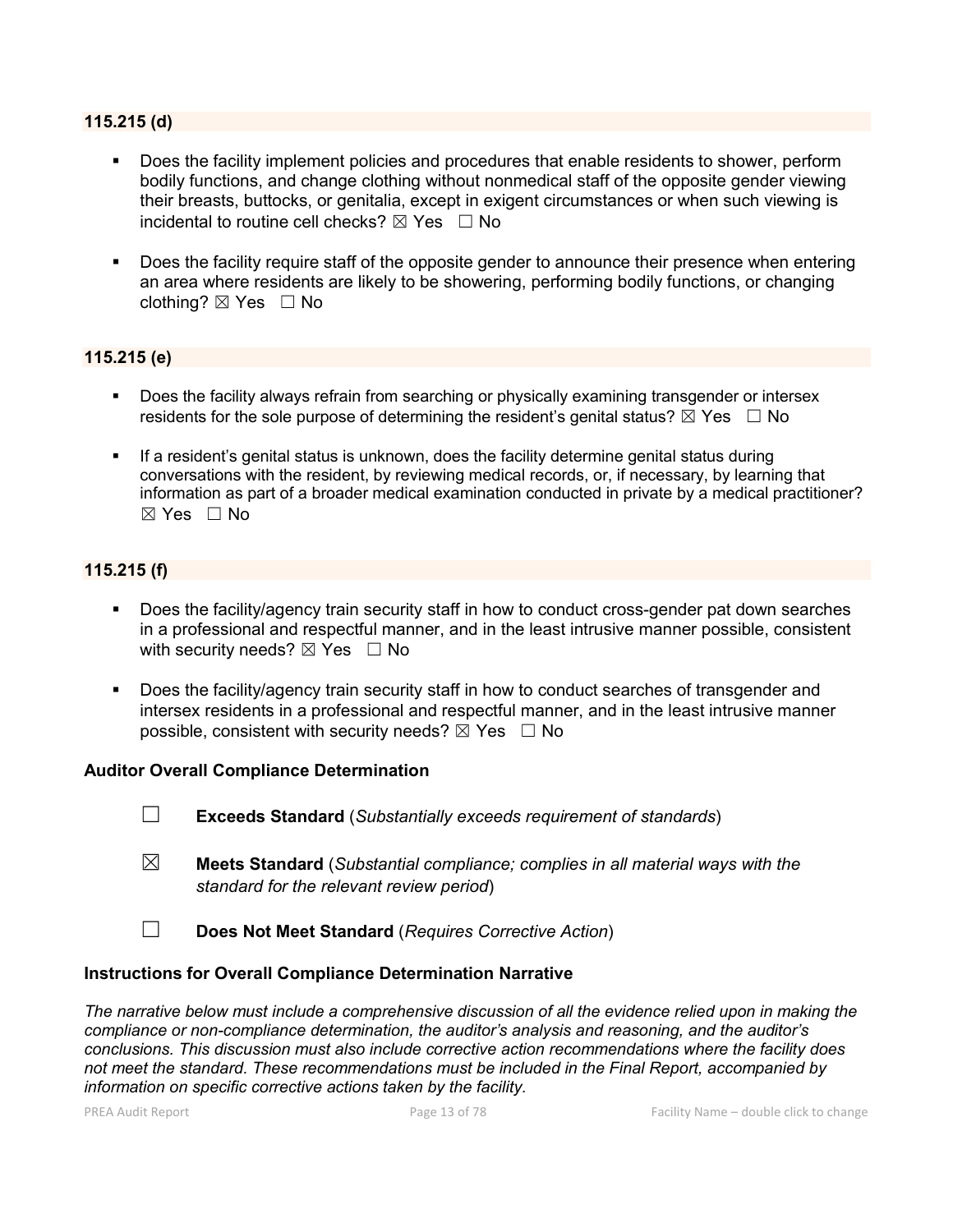### 115.215 (d)

- Does the facility implement policies and procedures that enable residents to shower, perform bodily functions, and change clothing without nonmedical staff of the opposite gender viewing their breasts, buttocks, or genitalia, except in exigent circumstances or when such viewing is incidental to routine cell checks? ☒ Yes ☐ No

- Does the facility require staff of the opposite gender to announce their presence when entering an area where residents are likely to be showering, performing bodily functions, or changing clothing? ☒ Yes ☐ No

### 115.215 (e)

- Does the facility always refrain from searching or physically examining transgender or intersex residents for the sole purpose of determining the resident's genital status? ☒ Yes ☐ No

- If a resident's genital status is unknown, does the facility determine genital status during conversations with the resident, by reviewing medical records, or, if necessary, by learning that information as part of a broader medical examination conducted in private by a medical practitioner? ☒ Yes ☐ No

### 115.215 (f)

- Does the facility/agency train security staff in how to conduct cross-gender pat down searches in a professional and respectful manner, and in the least intrusive manner possible, consistent with security needs? ☒ Yes ☐ No

- Does the facility/agency train security staff in how to conduct searches of transgender and intersex residents in a professional and respectful manner, and in the least intrusive manner possible, consistent with security needs? ☒ Yes ☐ No

### Auditor Overall Compliance Determination

☐ **Exceeds Standard** (*Substantially exceeds requirement of standards*)

☒ **Meets Standard** (*Substantial compliance; complies in all material ways with the standard for the relevant review period*)

☐ **Does Not Meet Standard** (*Requires Corrective Action*)

### Instructions for Overall Compliance Determination Narrative

*The narrative below must include a comprehensive discussion of all the evidence relied upon in making the compliance or non-compliance determination, the auditor's analysis and reasoning, and the auditor's conclusions. This discussion must also include corrective action recommendations where the facility does not meet the standard. These recommendations must be included in the Final Report, accompanied by information on specific corrective actions taken by the facility.*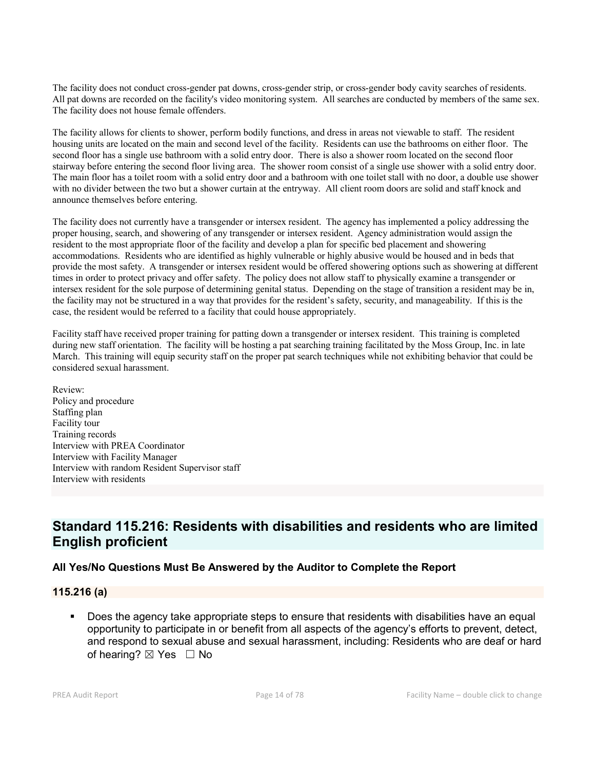The facility does not conduct cross-gender pat downs, cross-gender strip, or cross-gender body cavity searches of residents. All pat downs are recorded on the facility's video monitoring system. All searches are conducted by members of the same sex. The facility does not house female offenders.

The facility allows for clients to shower, perform bodily functions, and dress in areas not viewable to staff. The resident housing units are located on the main and second level of the facility. Residents can use the bathrooms on either floor. The second floor has a single use bathroom with a solid entry door. There is also a shower room located on the second floor stairway before entering the second floor living area. The shower room consist of a single use shower with a solid entry door. The main floor has a toilet room with a solid entry door and a bathroom with one toilet stall with no door, a double use shower with no divider between the two but a shower curtain at the entryway. All client room doors are solid and staff knock and announce themselves before entering.

The facility does not currently have a transgender or intersex resident. The agency has implemented a policy addressing the proper housing, search, and showering of any transgender or intersex resident. Agency administration would assign the resident to the most appropriate floor of the facility and develop a plan for specific bed placement and showering accommodations. Residents who are identified as highly vulnerable or highly abusive would be housed and in beds that provide the most safety. A transgender or intersex resident would be offered showering options such as showering at different times in order to protect privacy and offer safety. The policy does not allow staff to physically examine a transgender or intersex resident for the sole purpose of determining genital status. Depending on the stage of transition a resident may be in, the facility may not be structured in a way that provides for the resident's safety, security, and manageability. If this is the case, the resident would be referred to a facility that could house appropriately.

Facility staff have received proper training for patting down a transgender or intersex resident. This training is completed during new staff orientation. The facility will be hosting a pat searching training facilitated by the Moss Group, Inc. in late March. This training will equip security staff on the proper pat search techniques while not exhibiting behavior that could be considered sexual harassment.

Review:
Policy and procedure
Staffing plan
Facility tour
Training records
Interview with PREA Coordinator
Interview with Facility Manager
Interview with random Resident Supervisor staff
Interview with residents

## Standard 115.216: Residents with disabilities and residents who are limited English proficient

### All Yes/No Questions Must Be Answered by the Auditor to Complete the Report

#### 115.216 (a)

- Does the agency take appropriate steps to ensure that residents with disabilities have an equal opportunity to participate in or benefit from all aspects of the agency's efforts to prevent, detect, and respond to sexual abuse and sexual harassment, including: Residents who are deaf or hard of hearing? ☒ Yes ☐ No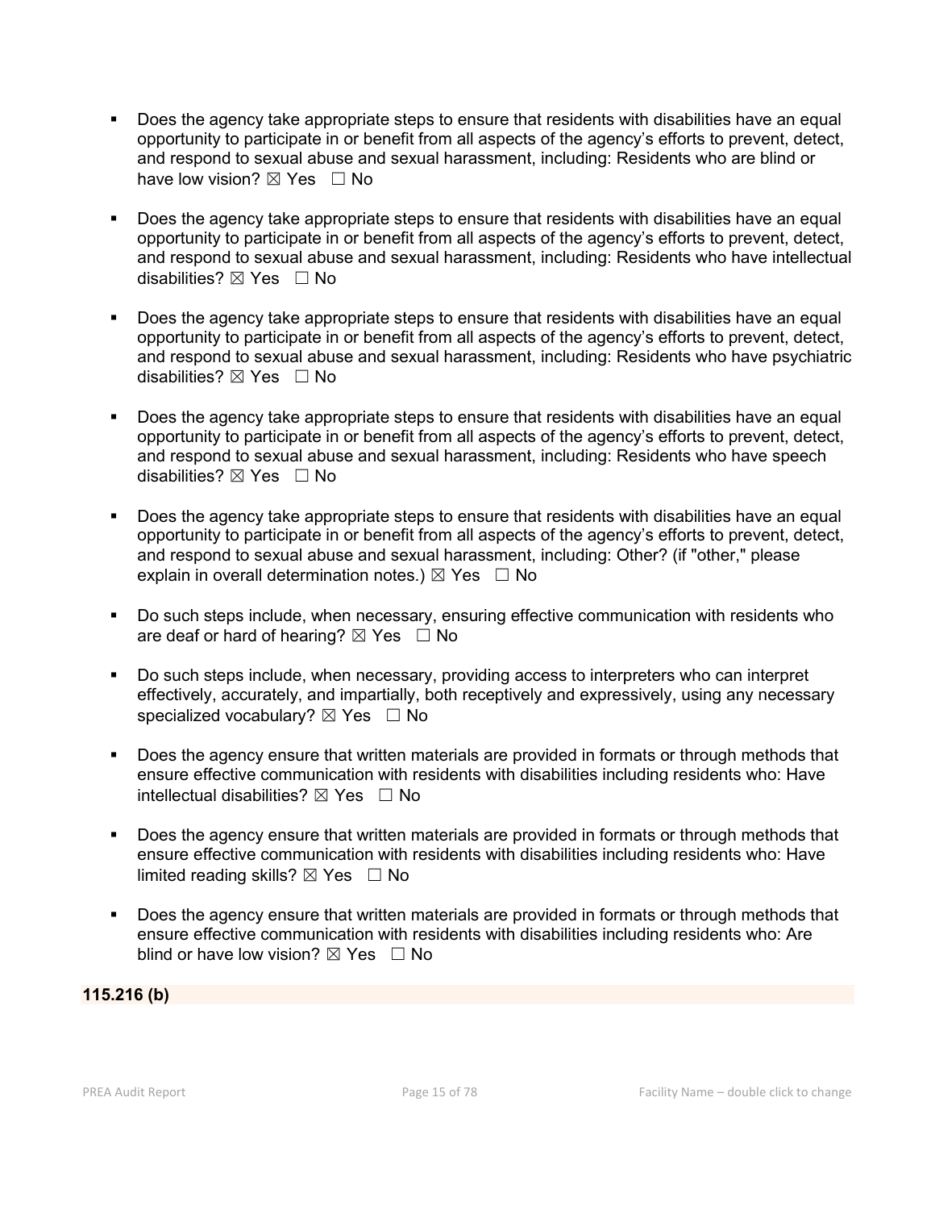- Does the agency take appropriate steps to ensure that residents with disabilities have an equal opportunity to participate in or benefit from all aspects of the agency's efforts to prevent, detect, and respond to sexual abuse and sexual harassment, including: Residents who are blind or have low vision? ☒ Yes ☐ No

- Does the agency take appropriate steps to ensure that residents with disabilities have an equal opportunity to participate in or benefit from all aspects of the agency's efforts to prevent, detect, and respond to sexual abuse and sexual harassment, including: Residents who have intellectual disabilities? ☒ Yes ☐ No

- Does the agency take appropriate steps to ensure that residents with disabilities have an equal opportunity to participate in or benefit from all aspects of the agency's efforts to prevent, detect, and respond to sexual abuse and sexual harassment, including: Residents who have psychiatric disabilities? ☒ Yes ☐ No

- Does the agency take appropriate steps to ensure that residents with disabilities have an equal opportunity to participate in or benefit from all aspects of the agency's efforts to prevent, detect, and respond to sexual abuse and sexual harassment, including: Residents who have speech disabilities? ☒ Yes ☐ No

- Does the agency take appropriate steps to ensure that residents with disabilities have an equal opportunity to participate in or benefit from all aspects of the agency's efforts to prevent, detect, and respond to sexual abuse and sexual harassment, including: Other? (if "other," please explain in overall determination notes.) ☒ Yes ☐ No

- Do such steps include, when necessary, ensuring effective communication with residents who are deaf or hard of hearing? ☒ Yes ☐ No

- Do such steps include, when necessary, providing access to interpreters who can interpret effectively, accurately, and impartially, both receptively and expressively, using any necessary specialized vocabulary? ☒ Yes ☐ No

- Does the agency ensure that written materials are provided in formats or through methods that ensure effective communication with residents with disabilities including residents who: Have intellectual disabilities? ☒ Yes ☐ No

- Does the agency ensure that written materials are provided in formats or through methods that ensure effective communication with residents with disabilities including residents who: Have limited reading skills? ☒ Yes ☐ No

- Does the agency ensure that written materials are provided in formats or through methods that ensure effective communication with residents with disabilities including residents who: Are blind or have low vision? ☒ Yes ☐ No

**115.216 (b)**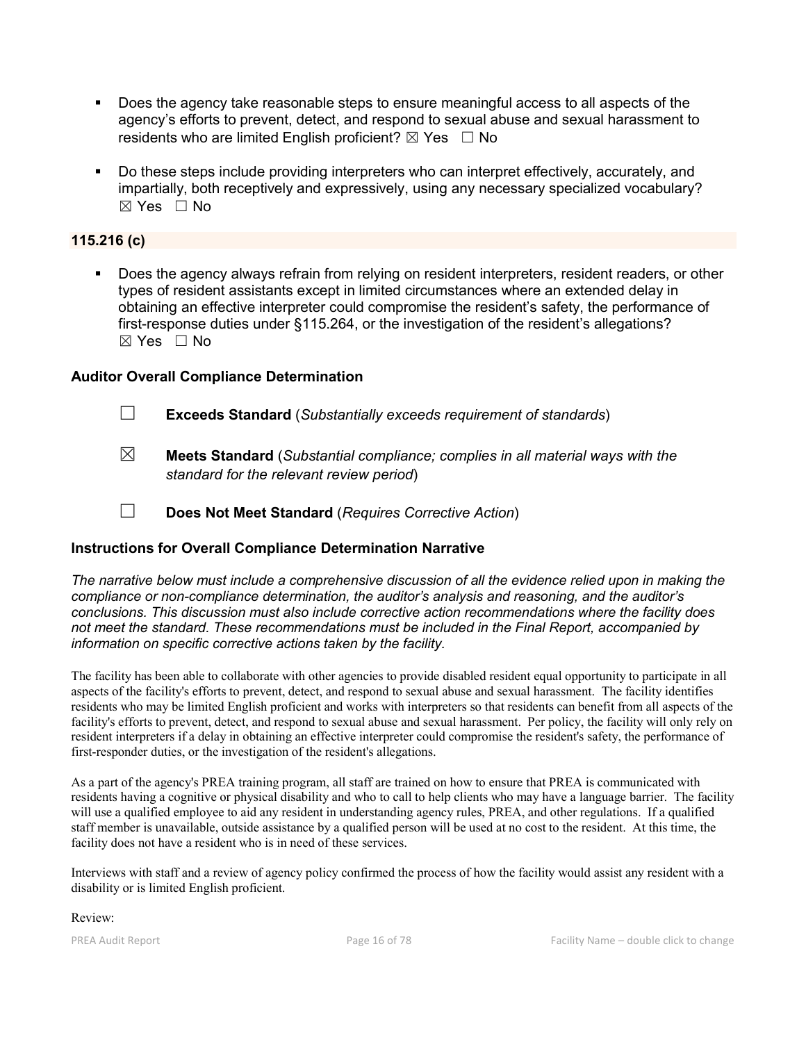- Does the agency take reasonable steps to ensure meaningful access to all aspects of the agency's efforts to prevent, detect, and respond to sexual abuse and sexual harassment to residents who are limited English proficient? ☒ Yes ☐ No

- Do these steps include providing interpreters who can interpret effectively, accurately, and impartially, both receptively and expressively, using any necessary specialized vocabulary? ☒ Yes ☐ No

### 115.216 (c)

- Does the agency always refrain from relying on resident interpreters, resident readers, or other types of resident assistants except in limited circumstances where an extended delay in obtaining an effective interpreter could compromise the resident's safety, the performance of first-response duties under §115.264, or the investigation of the resident's allegations? ☒ Yes ☐ No

### Auditor Overall Compliance Determination

☐ **Exceeds Standard** (*Substantially exceeds requirement of standards*)

☒ **Meets Standard** (*Substantial compliance; complies in all material ways with the standard for the relevant review period*)

☐ **Does Not Meet Standard** (*Requires Corrective Action*)

### Instructions for Overall Compliance Determination Narrative

*The narrative below must include a comprehensive discussion of all the evidence relied upon in making the compliance or non-compliance determination, the auditor's analysis and reasoning, and the auditor's conclusions. This discussion must also include corrective action recommendations where the facility does not meet the standard. These recommendations must be included in the Final Report, accompanied by information on specific corrective actions taken by the facility.*

The facility has been able to collaborate with other agencies to provide disabled resident equal opportunity to participate in all aspects of the facility's efforts to prevent, detect, and respond to sexual abuse and sexual harassment. The facility identifies residents who may be limited English proficient and works with interpreters so that residents can benefit from all aspects of the facility's efforts to prevent, detect, and respond to sexual abuse and sexual harassment. Per policy, the facility will only rely on resident interpreters if a delay in obtaining an effective interpreter could compromise the resident's safety, the performance of first-responder duties, or the investigation of the resident's allegations.

As a part of the agency's PREA training program, all staff are trained on how to ensure that PREA is communicated with residents having a cognitive or physical disability and who to call to help clients who may have a language barrier. The facility will use a qualified employee to aid any resident in understanding agency rules, PREA, and other regulations. If a qualified staff member is unavailable, outside assistance by a qualified person will be used at no cost to the resident. At this time, the facility does not have a resident who is in need of these services.

Interviews with staff and a review of agency policy confirmed the process of how the facility would assist any resident with a disability or is limited English proficient.

Review: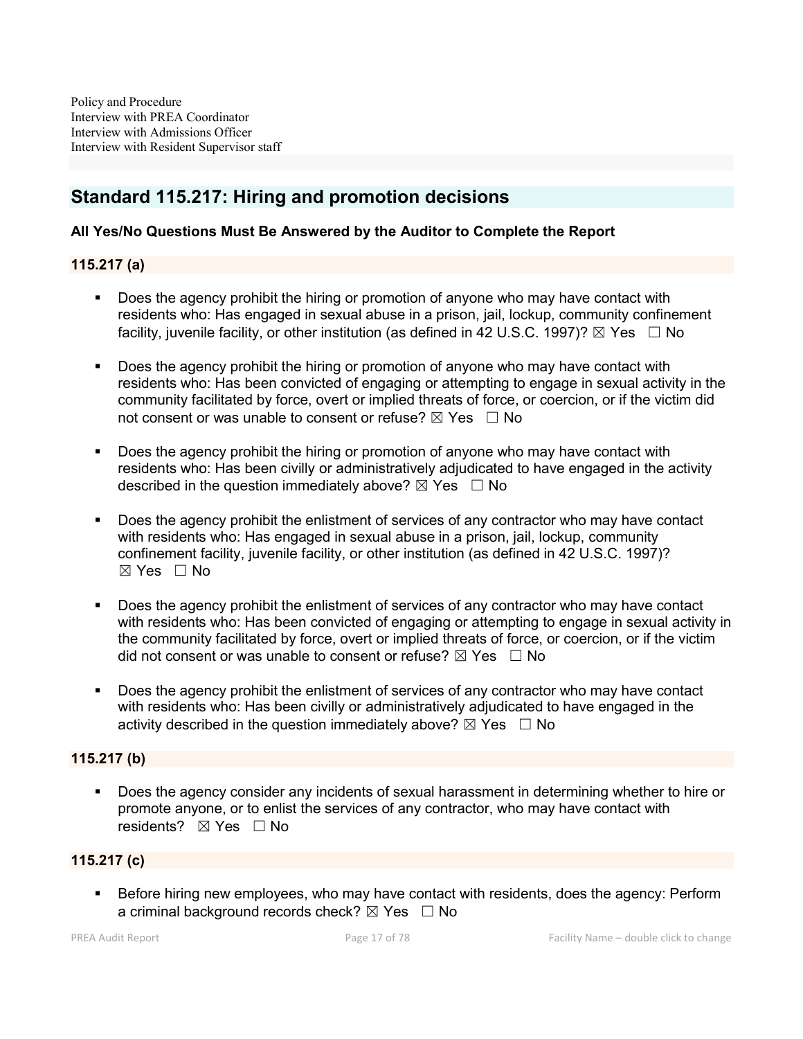Policy and Procedure
Interview with PREA Coordinator
Interview with Admissions Officer
Interview with Resident Supervisor staff

## Standard 115.217: Hiring and promotion decisions

**All Yes/No Questions Must Be Answered by the Auditor to Complete the Report**

### 115.217 (a)

- Does the agency prohibit the hiring or promotion of anyone who may have contact with residents who: Has engaged in sexual abuse in a prison, jail, lockup, community confinement facility, juvenile facility, or other institution (as defined in 42 U.S.C. 1997)? ☒ Yes ☐ No
- Does the agency prohibit the hiring or promotion of anyone who may have contact with residents who: Has been convicted of engaging or attempting to engage in sexual activity in the community facilitated by force, overt or implied threats of force, or coercion, or if the victim did not consent or was unable to consent or refuse? ☒ Yes ☐ No
- Does the agency prohibit the hiring or promotion of anyone who may have contact with residents who: Has been civilly or administratively adjudicated to have engaged in the activity described in the question immediately above? ☒ Yes ☐ No
- Does the agency prohibit the enlistment of services of any contractor who may have contact with residents who: Has engaged in sexual abuse in a prison, jail, lockup, community confinement facility, juvenile facility, or other institution (as defined in 42 U.S.C. 1997)? ☒ Yes ☐ No
- Does the agency prohibit the enlistment of services of any contractor who may have contact with residents who: Has been convicted of engaging or attempting to engage in sexual activity in the community facilitated by force, overt or implied threats of force, or coercion, or if the victim did not consent or was unable to consent or refuse? ☒ Yes ☐ No
- Does the agency prohibit the enlistment of services of any contractor who may have contact with residents who: Has been civilly or administratively adjudicated to have engaged in the activity described in the question immediately above? ☒ Yes ☐ No

### 115.217 (b)

- Does the agency consider any incidents of sexual harassment in determining whether to hire or promote anyone, or to enlist the services of any contractor, who may have contact with residents? ☒ Yes ☐ No

### 115.217 (c)

- Before hiring new employees, who may have contact with residents, does the agency: Perform a criminal background records check? ☒ Yes ☐ No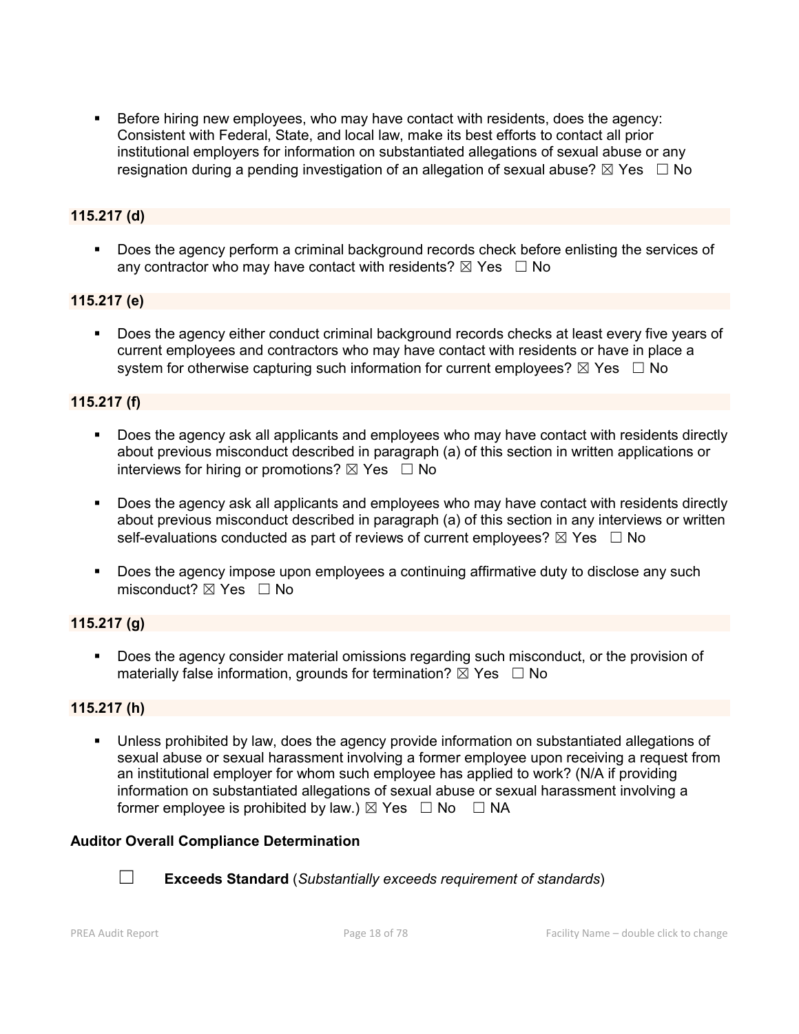- Before hiring new employees, who may have contact with residents, does the agency: Consistent with Federal, State, and local law, make its best efforts to contact all prior institutional employers for information on substantiated allegations of sexual abuse or any resignation during a pending investigation of an allegation of sexual abuse? ☒ Yes ☐ No

### 115.217 (d)

- Does the agency perform a criminal background records check before enlisting the services of any contractor who may have contact with residents? ☒ Yes ☐ No

### 115.217 (e)

- Does the agency either conduct criminal background records checks at least every five years of current employees and contractors who may have contact with residents or have in place a system for otherwise capturing such information for current employees? ☒ Yes ☐ No

### 115.217 (f)

- Does the agency ask all applicants and employees who may have contact with residents directly about previous misconduct described in paragraph (a) of this section in written applications or interviews for hiring or promotions? ☒ Yes ☐ No

- Does the agency ask all applicants and employees who may have contact with residents directly about previous misconduct described in paragraph (a) of this section in any interviews or written self-evaluations conducted as part of reviews of current employees? ☒ Yes ☐ No

- Does the agency impose upon employees a continuing affirmative duty to disclose any such misconduct? ☒ Yes ☐ No

### 115.217 (g)

- Does the agency consider material omissions regarding such misconduct, or the provision of materially false information, grounds for termination? ☒ Yes ☐ No

### 115.217 (h)

- Unless prohibited by law, does the agency provide information on substantiated allegations of sexual abuse or sexual harassment involving a former employee upon receiving a request from an institutional employer for whom such employee has applied to work? (N/A if providing information on substantiated allegations of sexual abuse or sexual harassment involving a former employee is prohibited by law.) ☒ Yes ☐ No ☐ NA

**Auditor Overall Compliance Determination**

☐ **Exceeds Standard** (*Substantially exceeds requirement of standards*)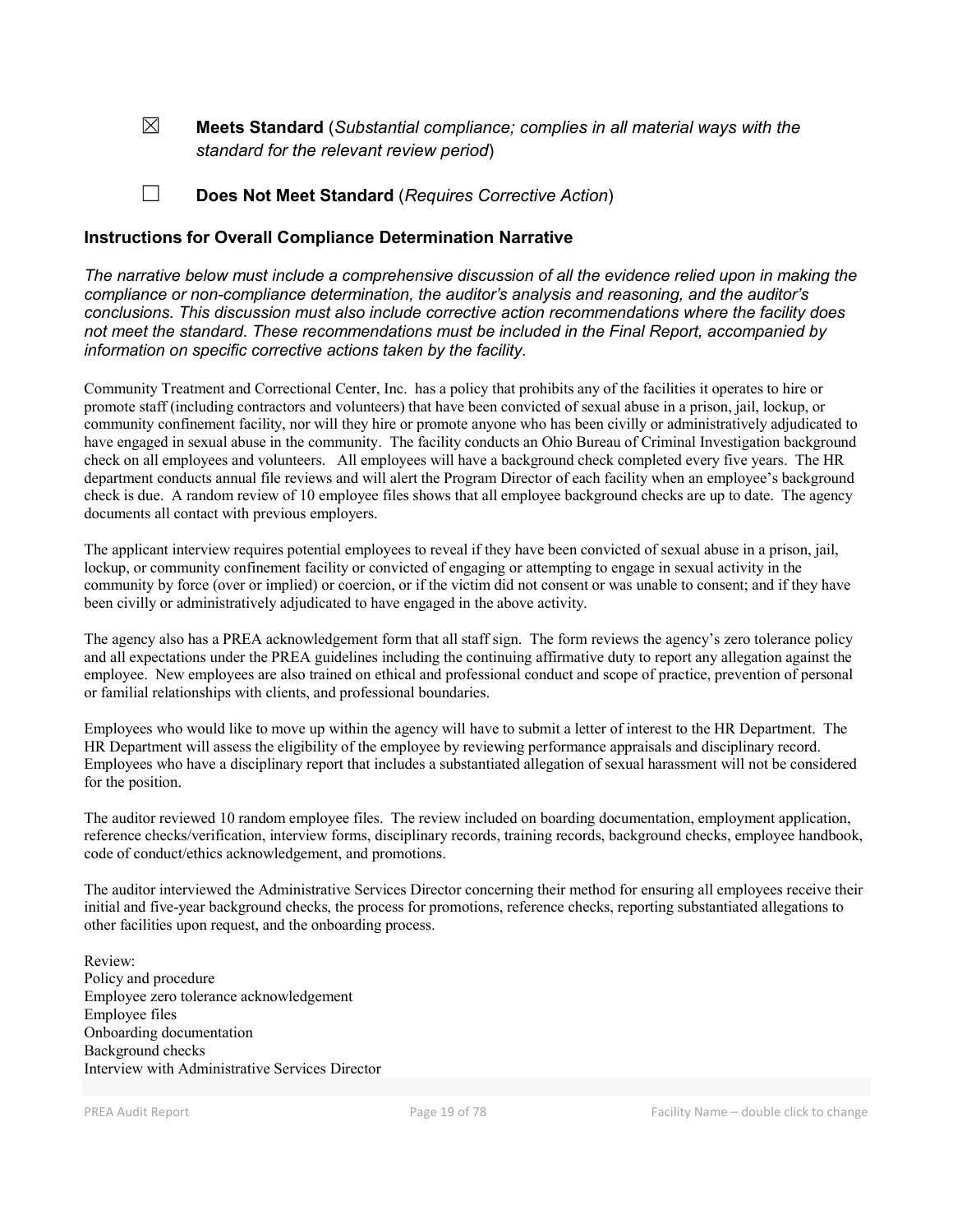☒ **Meets Standard** (*Substantial compliance; complies in all material ways with the standard for the relevant review period*)

☐ **Does Not Meet Standard** (*Requires Corrective Action*)

### Instructions for Overall Compliance Determination Narrative

*The narrative below must include a comprehensive discussion of all the evidence relied upon in making the compliance or non-compliance determination, the auditor's analysis and reasoning, and the auditor's conclusions. This discussion must also include corrective action recommendations where the facility does not meet the standard. These recommendations must be included in the Final Report, accompanied by information on specific corrective actions taken by the facility.*

Community Treatment and Correctional Center, Inc. has a policy that prohibits any of the facilities it operates to hire or promote staff (including contractors and volunteers) that have been convicted of sexual abuse in a prison, jail, lockup, or community confinement facility, nor will they hire or promote anyone who has been civilly or administratively adjudicated to have engaged in sexual abuse in the community. The facility conducts an Ohio Bureau of Criminal Investigation background check on all employees and volunteers. All employees will have a background check completed every five years. The HR department conducts annual file reviews and will alert the Program Director of each facility when an employee's background check is due. A random review of 10 employee files shows that all employee background checks are up to date. The agency documents all contact with previous employers.

The applicant interview requires potential employees to reveal if they have been convicted of sexual abuse in a prison, jail, lockup, or community confinement facility or convicted of engaging or attempting to engage in sexual activity in the community by force (over or implied) or coercion, or if the victim did not consent or was unable to consent; and if they have been civilly or administratively adjudicated to have engaged in the above activity.

The agency also has a PREA acknowledgement form that all staff sign. The form reviews the agency's zero tolerance policy and all expectations under the PREA guidelines including the continuing affirmative duty to report any allegation against the employee. New employees are also trained on ethical and professional conduct and scope of practice, prevention of personal or familial relationships with clients, and professional boundaries.

Employees who would like to move up within the agency will have to submit a letter of interest to the HR Department. The HR Department will assess the eligibility of the employee by reviewing performance appraisals and disciplinary record. Employees who have a disciplinary report that includes a substantiated allegation of sexual harassment will not be considered for the position.

The auditor reviewed 10 random employee files. The review included on boarding documentation, employment application, reference checks/verification, interview forms, disciplinary records, training records, background checks, employee handbook, code of conduct/ethics acknowledgement, and promotions.

The auditor interviewed the Administrative Services Director concerning their method for ensuring all employees receive their initial and five-year background checks, the process for promotions, reference checks, reporting substantiated allegations to other facilities upon request, and the onboarding process.

Review:
Policy and procedure
Employee zero tolerance acknowledgement
Employee files
Onboarding documentation
Background checks
Interview with Administrative Services Director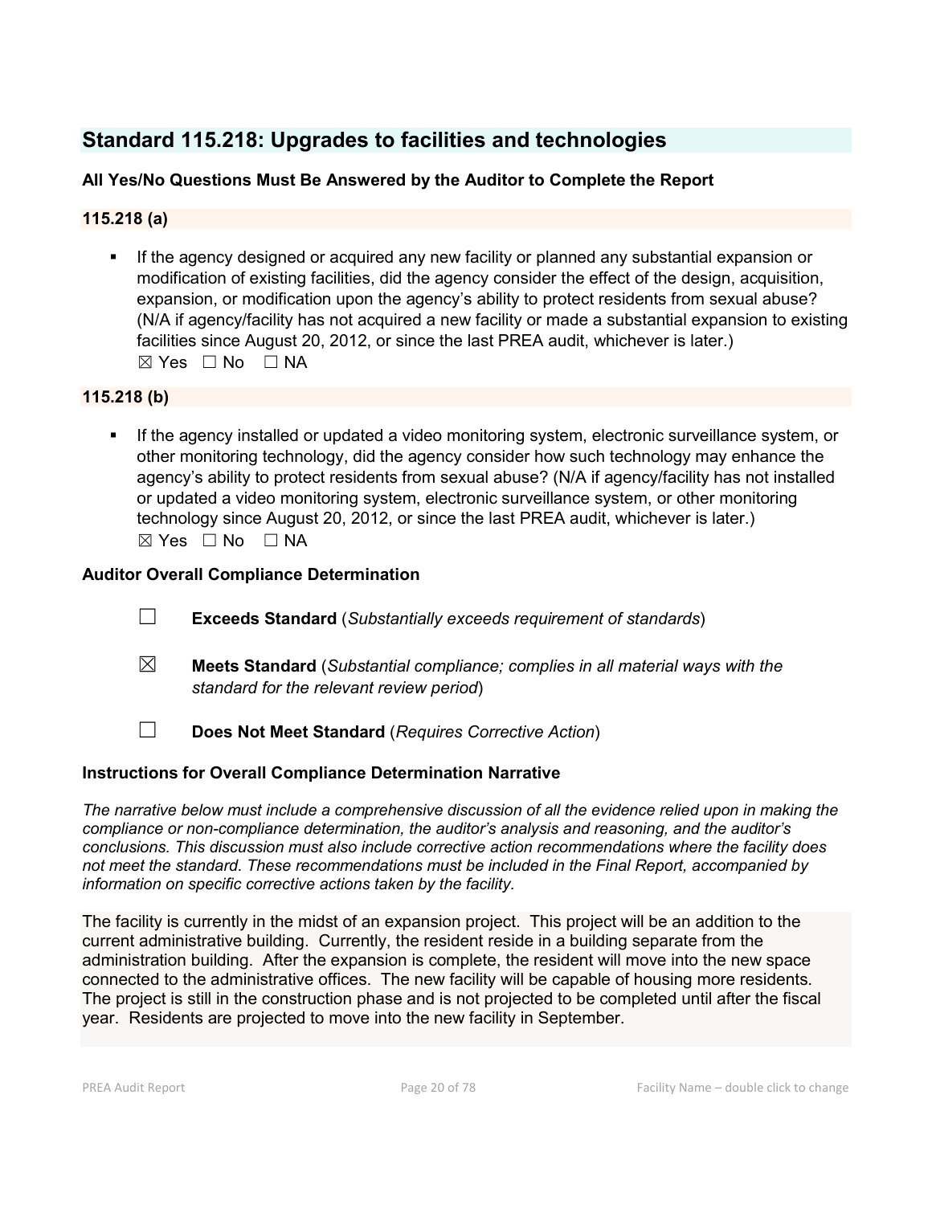## Standard 115.218: Upgrades to facilities and technologies

**All Yes/No Questions Must Be Answered by the Auditor to Complete the Report**

**115.218 (a)**

- If the agency designed or acquired any new facility or planned any substantial expansion or modification of existing facilities, did the agency consider the effect of the design, acquisition, expansion, or modification upon the agency's ability to protect residents from sexual abuse? (N/A if agency/facility has not acquired a new facility or made a substantial expansion to existing facilities since August 20, 2012, or since the last PREA audit, whichever is later.)
  ☒ Yes ☐ No ☐ NA

**115.218 (b)**

- If the agency installed or updated a video monitoring system, electronic surveillance system, or other monitoring technology, did the agency consider how such technology may enhance the agency's ability to protect residents from sexual abuse? (N/A if agency/facility has not installed or updated a video monitoring system, electronic surveillance system, or other monitoring technology since August 20, 2012, or since the last PREA audit, whichever is later.)
  ☒ Yes ☐ No ☐ NA

**Auditor Overall Compliance Determination**

☐ **Exceeds Standard** (*Substantially exceeds requirement of standards*)

☒ **Meets Standard** (*Substantial compliance; complies in all material ways with the standard for the relevant review period*)

☐ **Does Not Meet Standard** (*Requires Corrective Action*)

**Instructions for Overall Compliance Determination Narrative**

*The narrative below must include a comprehensive discussion of all the evidence relied upon in making the compliance or non-compliance determination, the auditor's analysis and reasoning, and the auditor's conclusions. This discussion must also include corrective action recommendations where the facility does not meet the standard. These recommendations must be included in the Final Report, accompanied by information on specific corrective actions taken by the facility.*

The facility is currently in the midst of an expansion project. This project will be an addition to the current administrative building. Currently, the resident reside in a building separate from the administration building. After the expansion is complete, the resident will move into the new space connected to the administrative offices. The new facility will be capable of housing more residents. The project is still in the construction phase and is not projected to be completed until after the fiscal year. Residents are projected to move into the new facility in September.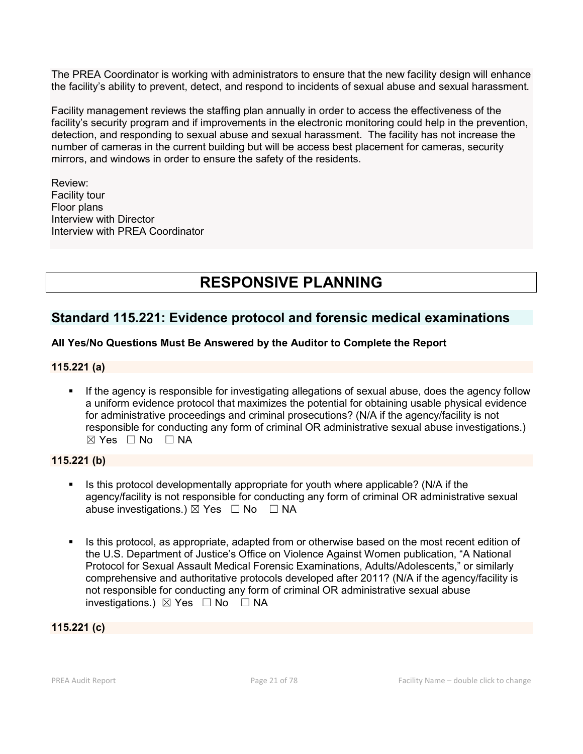The PREA Coordinator is working with administrators to ensure that the new facility design will enhance the facility's ability to prevent, detect, and respond to incidents of sexual abuse and sexual harassment.

Facility management reviews the staffing plan annually in order to access the effectiveness of the facility's security program and if improvements in the electronic monitoring could help in the prevention, detection, and responding to sexual abuse and sexual harassment. The facility has not increase the number of cameras in the current building but will be access best placement for cameras, security mirrors, and windows in order to ensure the safety of the residents.

Review:
Facility tour
Floor plans
Interview with Director
Interview with PREA Coordinator

# RESPONSIVE PLANNING

## Standard 115.221: Evidence protocol and forensic medical examinations

**All Yes/No Questions Must Be Answered by the Auditor to Complete the Report**

**115.221 (a)**

- If the agency is responsible for investigating allegations of sexual abuse, does the agency follow a uniform evidence protocol that maximizes the potential for obtaining usable physical evidence for administrative proceedings and criminal prosecutions? (N/A if the agency/facility is not responsible for conducting any form of criminal OR administrative sexual abuse investigations.) ☒ Yes ☐ No ☐ NA

**115.221 (b)**

- Is this protocol developmentally appropriate for youth where applicable? (N/A if the agency/facility is not responsible for conducting any form of criminal OR administrative sexual abuse investigations.) ☒ Yes ☐ No ☐ NA

- Is this protocol, as appropriate, adapted from or otherwise based on the most recent edition of the U.S. Department of Justice's Office on Violence Against Women publication, "A National Protocol for Sexual Assault Medical Forensic Examinations, Adults/Adolescents," or similarly comprehensive and authoritative protocols developed after 2011? (N/A if the agency/facility is not responsible for conducting any form of criminal OR administrative sexual abuse investigations.) ☒ Yes ☐ No ☐ NA

**115.221 (c)**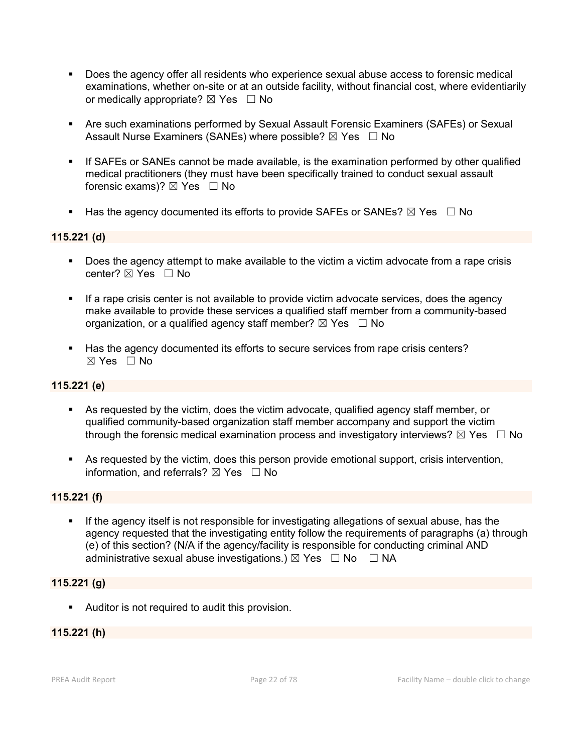- Does the agency offer all residents who experience sexual abuse access to forensic medical examinations, whether on-site or at an outside facility, without financial cost, where evidentiarily or medically appropriate? ☒ Yes ☐ No

- Are such examinations performed by Sexual Assault Forensic Examiners (SAFEs) or Sexual Assault Nurse Examiners (SANEs) where possible? ☒ Yes ☐ No

- If SAFEs or SANEs cannot be made available, is the examination performed by other qualified medical practitioners (they must have been specifically trained to conduct sexual assault forensic exams)? ☒ Yes ☐ No

- Has the agency documented its efforts to provide SAFEs or SANEs? ☒ Yes ☐ No

**115.221 (d)**

- Does the agency attempt to make available to the victim a victim advocate from a rape crisis center? ☒ Yes ☐ No

- If a rape crisis center is not available to provide victim advocate services, does the agency make available to provide these services a qualified staff member from a community-based organization, or a qualified agency staff member? ☒ Yes ☐ No

- Has the agency documented its efforts to secure services from rape crisis centers? ☒ Yes ☐ No

**115.221 (e)**

- As requested by the victim, does the victim advocate, qualified agency staff member, or qualified community-based organization staff member accompany and support the victim through the forensic medical examination process and investigatory interviews? ☒ Yes ☐ No

- As requested by the victim, does this person provide emotional support, crisis intervention, information, and referrals? ☒ Yes ☐ No

**115.221 (f)**

- If the agency itself is not responsible for investigating allegations of sexual abuse, has the agency requested that the investigating entity follow the requirements of paragraphs (a) through (e) of this section? (N/A if the agency/facility is responsible for conducting criminal AND administrative sexual abuse investigations.) ☒ Yes ☐ No ☐ NA

**115.221 (g)**

- Auditor is not required to audit this provision.

**115.221 (h)**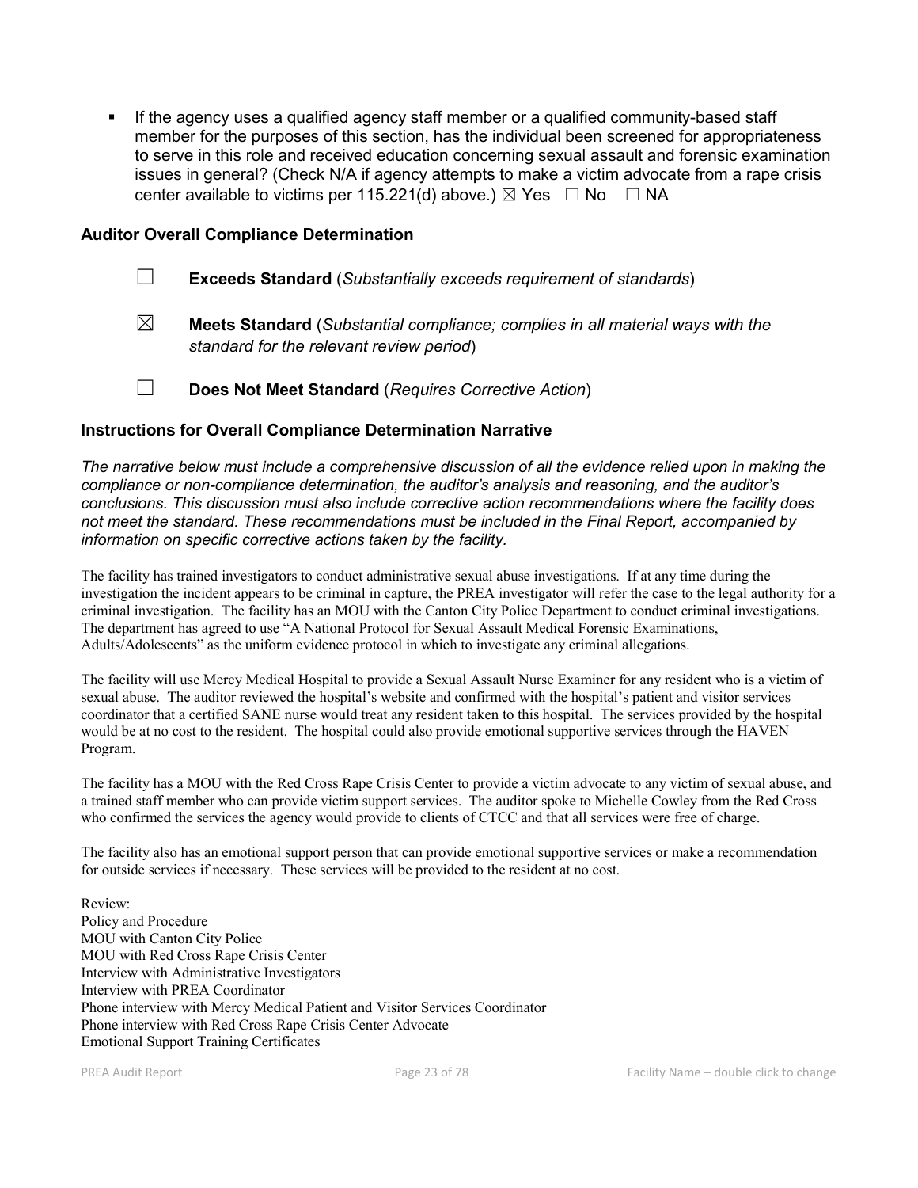- If the agency uses a qualified agency staff member or a qualified community-based staff member for the purposes of this section, has the individual been screened for appropriateness to serve in this role and received education concerning sexual assault and forensic examination issues in general? (Check N/A if agency attempts to make a victim advocate from a rape crisis center available to victims per 115.221(d) above.) ☒ Yes ☐ No ☐ NA

### Auditor Overall Compliance Determination

☐ **Exceeds Standard** (*Substantially exceeds requirement of standards*)

☒ **Meets Standard** (*Substantial compliance; complies in all material ways with the standard for the relevant review period*)

☐ **Does Not Meet Standard** (*Requires Corrective Action*)

### Instructions for Overall Compliance Determination Narrative

*The narrative below must include a comprehensive discussion of all the evidence relied upon in making the compliance or non-compliance determination, the auditor's analysis and reasoning, and the auditor's conclusions. This discussion must also include corrective action recommendations where the facility does not meet the standard. These recommendations must be included in the Final Report, accompanied by information on specific corrective actions taken by the facility.*

The facility has trained investigators to conduct administrative sexual abuse investigations. If at any time during the investigation the incident appears to be criminal in capture, the PREA investigator will refer the case to the legal authority for a criminal investigation. The facility has an MOU with the Canton City Police Department to conduct criminal investigations. The department has agreed to use "A National Protocol for Sexual Assault Medical Forensic Examinations, Adults/Adolescents" as the uniform evidence protocol in which to investigate any criminal allegations.

The facility will use Mercy Medical Hospital to provide a Sexual Assault Nurse Examiner for any resident who is a victim of sexual abuse. The auditor reviewed the hospital's website and confirmed with the hospital's patient and visitor services coordinator that a certified SANE nurse would treat any resident taken to this hospital. The services provided by the hospital would be at no cost to the resident. The hospital could also provide emotional supportive services through the HAVEN Program.

The facility has a MOU with the Red Cross Rape Crisis Center to provide a victim advocate to any victim of sexual abuse, and a trained staff member who can provide victim support services. The auditor spoke to Michelle Cowley from the Red Cross who confirmed the services the agency would provide to clients of CTCC and that all services were free of charge.

The facility also has an emotional support person that can provide emotional supportive services or make a recommendation for outside services if necessary. These services will be provided to the resident at no cost.

Review:
Policy and Procedure
MOU with Canton City Police
MOU with Red Cross Rape Crisis Center
Interview with Administrative Investigators
Interview with PREA Coordinator
Phone interview with Mercy Medical Patient and Visitor Services Coordinator
Phone interview with Red Cross Rape Crisis Center Advocate
Emotional Support Training Certificates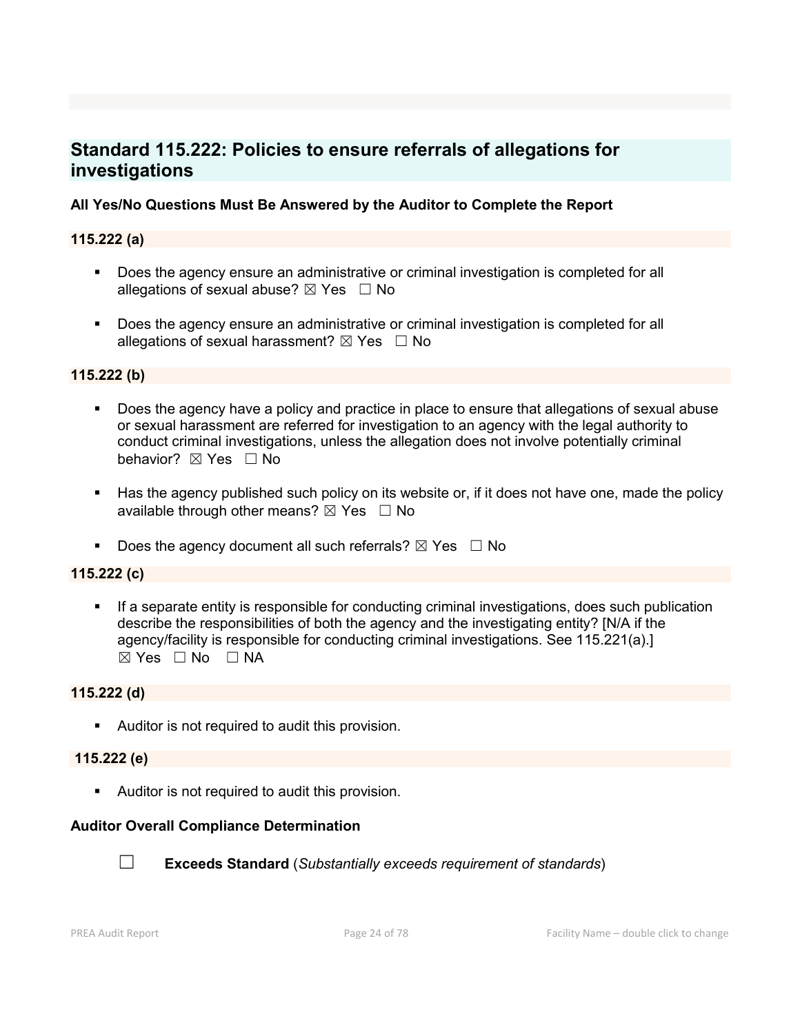## Standard 115.222: Policies to ensure referrals of allegations for investigations

**All Yes/No Questions Must Be Answered by the Auditor to Complete the Report**

**115.222 (a)**

- Does the agency ensure an administrative or criminal investigation is completed for all allegations of sexual abuse? ☒ Yes ☐ No
- Does the agency ensure an administrative or criminal investigation is completed for all allegations of sexual harassment? ☒ Yes ☐ No

**115.222 (b)**

- Does the agency have a policy and practice in place to ensure that allegations of sexual abuse or sexual harassment are referred for investigation to an agency with the legal authority to conduct criminal investigations, unless the allegation does not involve potentially criminal behavior? ☒ Yes ☐ No
- Has the agency published such policy on its website or, if it does not have one, made the policy available through other means? ☒ Yes ☐ No
- Does the agency document all such referrals? ☒ Yes ☐ No

**115.222 (c)**

- If a separate entity is responsible for conducting criminal investigations, does such publication describe the responsibilities of both the agency and the investigating entity? [N/A if the agency/facility is responsible for conducting criminal investigations. See 115.221(a).] ☒ Yes ☐ No ☐ NA

**115.222 (d)**

- Auditor is not required to audit this provision.

**115.222 (e)**

- Auditor is not required to audit this provision.

**Auditor Overall Compliance Determination**

☐ **Exceeds Standard** (*Substantially exceeds requirement of standards*)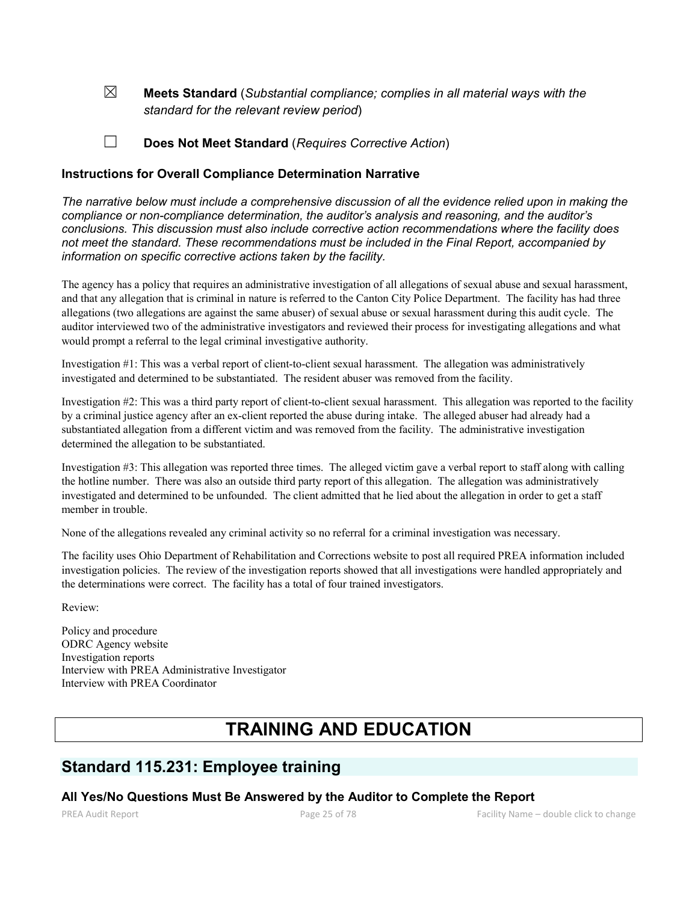☒ **Meets Standard** (*Substantial compliance; complies in all material ways with the standard for the relevant review period*)

☐ **Does Not Meet Standard** (*Requires Corrective Action*)

### Instructions for Overall Compliance Determination Narrative

*The narrative below must include a comprehensive discussion of all the evidence relied upon in making the compliance or non-compliance determination, the auditor's analysis and reasoning, and the auditor's conclusions. This discussion must also include corrective action recommendations where the facility does not meet the standard. These recommendations must be included in the Final Report, accompanied by information on specific corrective actions taken by the facility.*

The agency has a policy that requires an administrative investigation of all allegations of sexual abuse and sexual harassment, and that any allegation that is criminal in nature is referred to the Canton City Police Department. The facility has had three allegations (two allegations are against the same abuser) of sexual abuse or sexual harassment during this audit cycle. The auditor interviewed two of the administrative investigators and reviewed their process for investigating allegations and what would prompt a referral to the legal criminal investigative authority.

Investigation #1: This was a verbal report of client-to-client sexual harassment. The allegation was administratively investigated and determined to be substantiated. The resident abuser was removed from the facility.

Investigation #2: This was a third party report of client-to-client sexual harassment. This allegation was reported to the facility by a criminal justice agency after an ex-client reported the abuse during intake. The alleged abuser had already had a substantiated allegation from a different victim and was removed from the facility. The administrative investigation determined the allegation to be substantiated.

Investigation #3: This allegation was reported three times. The alleged victim gave a verbal report to staff along with calling the hotline number. There was also an outside third party report of this allegation. The allegation was administratively investigated and determined to be unfounded. The client admitted that he lied about the allegation in order to get a staff member in trouble.

None of the allegations revealed any criminal activity so no referral for a criminal investigation was necessary.

The facility uses Ohio Department of Rehabilitation and Corrections website to post all required PREA information included investigation policies. The review of the investigation reports showed that all investigations were handled appropriately and the determinations were correct. The facility has a total of four trained investigators.

Review:

Policy and procedure
ODRC Agency website
Investigation reports
Interview with PREA Administrative Investigator
Interview with PREA Coordinator

# TRAINING AND EDUCATION

## Standard 115.231: Employee training

### All Yes/No Questions Must Be Answered by the Auditor to Complete the Report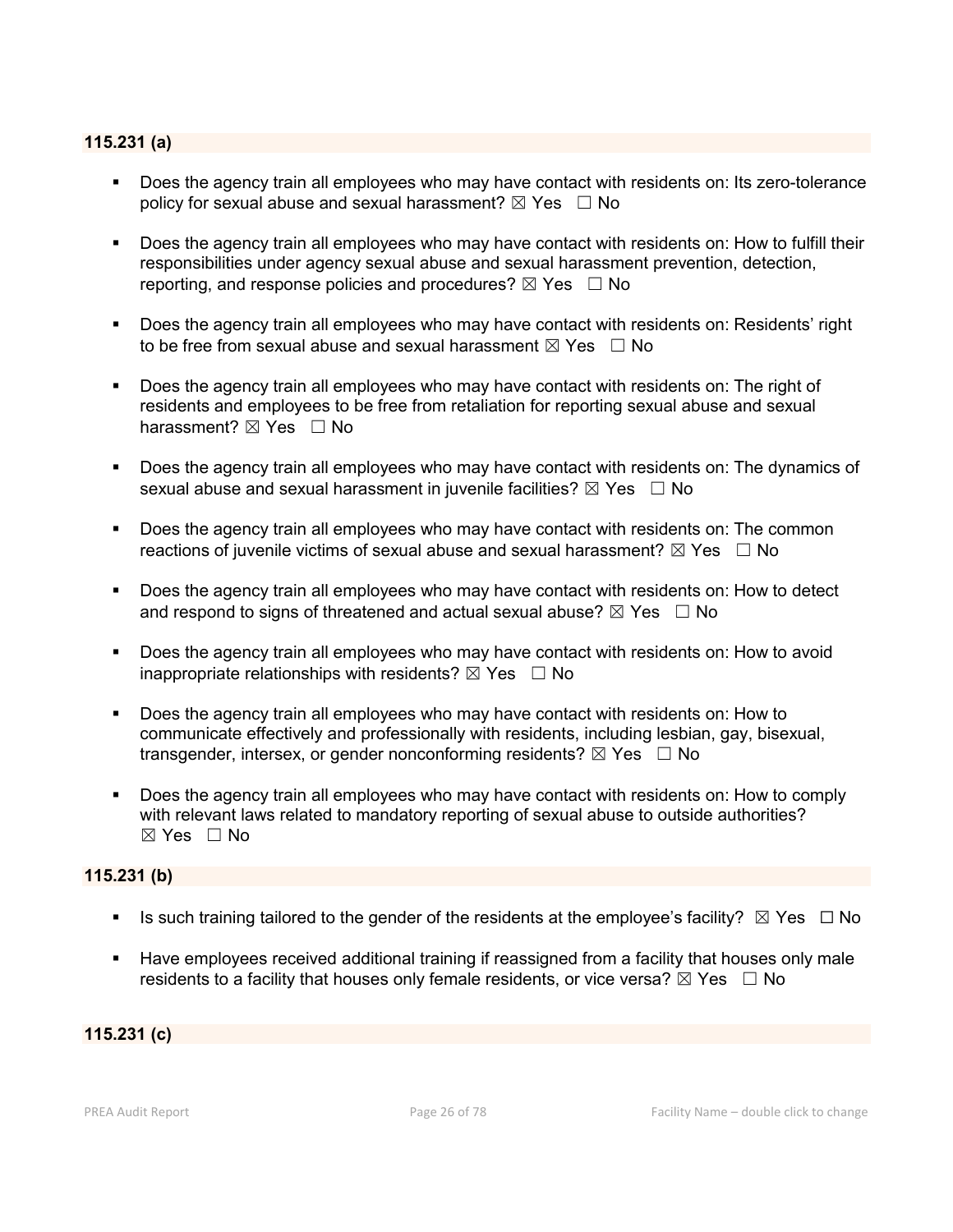### 115.231 (a)

- Does the agency train all employees who may have contact with residents on: Its zero-tolerance policy for sexual abuse and sexual harassment? ☒ Yes ☐ No
- Does the agency train all employees who may have contact with residents on: How to fulfill their responsibilities under agency sexual abuse and sexual harassment prevention, detection, reporting, and response policies and procedures? ☒ Yes ☐ No
- Does the agency train all employees who may have contact with residents on: Residents' right to be free from sexual abuse and sexual harassment ☒ Yes ☐ No
- Does the agency train all employees who may have contact with residents on: The right of residents and employees to be free from retaliation for reporting sexual abuse and sexual harassment? ☒ Yes ☐ No
- Does the agency train all employees who may have contact with residents on: The dynamics of sexual abuse and sexual harassment in juvenile facilities? ☒ Yes ☐ No
- Does the agency train all employees who may have contact with residents on: The common reactions of juvenile victims of sexual abuse and sexual harassment? ☒ Yes ☐ No
- Does the agency train all employees who may have contact with residents on: How to detect and respond to signs of threatened and actual sexual abuse? ☒ Yes ☐ No
- Does the agency train all employees who may have contact with residents on: How to avoid inappropriate relationships with residents? ☒ Yes ☐ No
- Does the agency train all employees who may have contact with residents on: How to communicate effectively and professionally with residents, including lesbian, gay, bisexual, transgender, intersex, or gender nonconforming residents? ☒ Yes ☐ No
- Does the agency train all employees who may have contact with residents on: How to comply with relevant laws related to mandatory reporting of sexual abuse to outside authorities? ☒ Yes ☐ No

### 115.231 (b)

- Is such training tailored to the gender of the residents at the employee's facility? ☒ Yes ☐ No
- Have employees received additional training if reassigned from a facility that houses only male residents to a facility that houses only female residents, or vice versa? ☒ Yes ☐ No

### 115.231 (c)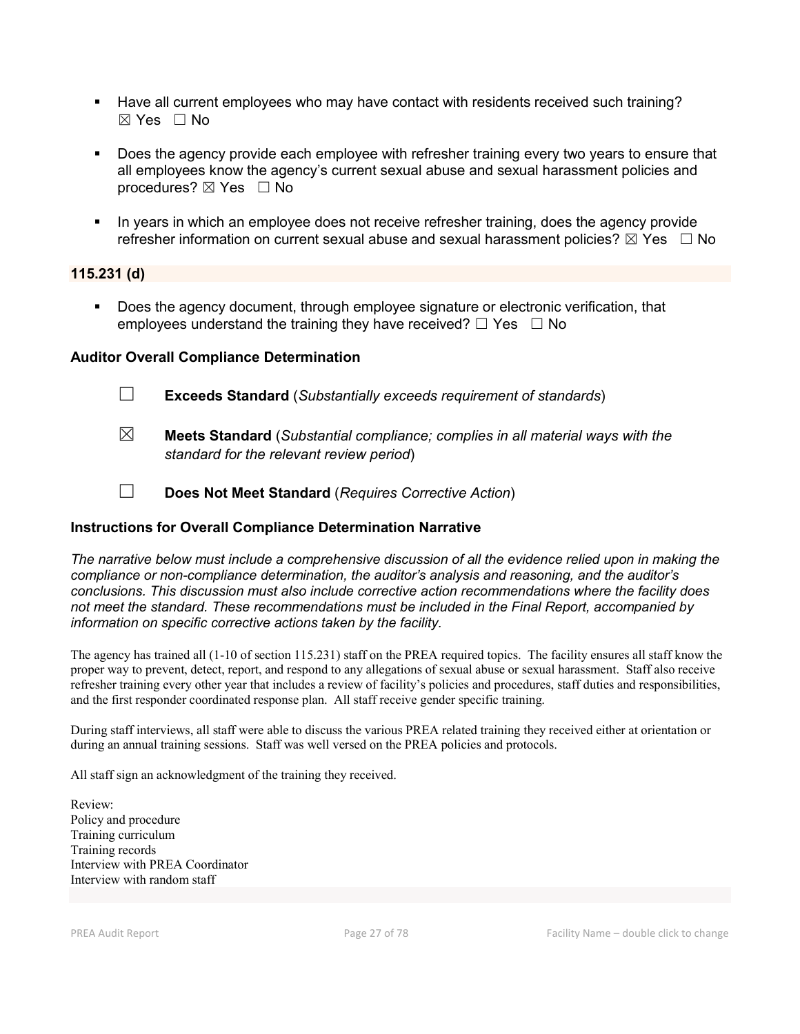- Have all current employees who may have contact with residents received such training? ☒ Yes ☐ No

- Does the agency provide each employee with refresher training every two years to ensure that all employees know the agency's current sexual abuse and sexual harassment policies and procedures? ☒ Yes ☐ No

- In years in which an employee does not receive refresher training, does the agency provide refresher information on current sexual abuse and sexual harassment policies? ☒ Yes ☐ No

**115.231 (d)**

- Does the agency document, through employee signature or electronic verification, that employees understand the training they have received? ☐ Yes ☐ No

### Auditor Overall Compliance Determination

☐ **Exceeds Standard** (*Substantially exceeds requirement of standards*)

☒ **Meets Standard** (*Substantial compliance; complies in all material ways with the standard for the relevant review period*)

☐ **Does Not Meet Standard** (*Requires Corrective Action*)

### Instructions for Overall Compliance Determination Narrative

*The narrative below must include a comprehensive discussion of all the evidence relied upon in making the compliance or non-compliance determination, the auditor's analysis and reasoning, and the auditor's conclusions. This discussion must also include corrective action recommendations where the facility does not meet the standard. These recommendations must be included in the Final Report, accompanied by information on specific corrective actions taken by the facility.*

The agency has trained all (1-10 of section 115.231) staff on the PREA required topics. The facility ensures all staff know the proper way to prevent, detect, report, and respond to any allegations of sexual abuse or sexual harassment. Staff also receive refresher training every other year that includes a review of facility's policies and procedures, staff duties and responsibilities, and the first responder coordinated response plan. All staff receive gender specific training.

During staff interviews, all staff were able to discuss the various PREA related training they received either at orientation or during an annual training sessions. Staff was well versed on the PREA policies and protocols.

All staff sign an acknowledgment of the training they received.

Review:
Policy and procedure
Training curriculum
Training records
Interview with PREA Coordinator
Interview with random staff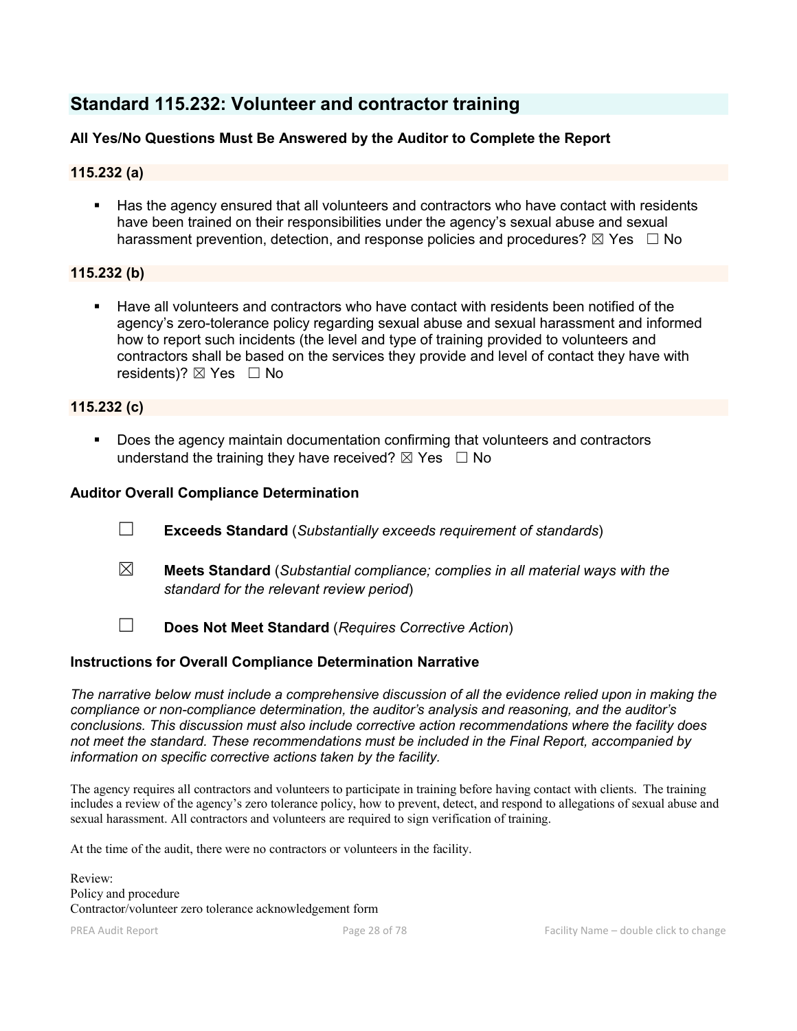## Standard 115.232: Volunteer and contractor training

### All Yes/No Questions Must Be Answered by the Auditor to Complete the Report

### 115.232 (a)

- Has the agency ensured that all volunteers and contractors who have contact with residents have been trained on their responsibilities under the agency's sexual abuse and sexual harassment prevention, detection, and response policies and procedures? ☒ Yes ☐ No

### 115.232 (b)

- Have all volunteers and contractors who have contact with residents been notified of the agency's zero-tolerance policy regarding sexual abuse and sexual harassment and informed how to report such incidents (the level and type of training provided to volunteers and contractors shall be based on the services they provide and level of contact they have with residents)? ☒ Yes ☐ No

### 115.232 (c)

- Does the agency maintain documentation confirming that volunteers and contractors understand the training they have received? ☒ Yes ☐ No

### Auditor Overall Compliance Determination

☐ **Exceeds Standard** (*Substantially exceeds requirement of standards*)

☒ **Meets Standard** (*Substantial compliance; complies in all material ways with the standard for the relevant review period*)

☐ **Does Not Meet Standard** (*Requires Corrective Action*)

### Instructions for Overall Compliance Determination Narrative

*The narrative below must include a comprehensive discussion of all the evidence relied upon in making the compliance or non-compliance determination, the auditor's analysis and reasoning, and the auditor's conclusions. This discussion must also include corrective action recommendations where the facility does not meet the standard. These recommendations must be included in the Final Report, accompanied by information on specific corrective actions taken by the facility.*

The agency requires all contractors and volunteers to participate in training before having contact with clients. The training includes a review of the agency's zero tolerance policy, how to prevent, detect, and respond to allegations of sexual abuse and sexual harassment. All contractors and volunteers are required to sign verification of training.

At the time of the audit, there were no contractors or volunteers in the facility.

Review:
Policy and procedure
Contractor/volunteer zero tolerance acknowledgement form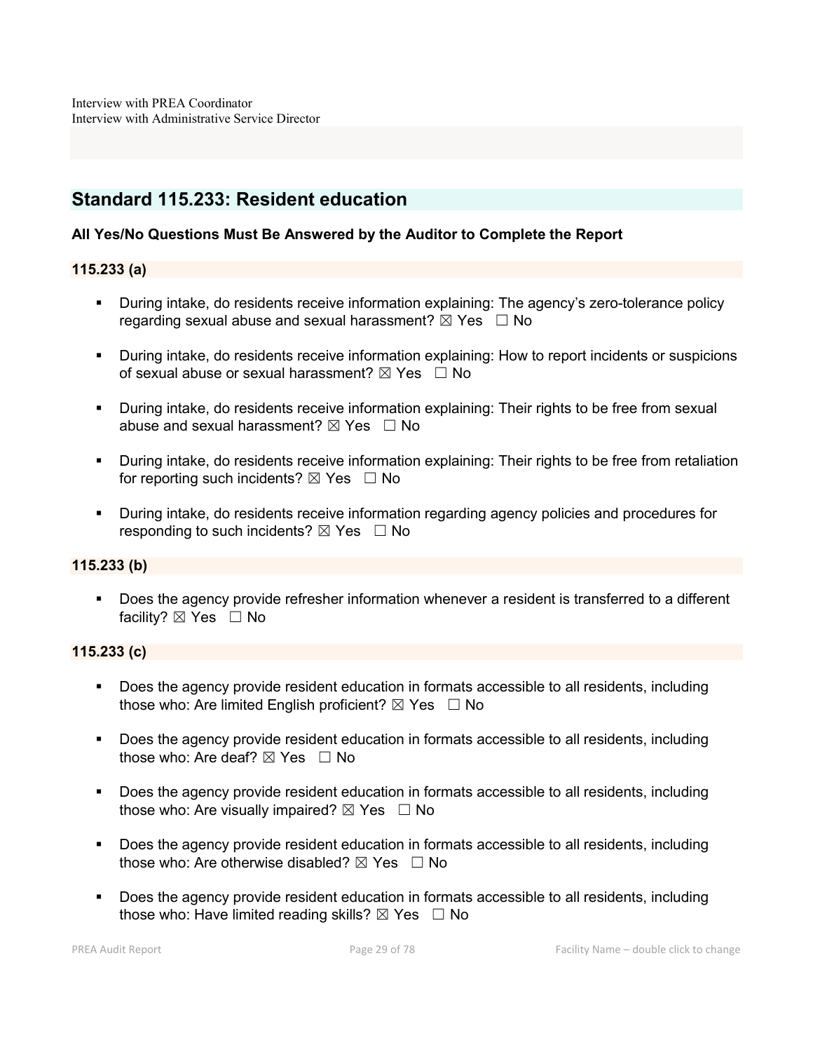Interview with PREA Coordinator
Interview with Administrative Service Director

## Standard 115.233: Resident education

**All Yes/No Questions Must Be Answered by the Auditor to Complete the Report**

### 115.233 (a)

- During intake, do residents receive information explaining: The agency's zero-tolerance policy regarding sexual abuse and sexual harassment? ☒ Yes ☐ No
- During intake, do residents receive information explaining: How to report incidents or suspicions of sexual abuse or sexual harassment? ☒ Yes ☐ No
- During intake, do residents receive information explaining: Their rights to be free from sexual abuse and sexual harassment? ☒ Yes ☐ No
- During intake, do residents receive information explaining: Their rights to be free from retaliation for reporting such incidents? ☒ Yes ☐ No
- During intake, do residents receive information regarding agency policies and procedures for responding to such incidents? ☒ Yes ☐ No

### 115.233 (b)

- Does the agency provide refresher information whenever a resident is transferred to a different facility? ☒ Yes ☐ No

### 115.233 (c)

- Does the agency provide resident education in formats accessible to all residents, including those who: Are limited English proficient? ☒ Yes ☐ No
- Does the agency provide resident education in formats accessible to all residents, including those who: Are deaf? ☒ Yes ☐ No
- Does the agency provide resident education in formats accessible to all residents, including those who: Are visually impaired? ☒ Yes ☐ No
- Does the agency provide resident education in formats accessible to all residents, including those who: Are otherwise disabled? ☒ Yes ☐ No
- Does the agency provide resident education in formats accessible to all residents, including those who: Have limited reading skills? ☒ Yes ☐ No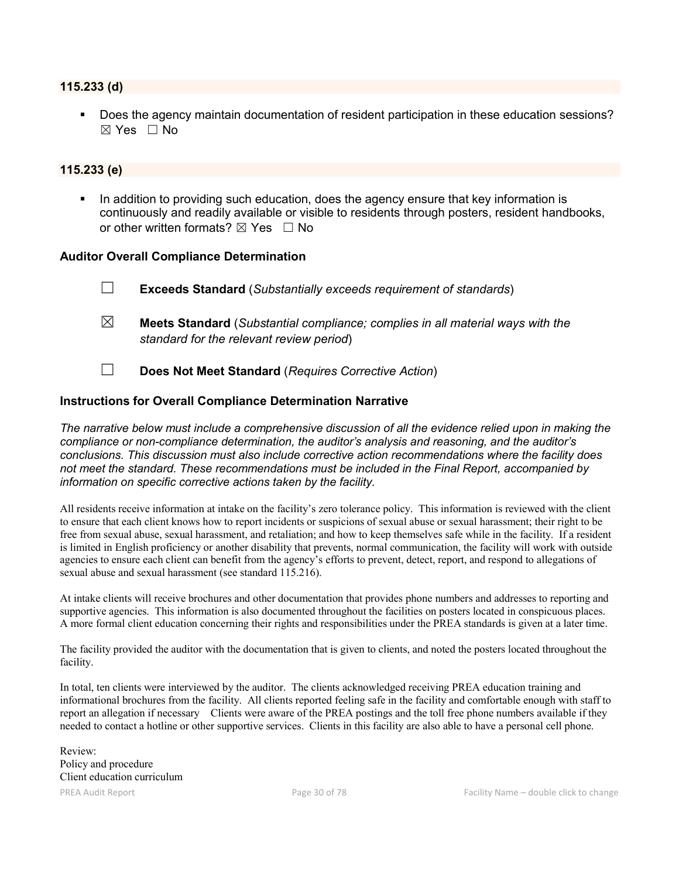### 115.233 (d)

- Does the agency maintain documentation of resident participation in these education sessions? ☒ Yes ☐ No

### 115.233 (e)

- In addition to providing such education, does the agency ensure that key information is continuously and readily available or visible to residents through posters, resident handbooks, or other written formats? ☒ Yes ☐ No

### Auditor Overall Compliance Determination

☐ **Exceeds Standard** (*Substantially exceeds requirement of standards*)

☒ **Meets Standard** (*Substantial compliance; complies in all material ways with the standard for the relevant review period*)

☐ **Does Not Meet Standard** (*Requires Corrective Action*)

### Instructions for Overall Compliance Determination Narrative

*The narrative below must include a comprehensive discussion of all the evidence relied upon in making the compliance or non-compliance determination, the auditor's analysis and reasoning, and the auditor's conclusions. This discussion must also include corrective action recommendations where the facility does not meet the standard. These recommendations must be included in the Final Report, accompanied by information on specific corrective actions taken by the facility.*

All residents receive information at intake on the facility's zero tolerance policy. This information is reviewed with the client to ensure that each client knows how to report incidents or suspicions of sexual abuse or sexual harassment; their right to be free from sexual abuse, sexual harassment, and retaliation; and how to keep themselves safe while in the facility. If a resident is limited in English proficiency or another disability that prevents, normal communication, the facility will work with outside agencies to ensure each client can benefit from the agency's efforts to prevent, detect, report, and respond to allegations of sexual abuse and sexual harassment (see standard 115.216).

At intake clients will receive brochures and other documentation that provides phone numbers and addresses to reporting and supportive agencies. This information is also documented throughout the facilities on posters located in conspicuous places. A more formal client education concerning their rights and responsibilities under the PREA standards is given at a later time.

The facility provided the auditor with the documentation that is given to clients, and noted the posters located throughout the facility.

In total, ten clients were interviewed by the auditor. The clients acknowledged receiving PREA education training and informational brochures from the facility. All clients reported feeling safe in the facility and comfortable enough with staff to report an allegation if necessary Clients were aware of the PREA postings and the toll free phone numbers available if they needed to contact a hotline or other supportive services. Clients in this facility are also able to have a personal cell phone.

Review:
Policy and procedure
Client education curriculum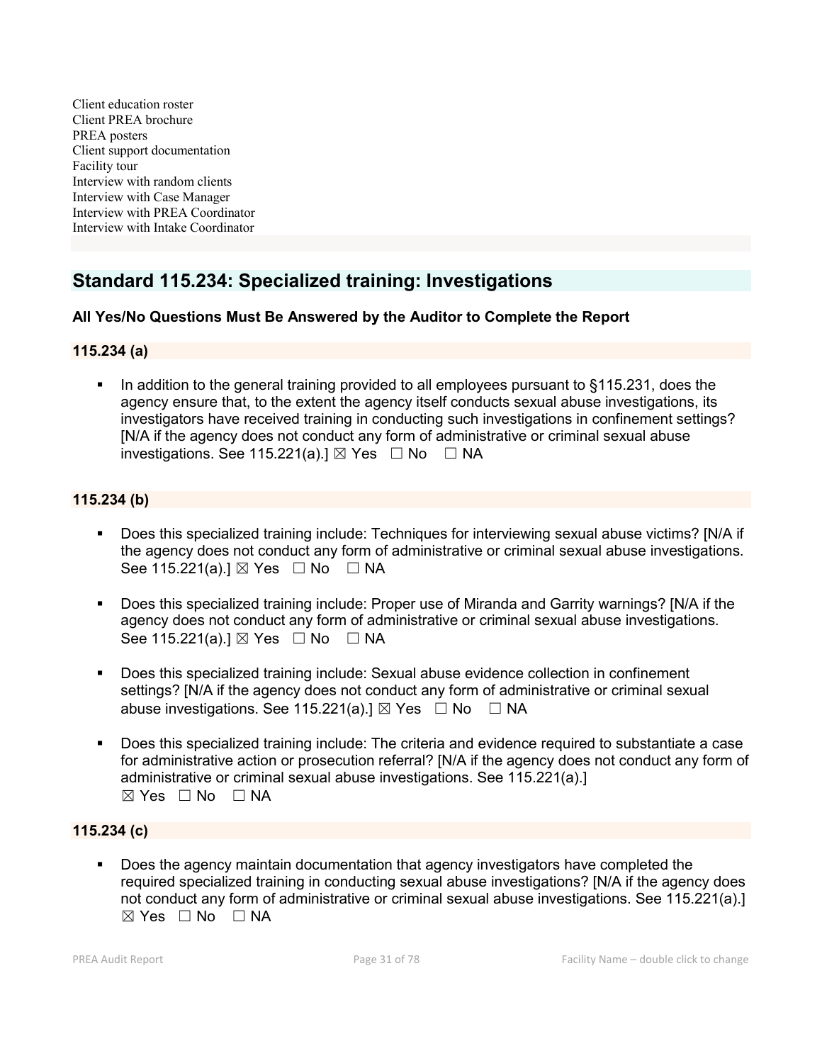Client education roster
Client PREA brochure
PREA posters
Client support documentation
Facility tour
Interview with random clients
Interview with Case Manager
Interview with PREA Coordinator
Interview with Intake Coordinator

## Standard 115.234: Specialized training: Investigations

**All Yes/No Questions Must Be Answered by the Auditor to Complete the Report**

### 115.234 (a)

- In addition to the general training provided to all employees pursuant to §115.231, does the agency ensure that, to the extent the agency itself conducts sexual abuse investigations, its investigators have received training in conducting such investigations in confinement settings? [N/A if the agency does not conduct any form of administrative or criminal sexual abuse investigations. See 115.221(a).] ☒ Yes ☐ No ☐ NA

### 115.234 (b)

- Does this specialized training include: Techniques for interviewing sexual abuse victims? [N/A if the agency does not conduct any form of administrative or criminal sexual abuse investigations. See 115.221(a).] ☒ Yes ☐ No ☐ NA
- Does this specialized training include: Proper use of Miranda and Garrity warnings? [N/A if the agency does not conduct any form of administrative or criminal sexual abuse investigations. See 115.221(a).] ☒ Yes ☐ No ☐ NA
- Does this specialized training include: Sexual abuse evidence collection in confinement settings? [N/A if the agency does not conduct any form of administrative or criminal sexual abuse investigations. See 115.221(a).] ☒ Yes ☐ No ☐ NA
- Does this specialized training include: The criteria and evidence required to substantiate a case for administrative action or prosecution referral? [N/A if the agency does not conduct any form of administrative or criminal sexual abuse investigations. See 115.221(a).] ☒ Yes ☐ No ☐ NA

### 115.234 (c)

- Does the agency maintain documentation that agency investigators have completed the required specialized training in conducting sexual abuse investigations? [N/A if the agency does not conduct any form of administrative or criminal sexual abuse investigations. See 115.221(a).] ☒ Yes ☐ No ☐ NA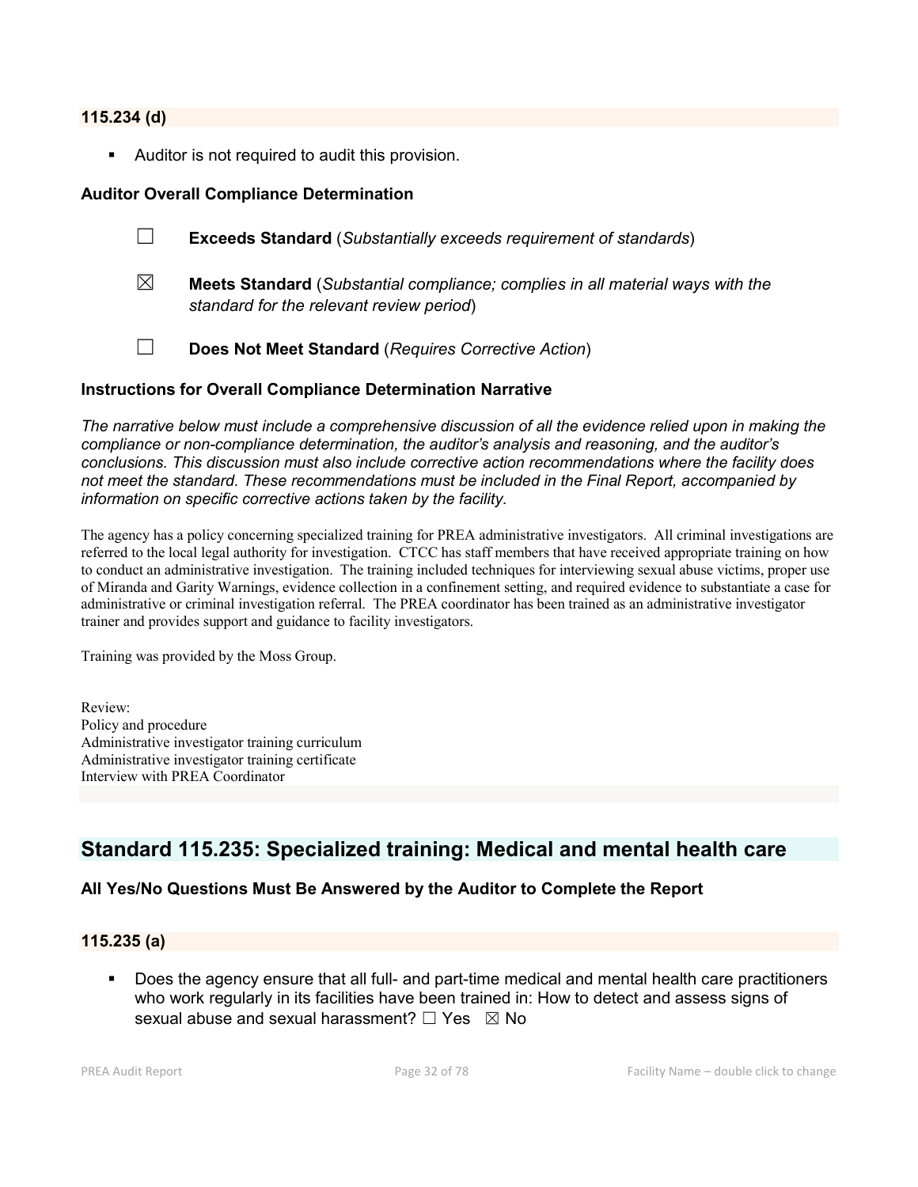### 115.234 (d)

- Auditor is not required to audit this provision.

### Auditor Overall Compliance Determination

☐ **Exceeds Standard** (*Substantially exceeds requirement of standards*)

☒ **Meets Standard** (*Substantial compliance; complies in all material ways with the standard for the relevant review period*)

☐ **Does Not Meet Standard** (*Requires Corrective Action*)

### Instructions for Overall Compliance Determination Narrative

*The narrative below must include a comprehensive discussion of all the evidence relied upon in making the compliance or non-compliance determination, the auditor's analysis and reasoning, and the auditor's conclusions. This discussion must also include corrective action recommendations where the facility does not meet the standard. These recommendations must be included in the Final Report, accompanied by information on specific corrective actions taken by the facility.*

The agency has a policy concerning specialized training for PREA administrative investigators. All criminal investigations are referred to the local legal authority for investigation. CTCC has staff members that have received appropriate training on how to conduct an administrative investigation. The training included techniques for interviewing sexual abuse victims, proper use of Miranda and Garity Warnings, evidence collection in a confinement setting, and required evidence to substantiate a case for administrative or criminal investigation referral. The PREA coordinator has been trained as an administrative investigator trainer and provides support and guidance to facility investigators.

Training was provided by the Moss Group.

Review:
Policy and procedure
Administrative investigator training curriculum
Administrative investigator training certificate
Interview with PREA Coordinator

## Standard 115.235: Specialized training: Medical and mental health care

### All Yes/No Questions Must Be Answered by the Auditor to Complete the Report

### 115.235 (a)

- Does the agency ensure that all full- and part-time medical and mental health care practitioners who work regularly in its facilities have been trained in: How to detect and assess signs of sexual abuse and sexual harassment? ☐ Yes ☒ No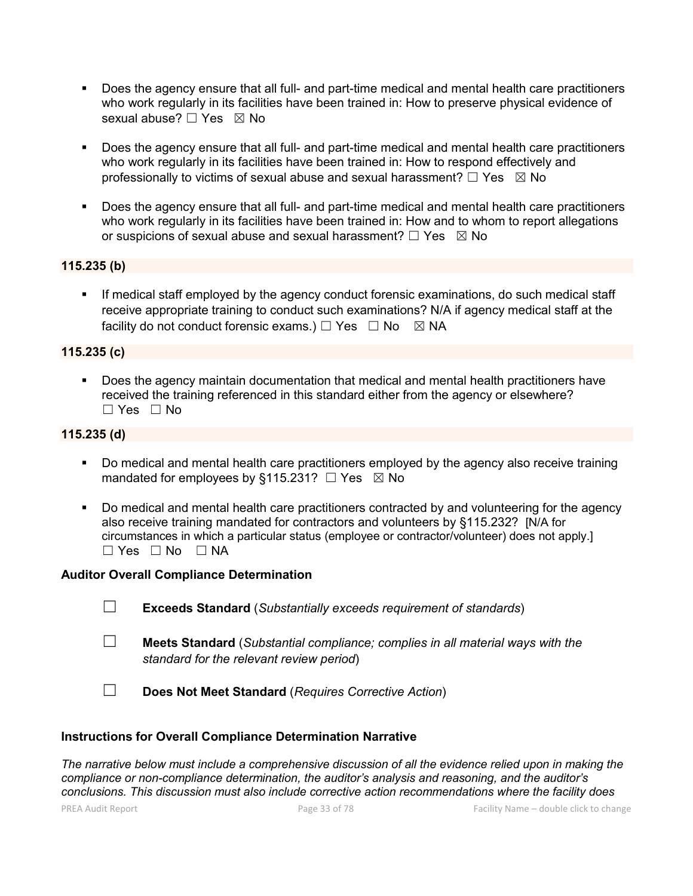- Does the agency ensure that all full- and part-time medical and mental health care practitioners who work regularly in its facilities have been trained in: How to preserve physical evidence of sexual abuse? ☐ Yes ☒ No

- Does the agency ensure that all full- and part-time medical and mental health care practitioners who work regularly in its facilities have been trained in: How to respond effectively and professionally to victims of sexual abuse and sexual harassment? ☐ Yes ☒ No

- Does the agency ensure that all full- and part-time medical and mental health care practitioners who work regularly in its facilities have been trained in: How and to whom to report allegations or suspicions of sexual abuse and sexual harassment? ☐ Yes ☒ No

**115.235 (b)**

- If medical staff employed by the agency conduct forensic examinations, do such medical staff receive appropriate training to conduct such examinations? N/A if agency medical staff at the facility do not conduct forensic exams.) ☐ Yes ☐ No ☒ NA

**115.235 (c)**

- Does the agency maintain documentation that medical and mental health practitioners have received the training referenced in this standard either from the agency or elsewhere? ☐ Yes ☐ No

**115.235 (d)**

- Do medical and mental health care practitioners employed by the agency also receive training mandated for employees by §115.231? ☐ Yes ☒ No

- Do medical and mental health care practitioners contracted by and volunteering for the agency also receive training mandated for contractors and volunteers by §115.232? [N/A for circumstances in which a particular status (employee or contractor/volunteer) does not apply.] ☐ Yes ☐ No ☐ NA

**Auditor Overall Compliance Determination**

☐ **Exceeds Standard** (*Substantially exceeds requirement of standards*)

☐ **Meets Standard** (*Substantial compliance; complies in all material ways with the standard for the relevant review period*)

☐ **Does Not Meet Standard** (*Requires Corrective Action*)

**Instructions for Overall Compliance Determination Narrative**

*The narrative below must include a comprehensive discussion of all the evidence relied upon in making the compliance or non-compliance determination, the auditor's analysis and reasoning, and the auditor's conclusions. This discussion must also include corrective action recommendations where the facility does*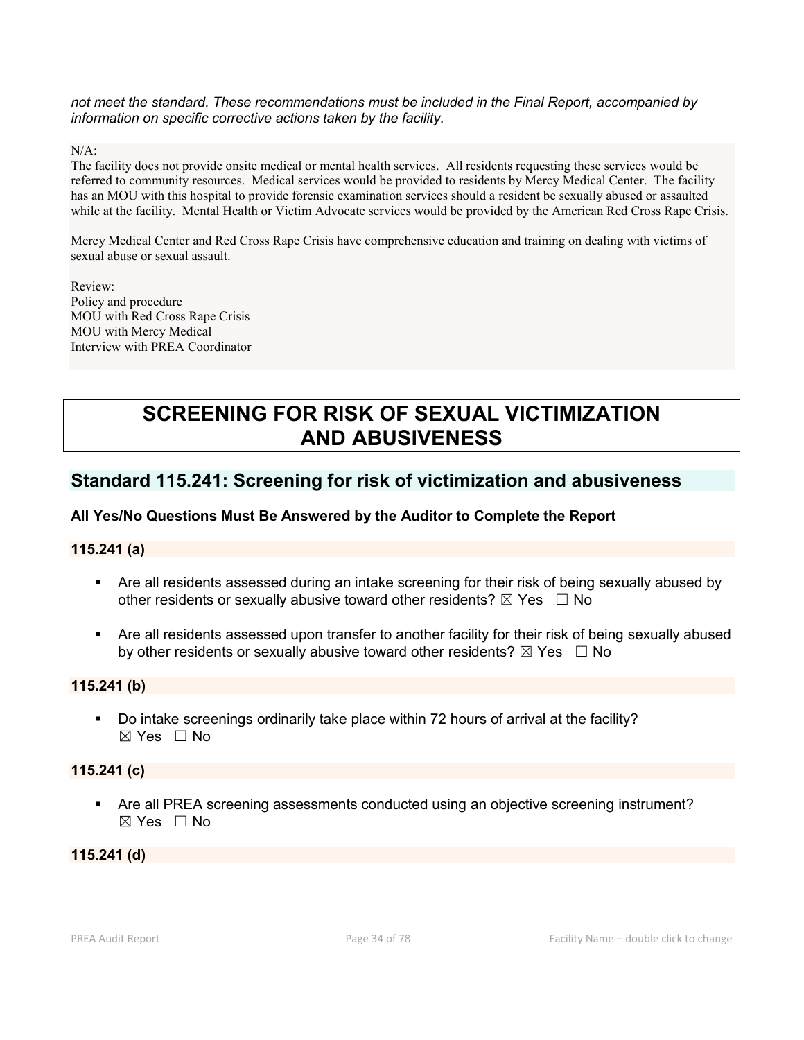*not meet the standard. These recommendations must be included in the Final Report, accompanied by information on specific corrective actions taken by the facility.*

N/A:
The facility does not provide onsite medical or mental health services. All residents requesting these services would be referred to community resources. Medical services would be provided to residents by Mercy Medical Center. The facility has an MOU with this hospital to provide forensic examination services should a resident be sexually abused or assaulted while at the facility. Mental Health or Victim Advocate services would be provided by the American Red Cross Rape Crisis.

Mercy Medical Center and Red Cross Rape Crisis have comprehensive education and training on dealing with victims of sexual abuse or sexual assault.

Review:
Policy and procedure
MOU with Red Cross Rape Crisis
MOU with Mercy Medical
Interview with PREA Coordinator

# SCREENING FOR RISK OF SEXUAL VICTIMIZATION AND ABUSIVENESS

## Standard 115.241: Screening for risk of victimization and abusiveness

**All Yes/No Questions Must Be Answered by the Auditor to Complete the Report**

### 115.241 (a)

- Are all residents assessed during an intake screening for their risk of being sexually abused by other residents or sexually abusive toward other residents? ☒ Yes ☐ No

- Are all residents assessed upon transfer to another facility for their risk of being sexually abused by other residents or sexually abusive toward other residents? ☒ Yes ☐ No

### 115.241 (b)

- Do intake screenings ordinarily take place within 72 hours of arrival at the facility? ☒ Yes ☐ No

### 115.241 (c)

- Are all PREA screening assessments conducted using an objective screening instrument? ☒ Yes ☐ No

### 115.241 (d)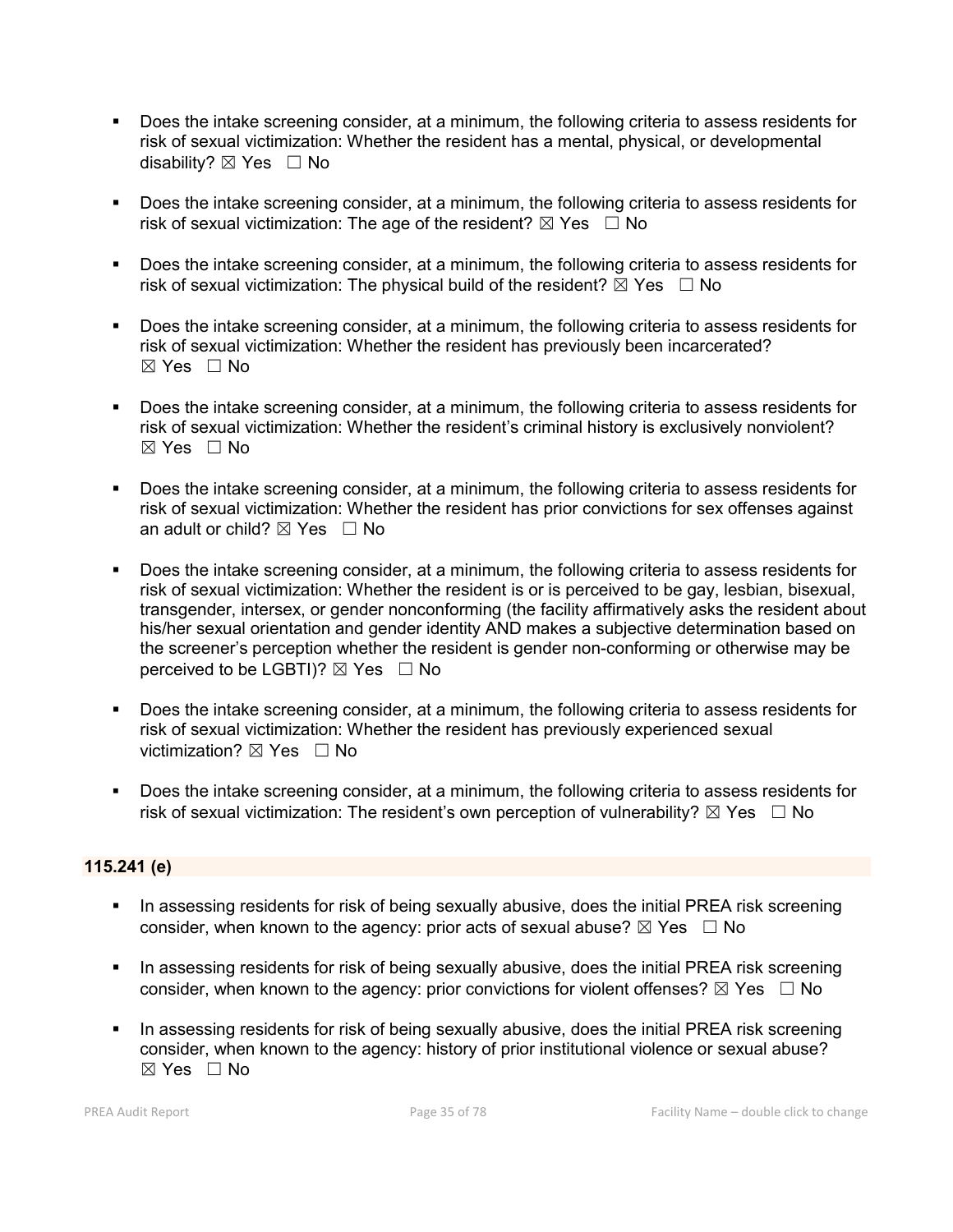- Does the intake screening consider, at a minimum, the following criteria to assess residents for risk of sexual victimization: Whether the resident has a mental, physical, or developmental disability? ☒ Yes ☐ No

- Does the intake screening consider, at a minimum, the following criteria to assess residents for risk of sexual victimization: The age of the resident? ☒ Yes ☐ No

- Does the intake screening consider, at a minimum, the following criteria to assess residents for risk of sexual victimization: The physical build of the resident? ☒ Yes ☐ No

- Does the intake screening consider, at a minimum, the following criteria to assess residents for risk of sexual victimization: Whether the resident has previously been incarcerated? ☒ Yes ☐ No

- Does the intake screening consider, at a minimum, the following criteria to assess residents for risk of sexual victimization: Whether the resident's criminal history is exclusively nonviolent? ☒ Yes ☐ No

- Does the intake screening consider, at a minimum, the following criteria to assess residents for risk of sexual victimization: Whether the resident has prior convictions for sex offenses against an adult or child? ☒ Yes ☐ No

- Does the intake screening consider, at a minimum, the following criteria to assess residents for risk of sexual victimization: Whether the resident is or is perceived to be gay, lesbian, bisexual, transgender, intersex, or gender nonconforming (the facility affirmatively asks the resident about his/her sexual orientation and gender identity AND makes a subjective determination based on the screener's perception whether the resident is gender non-conforming or otherwise may be perceived to be LGBTI)? ☒ Yes ☐ No

- Does the intake screening consider, at a minimum, the following criteria to assess residents for risk of sexual victimization: Whether the resident has previously experienced sexual victimization? ☒ Yes ☐ No

- Does the intake screening consider, at a minimum, the following criteria to assess residents for risk of sexual victimization: The resident's own perception of vulnerability? ☒ Yes ☐ No

**115.241 (e)**

- In assessing residents for risk of being sexually abusive, does the initial PREA risk screening consider, when known to the agency: prior acts of sexual abuse? ☒ Yes ☐ No

- In assessing residents for risk of being sexually abusive, does the initial PREA risk screening consider, when known to the agency: prior convictions for violent offenses? ☒ Yes ☐ No

- In assessing residents for risk of being sexually abusive, does the initial PREA risk screening consider, when known to the agency: history of prior institutional violence or sexual abuse? ☒ Yes ☐ No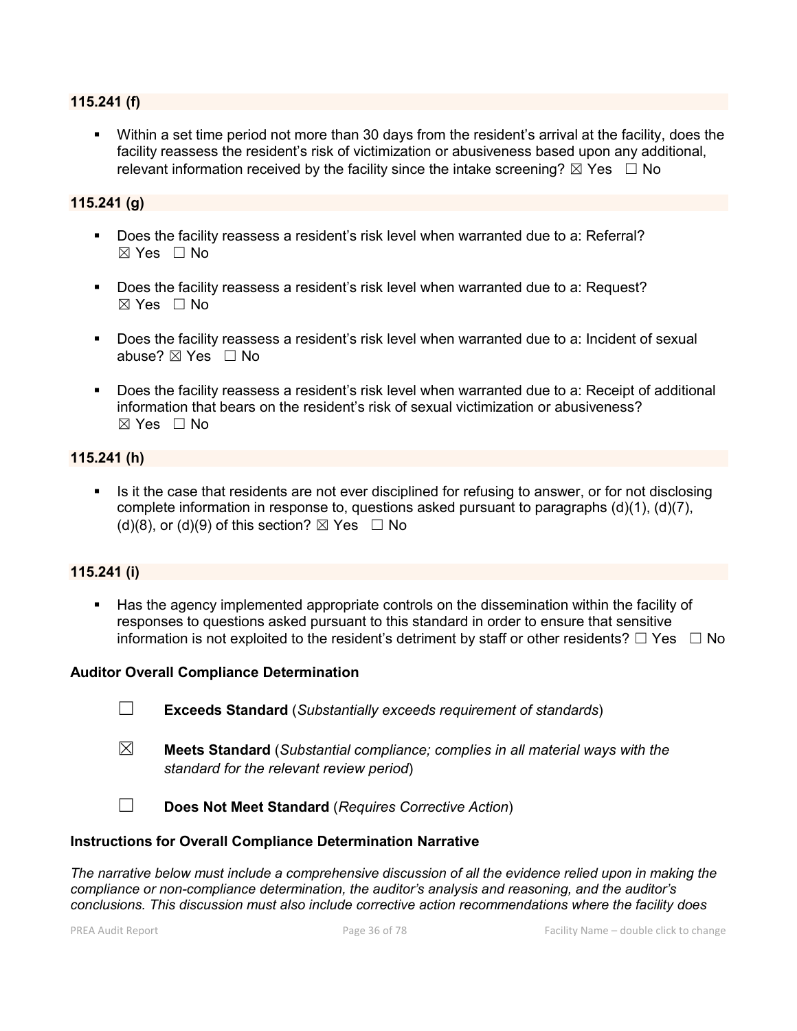### 115.241 (f)

- Within a set time period not more than 30 days from the resident's arrival at the facility, does the facility reassess the resident's risk of victimization or abusiveness based upon any additional, relevant information received by the facility since the intake screening? ☒ Yes ☐ No

### 115.241 (g)

- Does the facility reassess a resident's risk level when warranted due to a: Referral? ☒ Yes ☐ No
- Does the facility reassess a resident's risk level when warranted due to a: Request? ☒ Yes ☐ No
- Does the facility reassess a resident's risk level when warranted due to a: Incident of sexual abuse? ☒ Yes ☐ No
- Does the facility reassess a resident's risk level when warranted due to a: Receipt of additional information that bears on the resident's risk of sexual victimization or abusiveness? ☒ Yes ☐ No

### 115.241 (h)

- Is it the case that residents are not ever disciplined for refusing to answer, or for not disclosing complete information in response to, questions asked pursuant to paragraphs (d)(1), (d)(7), (d)(8), or (d)(9) of this section? ☒ Yes ☐ No

### 115.241 (i)

- Has the agency implemented appropriate controls on the dissemination within the facility of responses to questions asked pursuant to this standard in order to ensure that sensitive information is not exploited to the resident's detriment by staff or other residents? ☐ Yes ☐ No

**Auditor Overall Compliance Determination**

☐ **Exceeds Standard** (*Substantially exceeds requirement of standards*)

☒ **Meets Standard** (*Substantial compliance; complies in all material ways with the standard for the relevant review period*)

☐ **Does Not Meet Standard** (*Requires Corrective Action*)

**Instructions for Overall Compliance Determination Narrative**

*The narrative below must include a comprehensive discussion of all the evidence relied upon in making the compliance or non-compliance determination, the auditor's analysis and reasoning, and the auditor's conclusions. This discussion must also include corrective action recommendations where the facility does*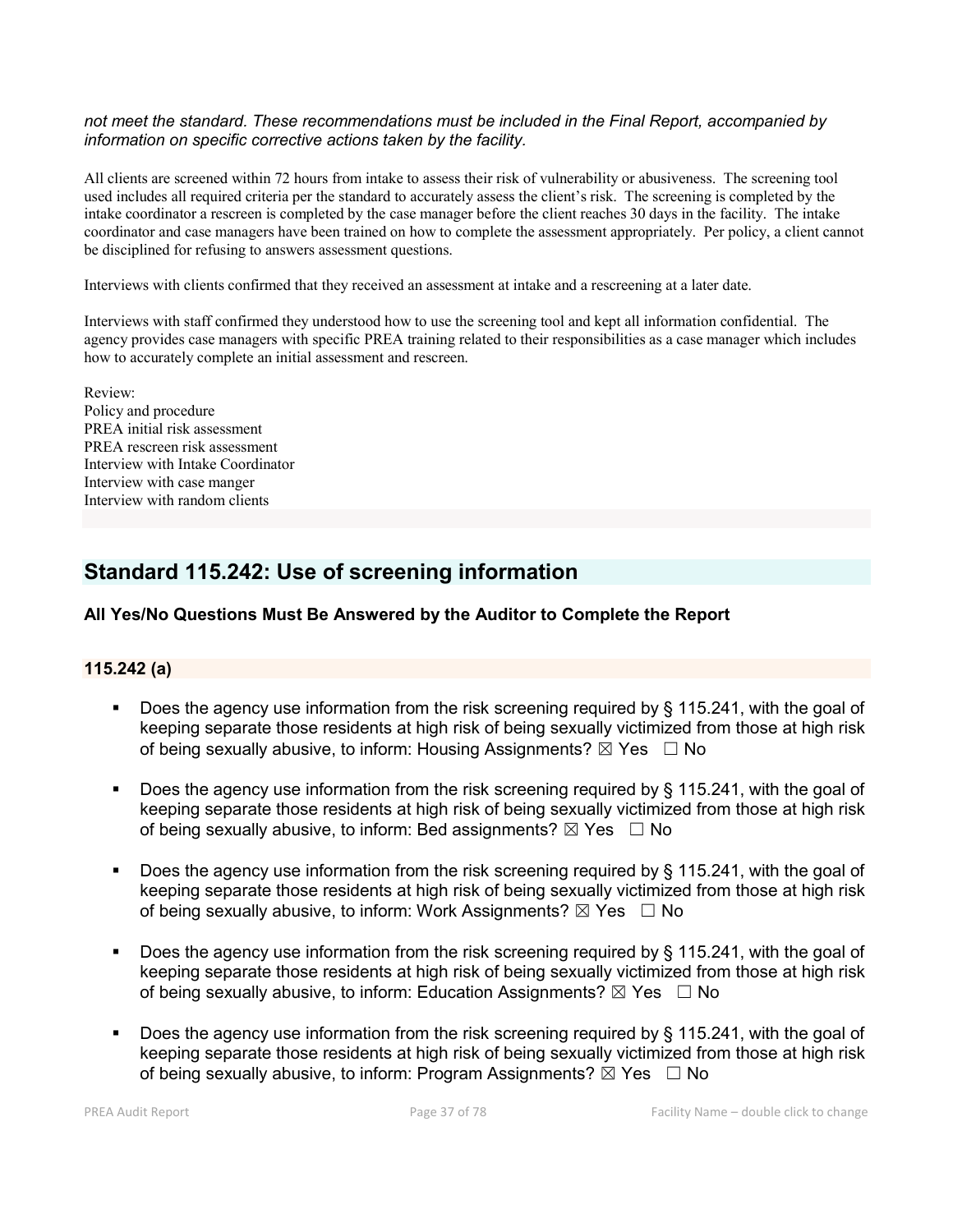*not meet the standard. These recommendations must be included in the Final Report, accompanied by information on specific corrective actions taken by the facility.*

All clients are screened within 72 hours from intake to assess their risk of vulnerability or abusiveness. The screening tool used includes all required criteria per the standard to accurately assess the client's risk. The screening is completed by the intake coordinator a rescreen is completed by the case manager before the client reaches 30 days in the facility. The intake coordinator and case managers have been trained on how to complete the assessment appropriately. Per policy, a client cannot be disciplined for refusing to answers assessment questions.

Interviews with clients confirmed that they received an assessment at intake and a rescreening at a later date.

Interviews with staff confirmed they understood how to use the screening tool and kept all information confidential. The agency provides case managers with specific PREA training related to their responsibilities as a case manager which includes how to accurately complete an initial assessment and rescreen.

Review:
Policy and procedure
PREA initial risk assessment
PREA rescreen risk assessment
Interview with Intake Coordinator
Interview with case manger
Interview with random clients

## Standard 115.242: Use of screening information

**All Yes/No Questions Must Be Answered by the Auditor to Complete the Report**

### 115.242 (a)

- Does the agency use information from the risk screening required by § 115.241, with the goal of keeping separate those residents at high risk of being sexually victimized from those at high risk of being sexually abusive, to inform: Housing Assignments? ☒ Yes ☐ No

- Does the agency use information from the risk screening required by § 115.241, with the goal of keeping separate those residents at high risk of being sexually victimized from those at high risk of being sexually abusive, to inform: Bed assignments? ☒ Yes ☐ No

- Does the agency use information from the risk screening required by § 115.241, with the goal of keeping separate those residents at high risk of being sexually victimized from those at high risk of being sexually abusive, to inform: Work Assignments? ☒ Yes ☐ No

- Does the agency use information from the risk screening required by § 115.241, with the goal of keeping separate those residents at high risk of being sexually victimized from those at high risk of being sexually abusive, to inform: Education Assignments? ☒ Yes ☐ No

- Does the agency use information from the risk screening required by § 115.241, with the goal of keeping separate those residents at high risk of being sexually victimized from those at high risk of being sexually abusive, to inform: Program Assignments? ☒ Yes ☐ No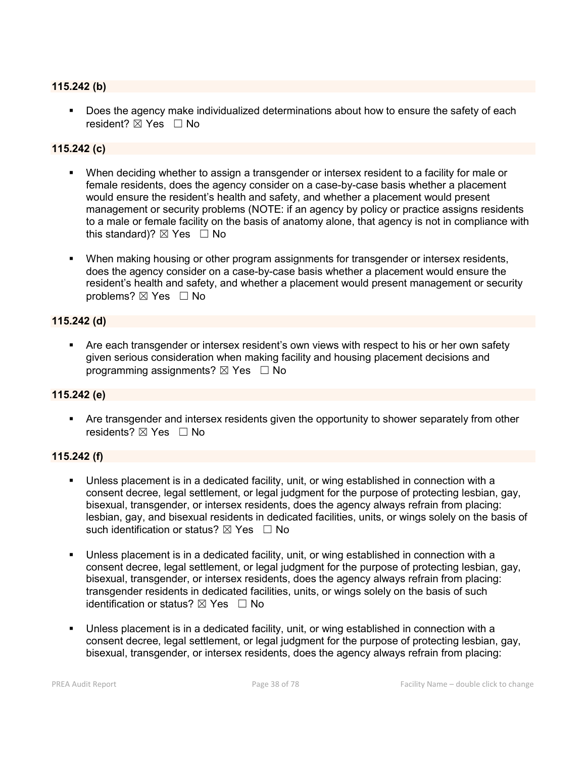**115.242 (b)**

- Does the agency make individualized determinations about how to ensure the safety of each resident? ☒ Yes ☐ No

**115.242 (c)**

- When deciding whether to assign a transgender or intersex resident to a facility for male or female residents, does the agency consider on a case-by-case basis whether a placement would ensure the resident's health and safety, and whether a placement would present management or security problems (NOTE: if an agency by policy or practice assigns residents to a male or female facility on the basis of anatomy alone, that agency is not in compliance with this standard)? ☒ Yes ☐ No

- When making housing or other program assignments for transgender or intersex residents, does the agency consider on a case-by-case basis whether a placement would ensure the resident's health and safety, and whether a placement would present management or security problems? ☒ Yes ☐ No

**115.242 (d)**

- Are each transgender or intersex resident's own views with respect to his or her own safety given serious consideration when making facility and housing placement decisions and programming assignments? ☒ Yes ☐ No

**115.242 (e)**

- Are transgender and intersex residents given the opportunity to shower separately from other residents? ☒ Yes ☐ No

**115.242 (f)**

- Unless placement is in a dedicated facility, unit, or wing established in connection with a consent decree, legal settlement, or legal judgment for the purpose of protecting lesbian, gay, bisexual, transgender, or intersex residents, does the agency always refrain from placing: lesbian, gay, and bisexual residents in dedicated facilities, units, or wings solely on the basis of such identification or status? ☒ Yes ☐ No

- Unless placement is in a dedicated facility, unit, or wing established in connection with a consent decree, legal settlement, or legal judgment for the purpose of protecting lesbian, gay, bisexual, transgender, or intersex residents, does the agency always refrain from placing: transgender residents in dedicated facilities, units, or wings solely on the basis of such identification or status? ☒ Yes ☐ No

- Unless placement is in a dedicated facility, unit, or wing established in connection with a consent decree, legal settlement, or legal judgment for the purpose of protecting lesbian, gay, bisexual, transgender, or intersex residents, does the agency always refrain from placing: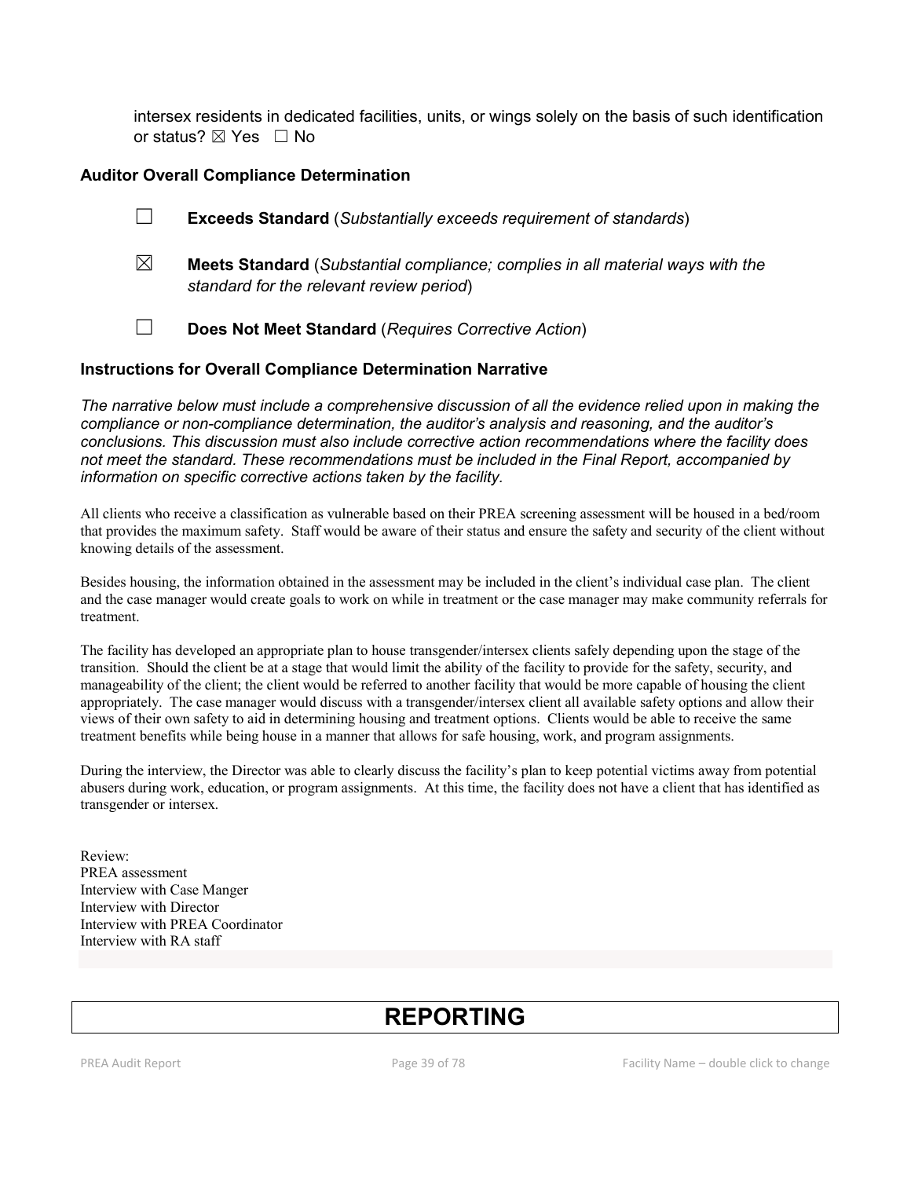intersex residents in dedicated facilities, units, or wings solely on the basis of such identification or status? ☒ Yes ☐ No

### Auditor Overall Compliance Determination

☐ **Exceeds Standard** (*Substantially exceeds requirement of standards*)

☒ **Meets Standard** (*Substantial compliance; complies in all material ways with the standard for the relevant review period*)

☐ **Does Not Meet Standard** (*Requires Corrective Action*)

### Instructions for Overall Compliance Determination Narrative

*The narrative below must include a comprehensive discussion of all the evidence relied upon in making the compliance or non-compliance determination, the auditor's analysis and reasoning, and the auditor's conclusions. This discussion must also include corrective action recommendations where the facility does not meet the standard. These recommendations must be included in the Final Report, accompanied by information on specific corrective actions taken by the facility.*

All clients who receive a classification as vulnerable based on their PREA screening assessment will be housed in a bed/room that provides the maximum safety. Staff would be aware of their status and ensure the safety and security of the client without knowing details of the assessment.

Besides housing, the information obtained in the assessment may be included in the client's individual case plan. The client and the case manager would create goals to work on while in treatment or the case manager may make community referrals for treatment.

The facility has developed an appropriate plan to house transgender/intersex clients safely depending upon the stage of the transition. Should the client be at a stage that would limit the ability of the facility to provide for the safety, security, and manageability of the client; the client would be referred to another facility that would be more capable of housing the client appropriately. The case manager would discuss with a transgender/intersex client all available safety options and allow their views of their own safety to aid in determining housing and treatment options. Clients would be able to receive the same treatment benefits while being house in a manner that allows for safe housing, work, and program assignments.

During the interview, the Director was able to clearly discuss the facility's plan to keep potential victims away from potential abusers during work, education, or program assignments. At this time, the facility does not have a client that has identified as transgender or intersex.

Review:
PREA assessment
Interview with Case Manger
Interview with Director
Interview with PREA Coordinator
Interview with RA staff

# REPORTING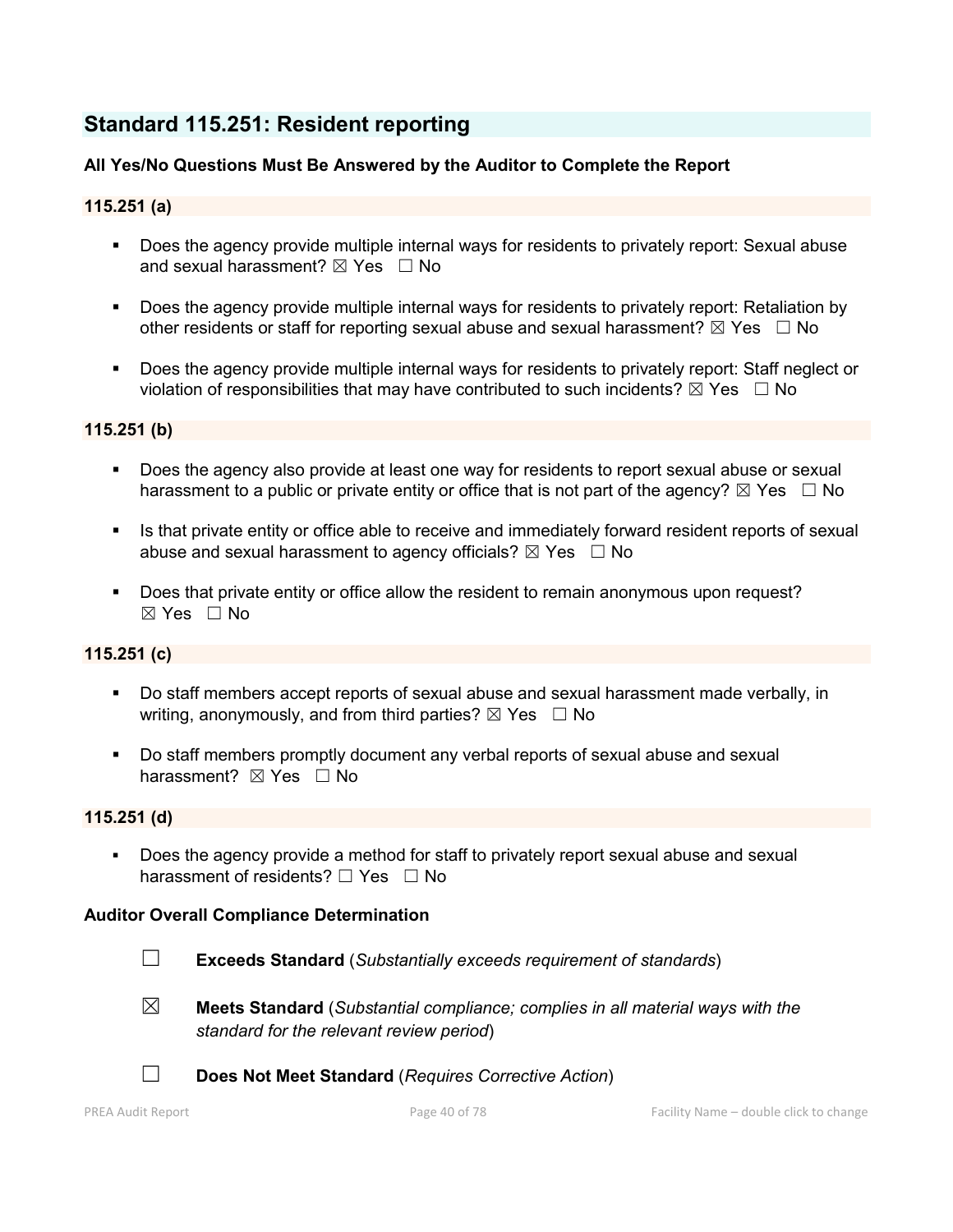## Standard 115.251: Resident reporting

**All Yes/No Questions Must Be Answered by the Auditor to Complete the Report**

### 115.251 (a)

- Does the agency provide multiple internal ways for residents to privately report: Sexual abuse and sexual harassment? ☒ Yes ☐ No
- Does the agency provide multiple internal ways for residents to privately report: Retaliation by other residents or staff for reporting sexual abuse and sexual harassment? ☒ Yes ☐ No
- Does the agency provide multiple internal ways for residents to privately report: Staff neglect or violation of responsibilities that may have contributed to such incidents? ☒ Yes ☐ No

### 115.251 (b)

- Does the agency also provide at least one way for residents to report sexual abuse or sexual harassment to a public or private entity or office that is not part of the agency? ☒ Yes ☐ No
- Is that private entity or office able to receive and immediately forward resident reports of sexual abuse and sexual harassment to agency officials? ☒ Yes ☐ No
- Does that private entity or office allow the resident to remain anonymous upon request? ☒ Yes ☐ No

### 115.251 (c)

- Do staff members accept reports of sexual abuse and sexual harassment made verbally, in writing, anonymously, and from third parties? ☒ Yes ☐ No
- Do staff members promptly document any verbal reports of sexual abuse and sexual harassment? ☒ Yes ☐ No

### 115.251 (d)

- Does the agency provide a method for staff to privately report sexual abuse and sexual harassment of residents? ☐ Yes ☐ No

**Auditor Overall Compliance Determination**

☐ **Exceeds Standard** (*Substantially exceeds requirement of standards*)

☒ **Meets Standard** (*Substantial compliance; complies in all material ways with the standard for the relevant review period*)

☐ **Does Not Meet Standard** (*Requires Corrective Action*)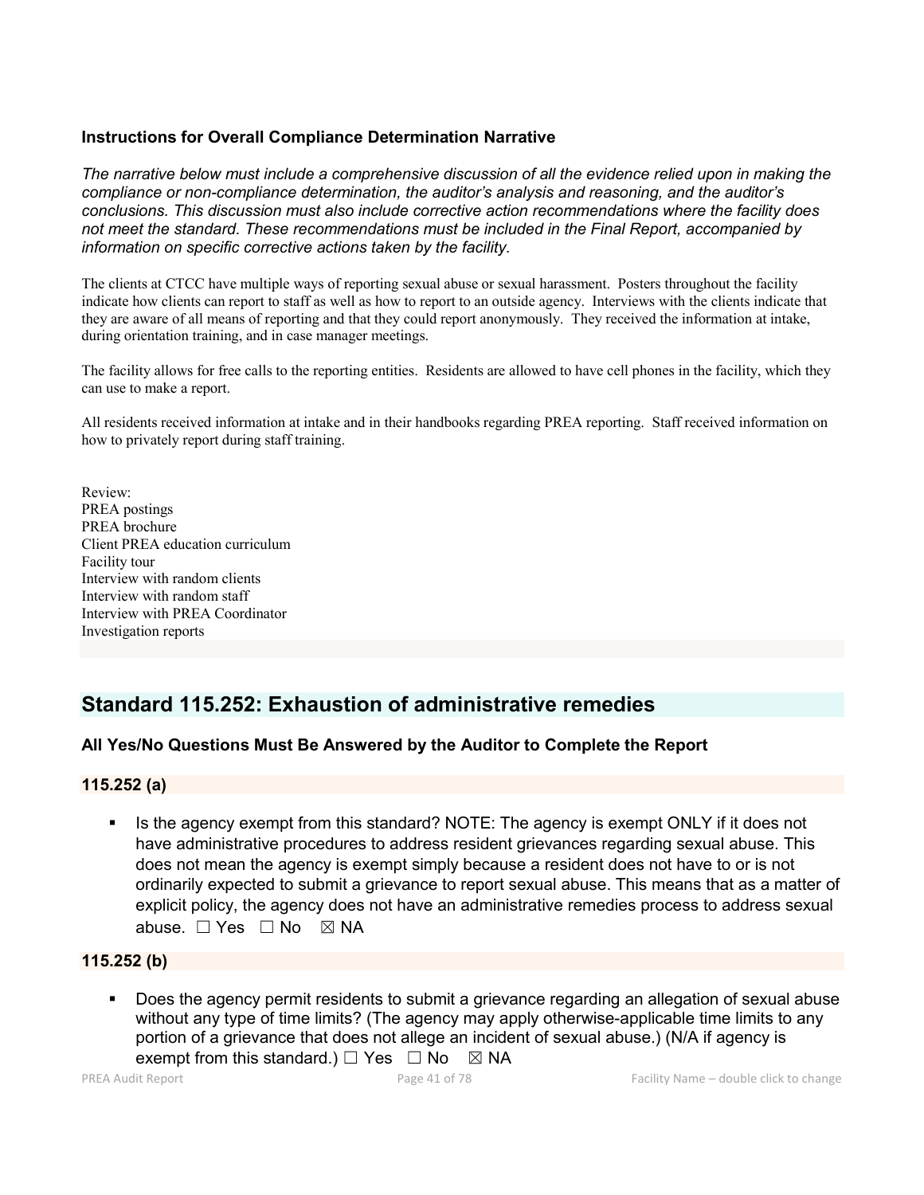**Instructions for Overall Compliance Determination Narrative**

*The narrative below must include a comprehensive discussion of all the evidence relied upon in making the compliance or non-compliance determination, the auditor's analysis and reasoning, and the auditor's conclusions. This discussion must also include corrective action recommendations where the facility does not meet the standard. These recommendations must be included in the Final Report, accompanied by information on specific corrective actions taken by the facility.*

The clients at CTCC have multiple ways of reporting sexual abuse or sexual harassment. Posters throughout the facility indicate how clients can report to staff as well as how to report to an outside agency. Interviews with the clients indicate that they are aware of all means of reporting and that they could report anonymously. They received the information at intake, during orientation training, and in case manager meetings.

The facility allows for free calls to the reporting entities. Residents are allowed to have cell phones in the facility, which they can use to make a report.

All residents received information at intake and in their handbooks regarding PREA reporting. Staff received information on how to privately report during staff training.

Review:
PREA postings
PREA brochure
Client PREA education curriculum
Facility tour
Interview with random clients
Interview with random staff
Interview with PREA Coordinator
Investigation reports

## Standard 115.252: Exhaustion of administrative remedies

### All Yes/No Questions Must Be Answered by the Auditor to Complete the Report

#### 115.252 (a)

- Is the agency exempt from this standard? NOTE: The agency is exempt ONLY if it does not have administrative procedures to address resident grievances regarding sexual abuse. This does not mean the agency is exempt simply because a resident does not have to or is not ordinarily expected to submit a grievance to report sexual abuse. This means that as a matter of explicit policy, the agency does not have an administrative remedies process to address sexual abuse. ☐ Yes ☐ No ☒ NA

#### 115.252 (b)

- Does the agency permit residents to submit a grievance regarding an allegation of sexual abuse without any type of time limits? (The agency may apply otherwise-applicable time limits to any portion of a grievance that does not allege an incident of sexual abuse.) (N/A if agency is exempt from this standard.) ☐ Yes ☐ No ☒ NA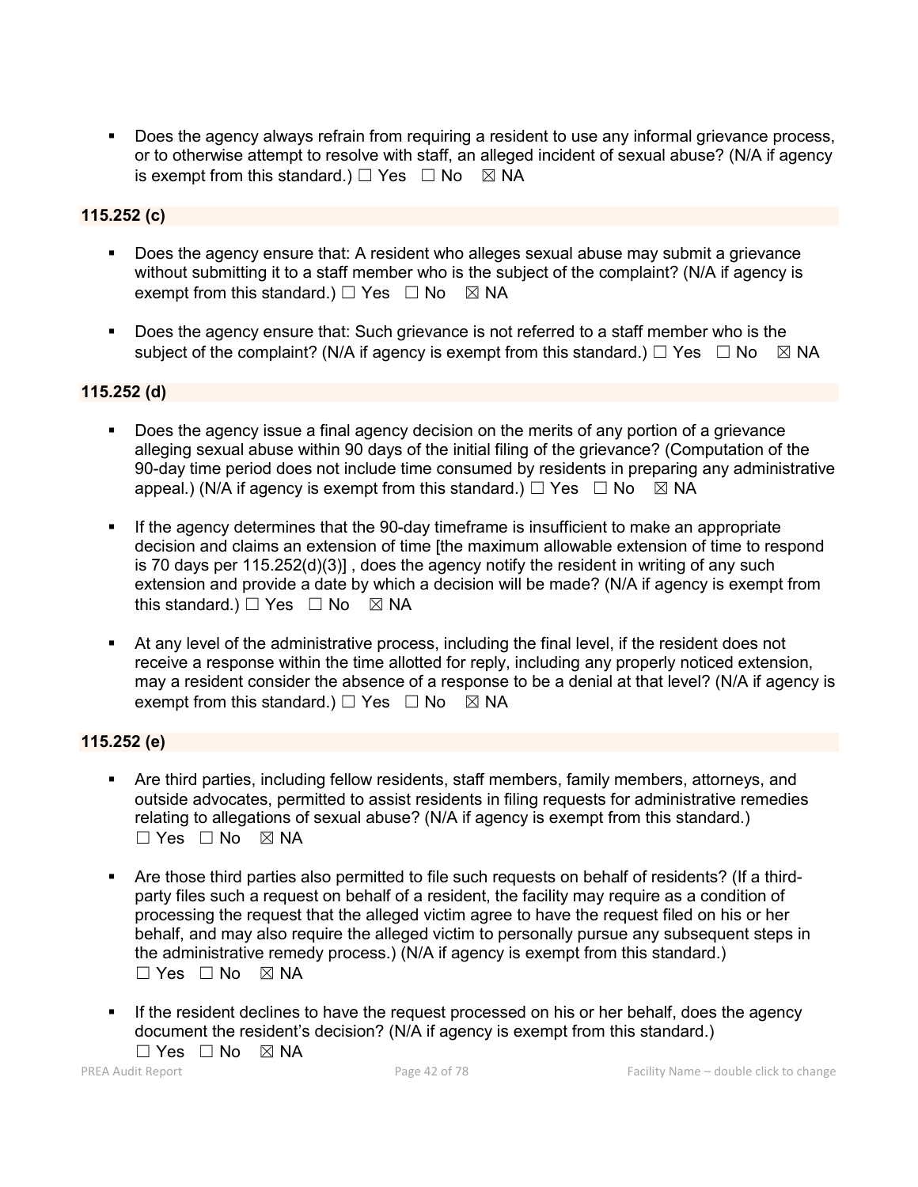- Does the agency always refrain from requiring a resident to use any informal grievance process, or to otherwise attempt to resolve with staff, an alleged incident of sexual abuse? (N/A if agency is exempt from this standard.) ☐ Yes ☐ No ☒ NA

**115.252 (c)**

- Does the agency ensure that: A resident who alleges sexual abuse may submit a grievance without submitting it to a staff member who is the subject of the complaint? (N/A if agency is exempt from this standard.) ☐ Yes ☐ No ☒ NA

- Does the agency ensure that: Such grievance is not referred to a staff member who is the subject of the complaint? (N/A if agency is exempt from this standard.) ☐ Yes ☐ No ☒ NA

**115.252 (d)**

- Does the agency issue a final agency decision on the merits of any portion of a grievance alleging sexual abuse within 90 days of the initial filing of the grievance? (Computation of the 90-day time period does not include time consumed by residents in preparing any administrative appeal.) (N/A if agency is exempt from this standard.) ☐ Yes ☐ No ☒ NA

- If the agency determines that the 90-day timeframe is insufficient to make an appropriate decision and claims an extension of time [the maximum allowable extension of time to respond is 70 days per 115.252(d)(3)] , does the agency notify the resident in writing of any such extension and provide a date by which a decision will be made? (N/A if agency is exempt from this standard.) ☐ Yes ☐ No ☒ NA

- At any level of the administrative process, including the final level, if the resident does not receive a response within the time allotted for reply, including any properly noticed extension, may a resident consider the absence of a response to be a denial at that level? (N/A if agency is exempt from this standard.) ☐ Yes ☐ No ☒ NA

**115.252 (e)**

- Are third parties, including fellow residents, staff members, family members, attorneys, and outside advocates, permitted to assist residents in filing requests for administrative remedies relating to allegations of sexual abuse? (N/A if agency is exempt from this standard.) ☐ Yes ☐ No ☒ NA

- Are those third parties also permitted to file such requests on behalf of residents? (If a third-party files such a request on behalf of a resident, the facility may require as a condition of processing the request that the alleged victim agree to have the request filed on his or her behalf, and may also require the alleged victim to personally pursue any subsequent steps in the administrative remedy process.) (N/A if agency is exempt from this standard.) ☐ Yes ☐ No ☒ NA

- If the resident declines to have the request processed on his or her behalf, does the agency document the resident's decision? (N/A if agency is exempt from this standard.) ☐ Yes ☐ No ☒ NA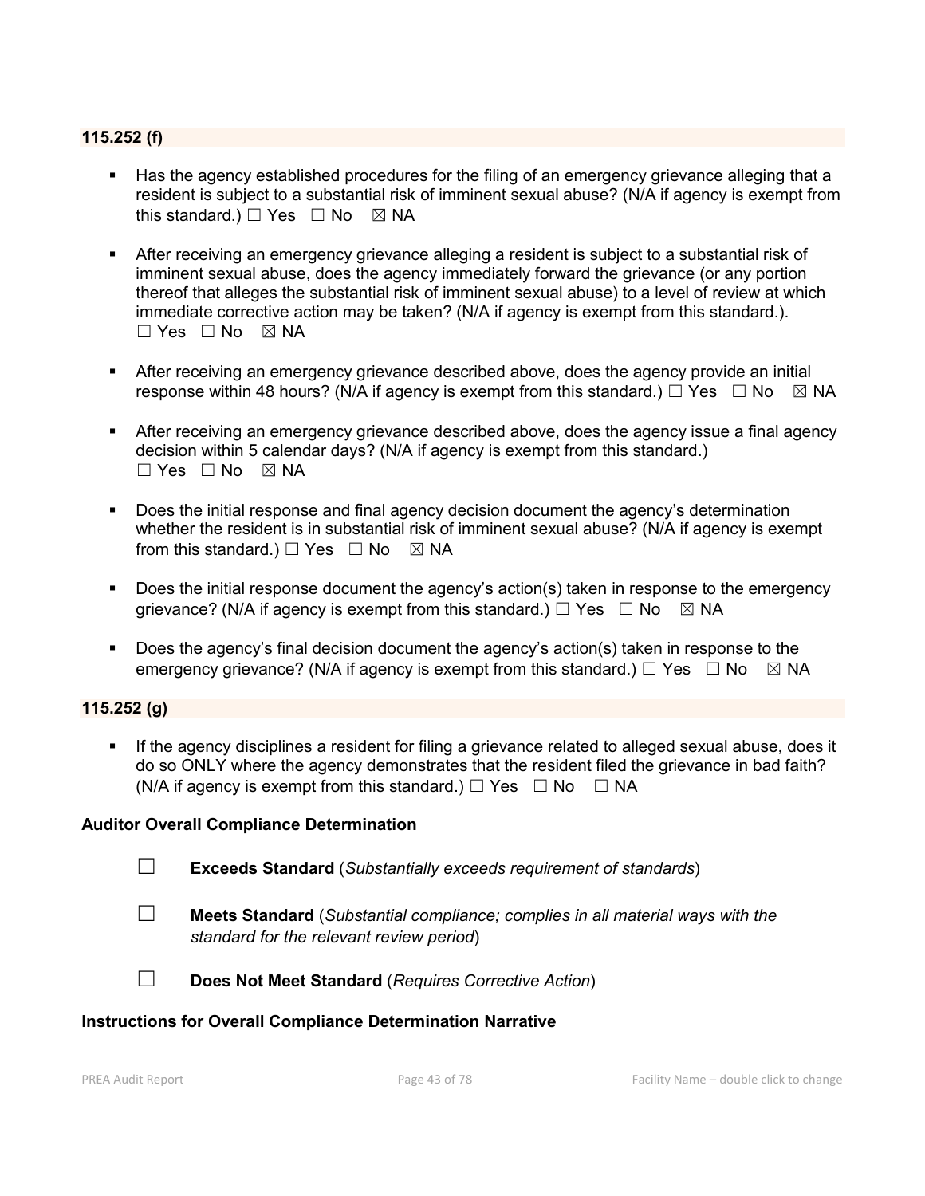**115.252 (f)**

- Has the agency established procedures for the filing of an emergency grievance alleging that a resident is subject to a substantial risk of imminent sexual abuse? (N/A if agency is exempt from this standard.) ☐ Yes ☐ No ☒ NA

- After receiving an emergency grievance alleging a resident is subject to a substantial risk of imminent sexual abuse, does the agency immediately forward the grievance (or any portion thereof that alleges the substantial risk of imminent sexual abuse) to a level of review at which immediate corrective action may be taken? (N/A if agency is exempt from this standard.). ☐ Yes ☐ No ☒ NA

- After receiving an emergency grievance described above, does the agency provide an initial response within 48 hours? (N/A if agency is exempt from this standard.) ☐ Yes ☐ No ☒ NA

- After receiving an emergency grievance described above, does the agency issue a final agency decision within 5 calendar days? (N/A if agency is exempt from this standard.) ☐ Yes ☐ No ☒ NA

- Does the initial response and final agency decision document the agency's determination whether the resident is in substantial risk of imminent sexual abuse? (N/A if agency is exempt from this standard.) ☐ Yes ☐ No ☒ NA

- Does the initial response document the agency's action(s) taken in response to the emergency grievance? (N/A if agency is exempt from this standard.) ☐ Yes ☐ No ☒ NA

- Does the agency's final decision document the agency's action(s) taken in response to the emergency grievance? (N/A if agency is exempt from this standard.) ☐ Yes ☐ No ☒ NA

**115.252 (g)**

- If the agency disciplines a resident for filing a grievance related to alleged sexual abuse, does it do so ONLY where the agency demonstrates that the resident filed the grievance in bad faith? (N/A if agency is exempt from this standard.) ☐ Yes ☐ No ☐ NA

**Auditor Overall Compliance Determination**

☐ **Exceeds Standard** (*Substantially exceeds requirement of standards*)

☐ **Meets Standard** (*Substantial compliance; complies in all material ways with the standard for the relevant review period*)

☐ **Does Not Meet Standard** (*Requires Corrective Action*)

**Instructions for Overall Compliance Determination Narrative**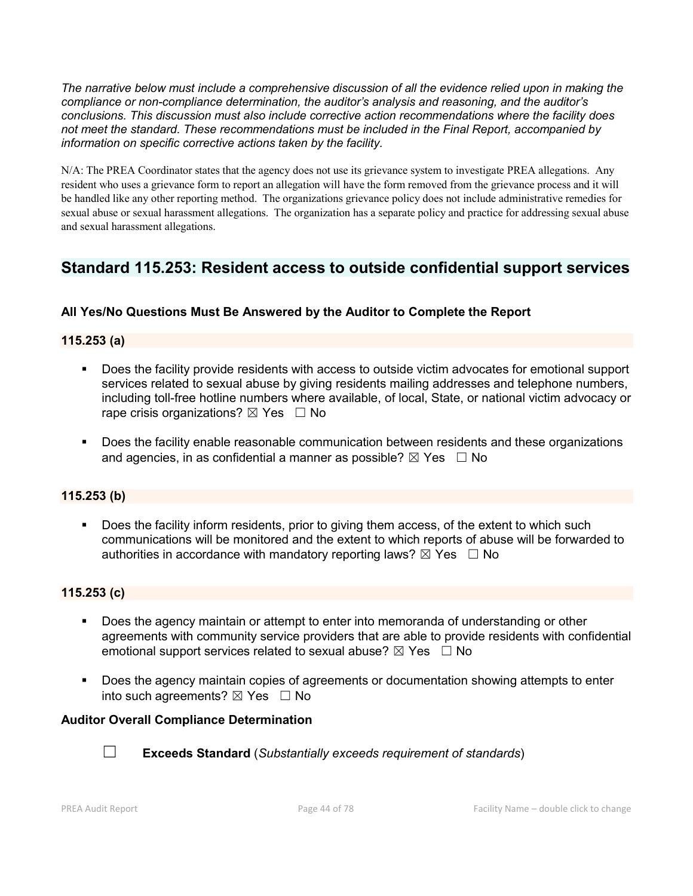*The narrative below must include a comprehensive discussion of all the evidence relied upon in making the compliance or non-compliance determination, the auditor's analysis and reasoning, and the auditor's conclusions. This discussion must also include corrective action recommendations where the facility does not meet the standard. These recommendations must be included in the Final Report, accompanied by information on specific corrective actions taken by the facility.*

N/A: The PREA Coordinator states that the agency does not use its grievance system to investigate PREA allegations. Any resident who uses a grievance form to report an allegation will have the form removed from the grievance process and it will be handled like any other reporting method. The organizations grievance policy does not include administrative remedies for sexual abuse or sexual harassment allegations. The organization has a separate policy and practice for addressing sexual abuse and sexual harassment allegations.

## Standard 115.253: Resident access to outside confidential support services

### All Yes/No Questions Must Be Answered by the Auditor to Complete the Report

### 115.253 (a)

- Does the facility provide residents with access to outside victim advocates for emotional support services related to sexual abuse by giving residents mailing addresses and telephone numbers, including toll-free hotline numbers where available, of local, State, or national victim advocacy or rape crisis organizations? ☒ Yes ☐ No
- Does the facility enable reasonable communication between residents and these organizations and agencies, in as confidential a manner as possible? ☒ Yes ☐ No

### 115.253 (b)

- Does the facility inform residents, prior to giving them access, of the extent to which such communications will be monitored and the extent to which reports of abuse will be forwarded to authorities in accordance with mandatory reporting laws? ☒ Yes ☐ No

### 115.253 (c)

- Does the agency maintain or attempt to enter into memoranda of understanding or other agreements with community service providers that are able to provide residents with confidential emotional support services related to sexual abuse? ☒ Yes ☐ No
- Does the agency maintain copies of agreements or documentation showing attempts to enter into such agreements? ☒ Yes ☐ No

### Auditor Overall Compliance Determination

☐ **Exceeds Standard** (*Substantially exceeds requirement of standards*)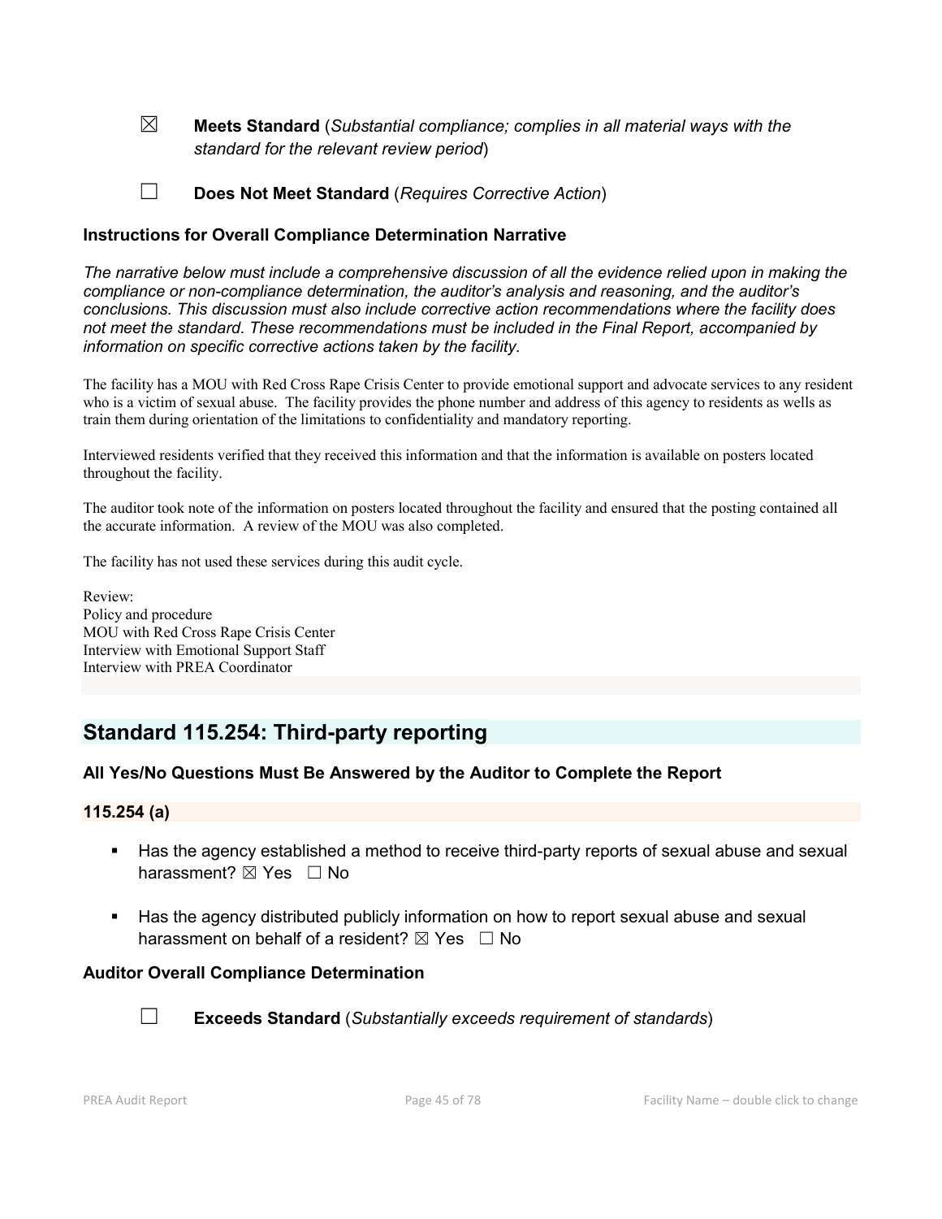☒ **Meets Standard** (*Substantial compliance; complies in all material ways with the standard for the relevant review period*)

☐ **Does Not Meet Standard** (*Requires Corrective Action*)

### Instructions for Overall Compliance Determination Narrative

*The narrative below must include a comprehensive discussion of all the evidence relied upon in making the compliance or non-compliance determination, the auditor's analysis and reasoning, and the auditor's conclusions. This discussion must also include corrective action recommendations where the facility does not meet the standard. These recommendations must be included in the Final Report, accompanied by information on specific corrective actions taken by the facility.*

The facility has a MOU with Red Cross Rape Crisis Center to provide emotional support and advocate services to any resident who is a victim of sexual abuse. The facility provides the phone number and address of this agency to residents as wells as train them during orientation of the limitations to confidentiality and mandatory reporting.

Interviewed residents verified that they received this information and that the information is available on posters located throughout the facility.

The auditor took note of the information on posters located throughout the facility and ensured that the posting contained all the accurate information. A review of the MOU was also completed.

The facility has not used these services during this audit cycle.

Review:
Policy and procedure
MOU with Red Cross Rape Crisis Center
Interview with Emotional Support Staff
Interview with PREA Coordinator

## Standard 115.254: Third-party reporting

### All Yes/No Questions Must Be Answered by the Auditor to Complete the Report

#### 115.254 (a)

- Has the agency established a method to receive third-party reports of sexual abuse and sexual harassment? ☒ Yes ☐ No
- Has the agency distributed publicly information on how to report sexual abuse and sexual harassment on behalf of a resident? ☒ Yes ☐ No

### Auditor Overall Compliance Determination

☐ **Exceeds Standard** (*Substantially exceeds requirement of standards*)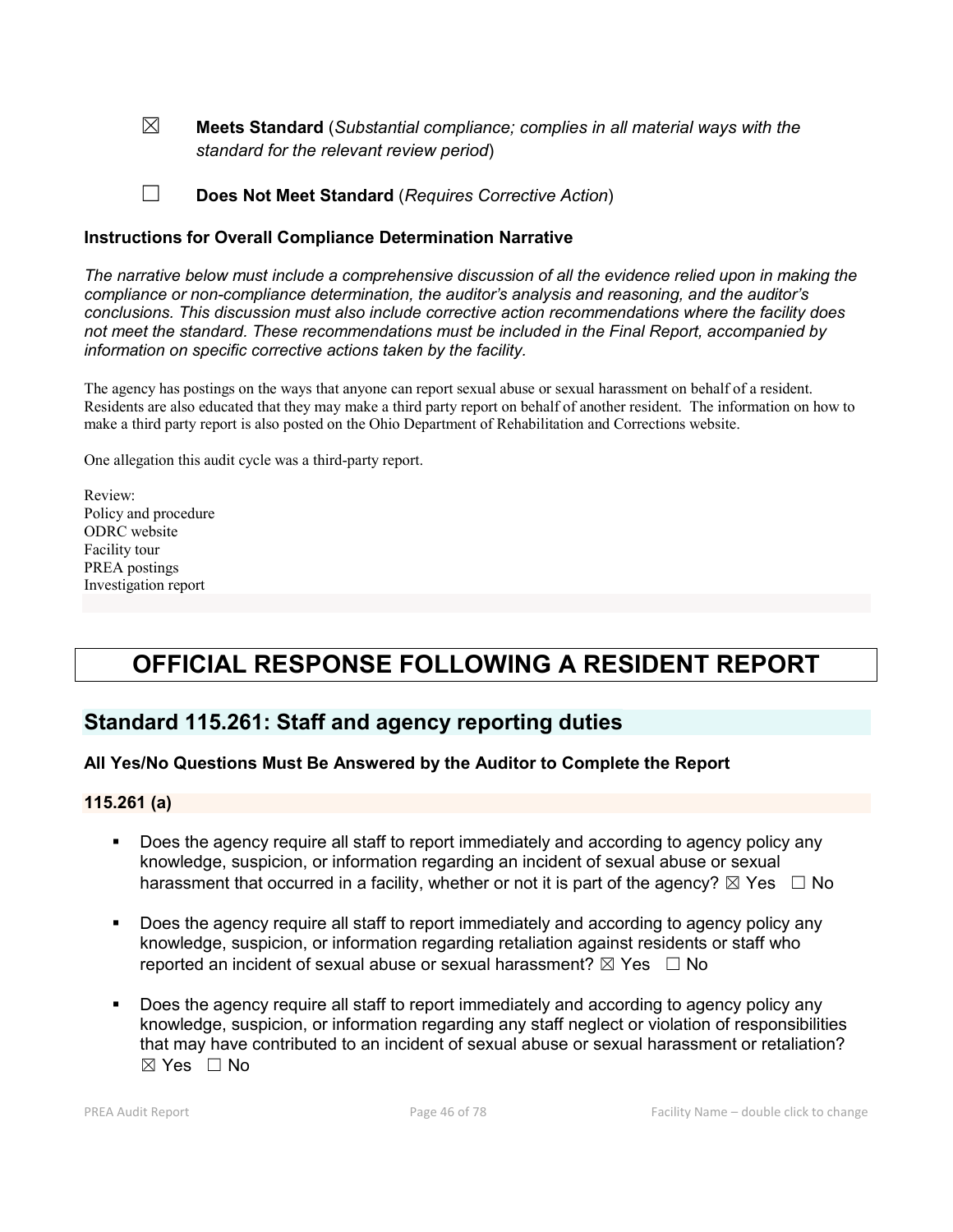☒ **Meets Standard** (*Substantial compliance; complies in all material ways with the standard for the relevant review period*)

☐ **Does Not Meet Standard** (*Requires Corrective Action*)

**Instructions for Overall Compliance Determination Narrative**

*The narrative below must include a comprehensive discussion of all the evidence relied upon in making the compliance or non-compliance determination, the auditor's analysis and reasoning, and the auditor's conclusions. This discussion must also include corrective action recommendations where the facility does not meet the standard. These recommendations must be included in the Final Report, accompanied by information on specific corrective actions taken by the facility.*

The agency has postings on the ways that anyone can report sexual abuse or sexual harassment on behalf of a resident. Residents are also educated that they may make a third party report on behalf of another resident. The information on how to make a third party report is also posted on the Ohio Department of Rehabilitation and Corrections website.

One allegation this audit cycle was a third-party report.

Review:
Policy and procedure
ODRC website
Facility tour
PREA postings
Investigation report

# OFFICIAL RESPONSE FOLLOWING A RESIDENT REPORT

## Standard 115.261: Staff and agency reporting duties

**All Yes/No Questions Must Be Answered by the Auditor to Complete the Report**

**115.261 (a)**

- Does the agency require all staff to report immediately and according to agency policy any knowledge, suspicion, or information regarding an incident of sexual abuse or sexual harassment that occurred in a facility, whether or not it is part of the agency? ☒ Yes ☐ No
- Does the agency require all staff to report immediately and according to agency policy any knowledge, suspicion, or information regarding retaliation against residents or staff who reported an incident of sexual abuse or sexual harassment? ☒ Yes ☐ No
- Does the agency require all staff to report immediately and according to agency policy any knowledge, suspicion, or information regarding any staff neglect or violation of responsibilities that may have contributed to an incident of sexual abuse or sexual harassment or retaliation? ☒ Yes ☐ No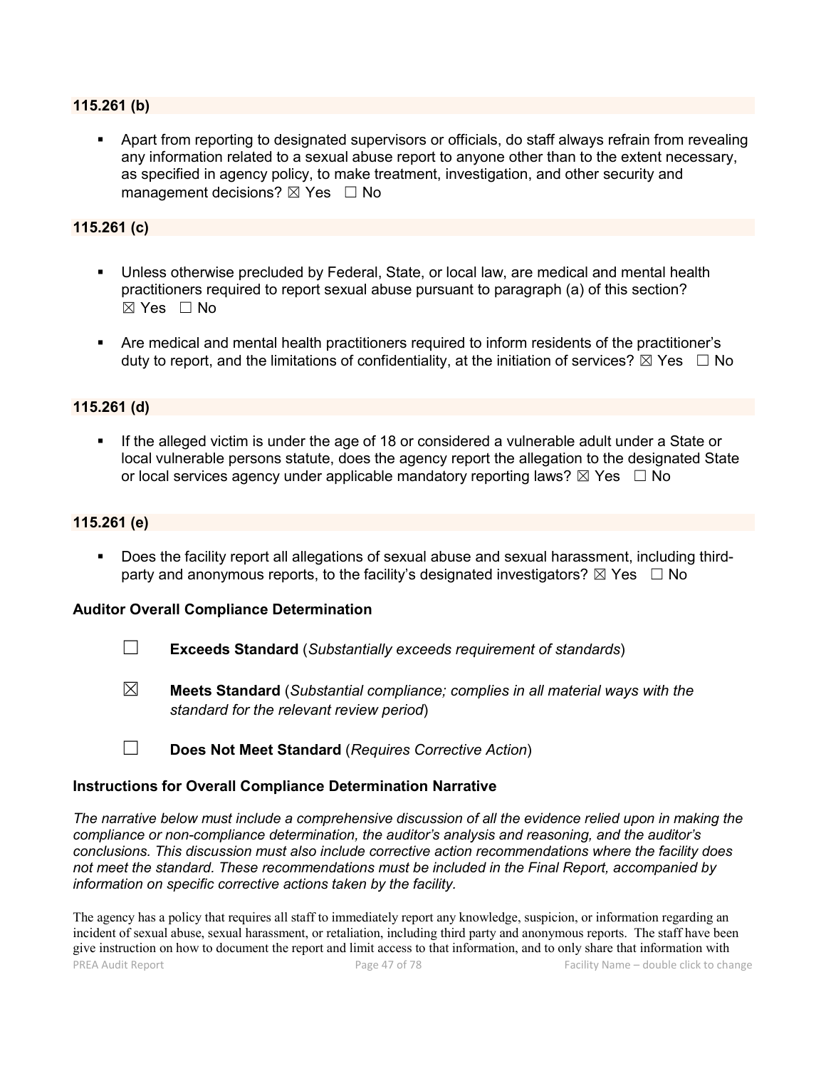### 115.261 (b)

- Apart from reporting to designated supervisors or officials, do staff always refrain from revealing any information related to a sexual abuse report to anyone other than to the extent necessary, as specified in agency policy, to make treatment, investigation, and other security and management decisions? ☒ Yes ☐ No

### 115.261 (c)

- Unless otherwise precluded by Federal, State, or local law, are medical and mental health practitioners required to report sexual abuse pursuant to paragraph (a) of this section? ☒ Yes ☐ No

- Are medical and mental health practitioners required to inform residents of the practitioner's duty to report, and the limitations of confidentiality, at the initiation of services? ☒ Yes ☐ No

### 115.261 (d)

- If the alleged victim is under the age of 18 or considered a vulnerable adult under a State or local vulnerable persons statute, does the agency report the allegation to the designated State or local services agency under applicable mandatory reporting laws? ☒ Yes ☐ No

### 115.261 (e)

- Does the facility report all allegations of sexual abuse and sexual harassment, including third-party and anonymous reports, to the facility's designated investigators? ☒ Yes ☐ No

### Auditor Overall Compliance Determination

☐ **Exceeds Standard** (*Substantially exceeds requirement of standards*)

☒ **Meets Standard** (*Substantial compliance; complies in all material ways with the standard for the relevant review period*)

☐ **Does Not Meet Standard** (*Requires Corrective Action*)

### Instructions for Overall Compliance Determination Narrative

*The narrative below must include a comprehensive discussion of all the evidence relied upon in making the compliance or non-compliance determination, the auditor's analysis and reasoning, and the auditor's conclusions. This discussion must also include corrective action recommendations where the facility does not meet the standard. These recommendations must be included in the Final Report, accompanied by information on specific corrective actions taken by the facility.*

The agency has a policy that requires all staff to immediately report any knowledge, suspicion, or information regarding an incident of sexual abuse, sexual harassment, or retaliation, including third party and anonymous reports. The staff have been give instruction on how to document the report and limit access to that information, and to only share that information with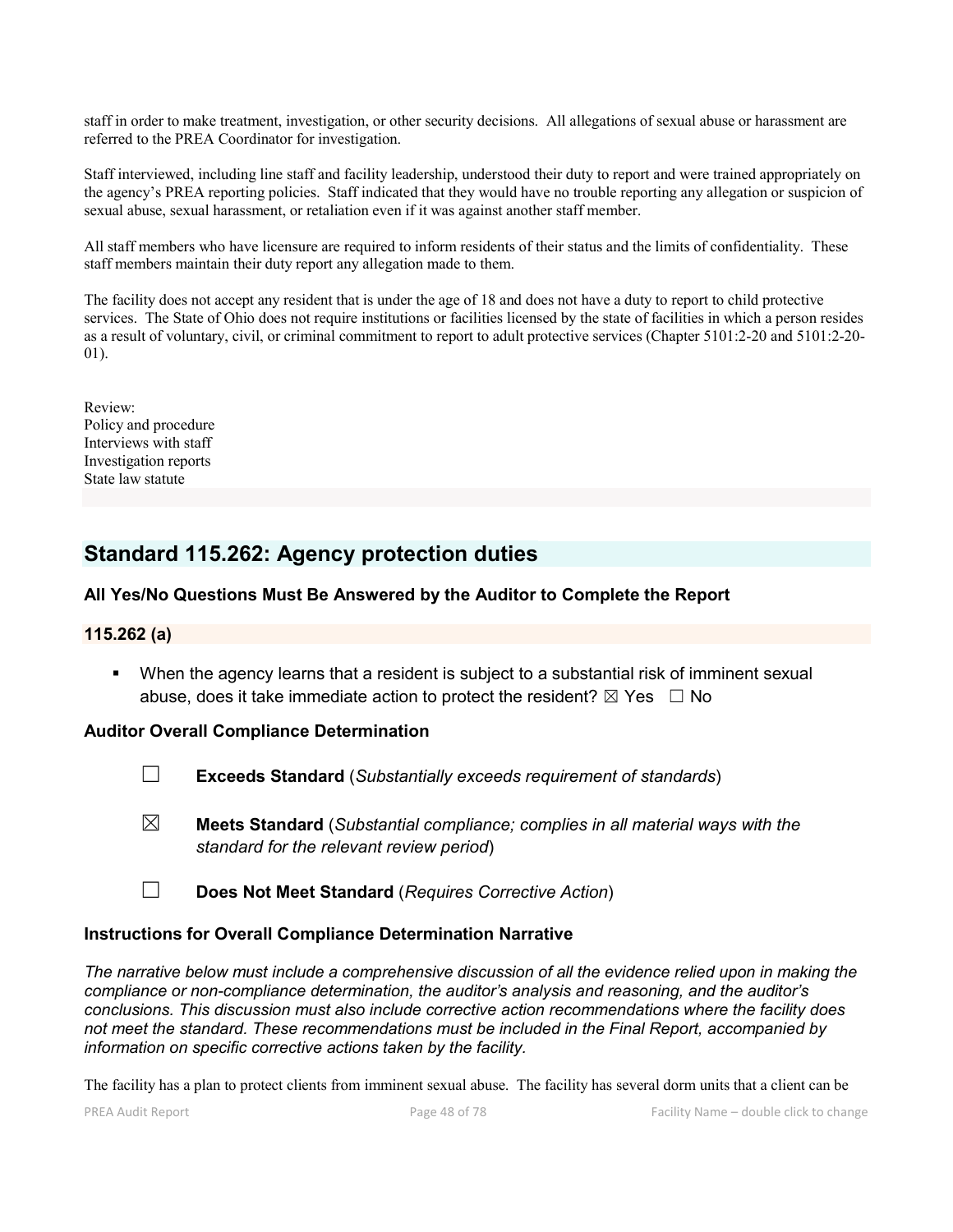staff in order to make treatment, investigation, or other security decisions. All allegations of sexual abuse or harassment are referred to the PREA Coordinator for investigation.

Staff interviewed, including line staff and facility leadership, understood their duty to report and were trained appropriately on the agency's PREA reporting policies. Staff indicated that they would have no trouble reporting any allegation or suspicion of sexual abuse, sexual harassment, or retaliation even if it was against another staff member.

All staff members who have licensure are required to inform residents of their status and the limits of confidentiality. These staff members maintain their duty report any allegation made to them.

The facility does not accept any resident that is under the age of 18 and does not have a duty to report to child protective services. The State of Ohio does not require institutions or facilities licensed by the state of facilities in which a person resides as a result of voluntary, civil, or criminal commitment to report to adult protective services (Chapter 5101:2-20 and 5101:2-20-01).

Review:
Policy and procedure
Interviews with staff
Investigation reports
State law statute

## Standard 115.262: Agency protection duties

### All Yes/No Questions Must Be Answered by the Auditor to Complete the Report

### 115.262 (a)

- When the agency learns that a resident is subject to a substantial risk of imminent sexual abuse, does it take immediate action to protect the resident? ☒ Yes ☐ No

### Auditor Overall Compliance Determination

☐ **Exceeds Standard** (*Substantially exceeds requirement of standards*)

☒ **Meets Standard** (*Substantial compliance; complies in all material ways with the standard for the relevant review period*)

☐ **Does Not Meet Standard** (*Requires Corrective Action*)

### Instructions for Overall Compliance Determination Narrative

*The narrative below must include a comprehensive discussion of all the evidence relied upon in making the compliance or non-compliance determination, the auditor's analysis and reasoning, and the auditor's conclusions. This discussion must also include corrective action recommendations where the facility does not meet the standard. These recommendations must be included in the Final Report, accompanied by information on specific corrective actions taken by the facility.*

The facility has a plan to protect clients from imminent sexual abuse. The facility has several dorm units that a client can be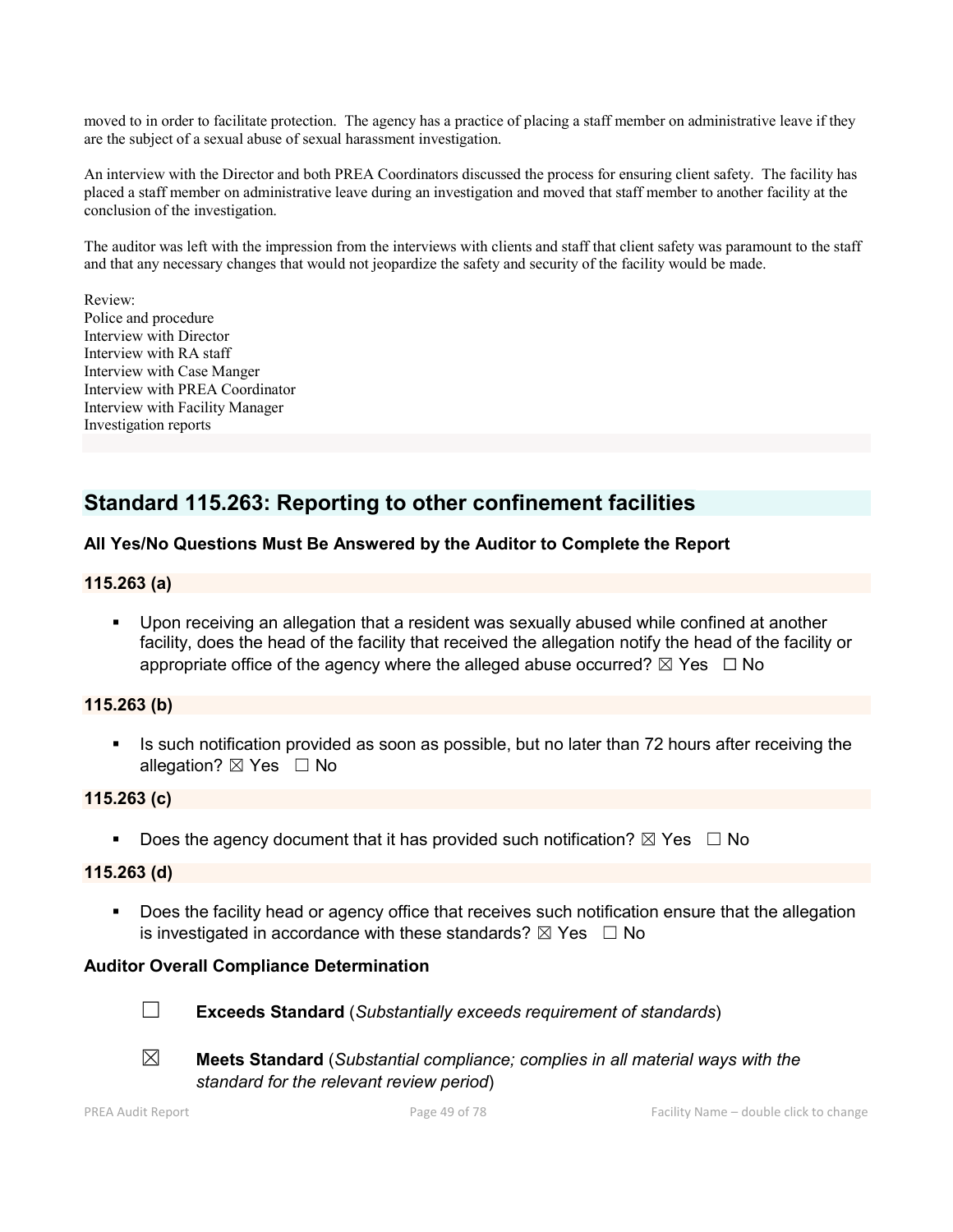moved to in order to facilitate protection. The agency has a practice of placing a staff member on administrative leave if they are the subject of a sexual abuse of sexual harassment investigation.

An interview with the Director and both PREA Coordinators discussed the process for ensuring client safety. The facility has placed a staff member on administrative leave during an investigation and moved that staff member to another facility at the conclusion of the investigation.

The auditor was left with the impression from the interviews with clients and staff that client safety was paramount to the staff and that any necessary changes that would not jeopardize the safety and security of the facility would be made.

Review:
Police and procedure
Interview with Director
Interview with RA staff
Interview with Case Manger
Interview with PREA Coordinator
Interview with Facility Manager
Investigation reports

## Standard 115.263: Reporting to other confinement facilities

### All Yes/No Questions Must Be Answered by the Auditor to Complete the Report

### 115.263 (a)

- Upon receiving an allegation that a resident was sexually abused while confined at another facility, does the head of the facility that received the allegation notify the head of the facility or appropriate office of the agency where the alleged abuse occurred? ☒ Yes ☐ No

### 115.263 (b)

- Is such notification provided as soon as possible, but no later than 72 hours after receiving the allegation? ☒ Yes ☐ No

### 115.263 (c)

- Does the agency document that it has provided such notification? ☒ Yes ☐ No

### 115.263 (d)

- Does the facility head or agency office that receives such notification ensure that the allegation is investigated in accordance with these standards? ☒ Yes ☐ No

### Auditor Overall Compliance Determination

☐ **Exceeds Standard** (*Substantially exceeds requirement of standards*)

☒ **Meets Standard** (*Substantial compliance; complies in all material ways with the standard for the relevant review period*)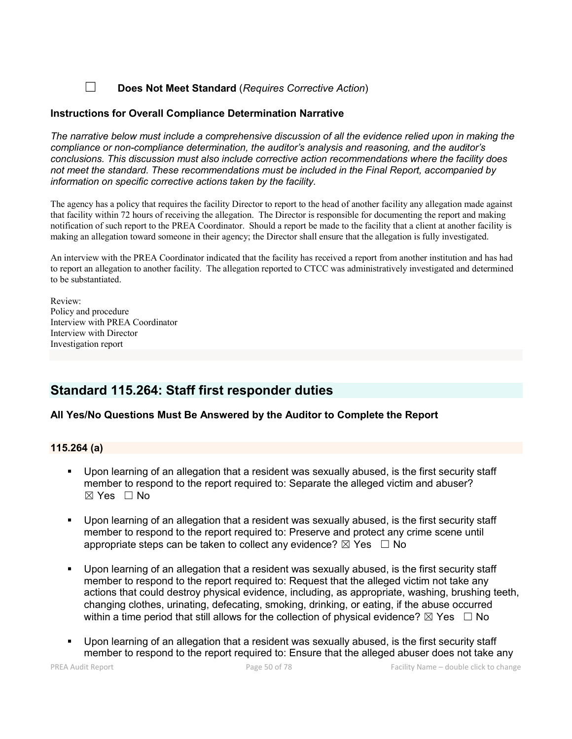☐ **Does Not Meet Standard** (*Requires Corrective Action*)

**Instructions for Overall Compliance Determination Narrative**

*The narrative below must include a comprehensive discussion of all the evidence relied upon in making the compliance or non-compliance determination, the auditor's analysis and reasoning, and the auditor's conclusions. This discussion must also include corrective action recommendations where the facility does not meet the standard. These recommendations must be included in the Final Report, accompanied by information on specific corrective actions taken by the facility.*

The agency has a policy that requires the facility Director to report to the head of another facility any allegation made against that facility within 72 hours of receiving the allegation. The Director is responsible for documenting the report and making notification of such report to the PREA Coordinator. Should a report be made to the facility that a client at another facility is making an allegation toward someone in their agency; the Director shall ensure that the allegation is fully investigated.

An interview with the PREA Coordinator indicated that the facility has received a report from another institution and has had to report an allegation to another facility. The allegation reported to CTCC was administratively investigated and determined to be substantiated.

Review:
Policy and procedure
Interview with PREA Coordinator
Interview with Director
Investigation report

## Standard 115.264: Staff first responder duties

**All Yes/No Questions Must Be Answered by the Auditor to Complete the Report**

### 115.264 (a)

- Upon learning of an allegation that a resident was sexually abused, is the first security staff member to respond to the report required to: Separate the alleged victim and abuser? ☒ Yes ☐ No
- Upon learning of an allegation that a resident was sexually abused, is the first security staff member to respond to the report required to: Preserve and protect any crime scene until appropriate steps can be taken to collect any evidence? ☒ Yes ☐ No
- Upon learning of an allegation that a resident was sexually abused, is the first security staff member to respond to the report required to: Request that the alleged victim not take any actions that could destroy physical evidence, including, as appropriate, washing, brushing teeth, changing clothes, urinating, defecating, smoking, drinking, or eating, if the abuse occurred within a time period that still allows for the collection of physical evidence? ☒ Yes ☐ No
- Upon learning of an allegation that a resident was sexually abused, is the first security staff member to respond to the report required to: Ensure that the alleged abuser does not take any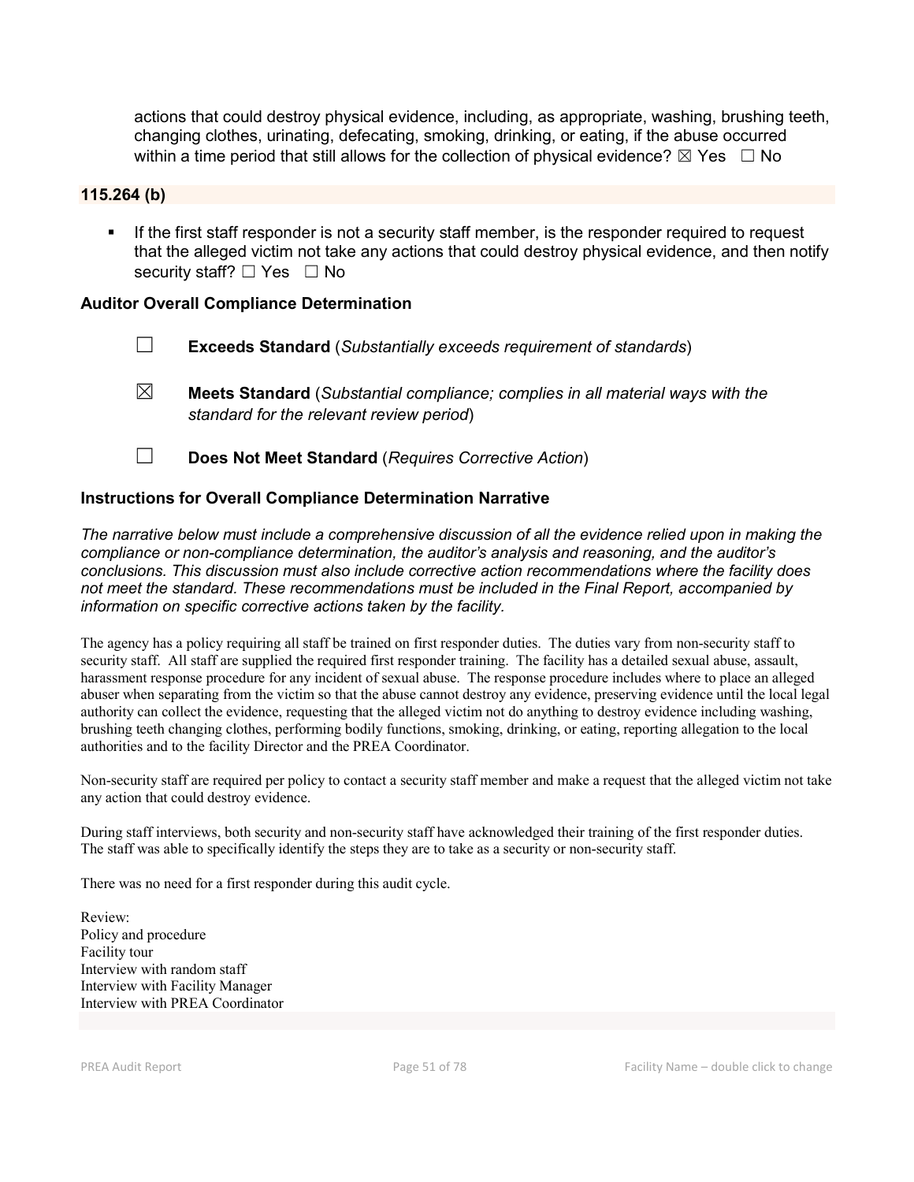actions that could destroy physical evidence, including, as appropriate, washing, brushing teeth, changing clothes, urinating, defecating, smoking, drinking, or eating, if the abuse occurred within a time period that still allows for the collection of physical evidence? ☒ Yes ☐ No

**115.264 (b)**

- If the first staff responder is not a security staff member, is the responder required to request that the alleged victim not take any actions that could destroy physical evidence, and then notify security staff? ☐ Yes ☐ No

### Auditor Overall Compliance Determination

☐ **Exceeds Standard** (*Substantially exceeds requirement of standards*)

☒ **Meets Standard** (*Substantial compliance; complies in all material ways with the standard for the relevant review period*)

☐ **Does Not Meet Standard** (*Requires Corrective Action*)

### Instructions for Overall Compliance Determination Narrative

*The narrative below must include a comprehensive discussion of all the evidence relied upon in making the compliance or non-compliance determination, the auditor's analysis and reasoning, and the auditor's conclusions. This discussion must also include corrective action recommendations where the facility does not meet the standard. These recommendations must be included in the Final Report, accompanied by information on specific corrective actions taken by the facility.*

The agency has a policy requiring all staff be trained on first responder duties. The duties vary from non-security staff to security staff. All staff are supplied the required first responder training. The facility has a detailed sexual abuse, assault, harassment response procedure for any incident of sexual abuse. The response procedure includes where to place an alleged abuser when separating from the victim so that the abuse cannot destroy any evidence, preserving evidence until the local legal authority can collect the evidence, requesting that the alleged victim not do anything to destroy evidence including washing, brushing teeth changing clothes, performing bodily functions, smoking, drinking, or eating, reporting allegation to the local authorities and to the facility Director and the PREA Coordinator.

Non-security staff are required per policy to contact a security staff member and make a request that the alleged victim not take any action that could destroy evidence.

During staff interviews, both security and non-security staff have acknowledged their training of the first responder duties. The staff was able to specifically identify the steps they are to take as a security or non-security staff.

There was no need for a first responder during this audit cycle.

Review:
Policy and procedure
Facility tour
Interview with random staff
Interview with Facility Manager
Interview with PREA Coordinator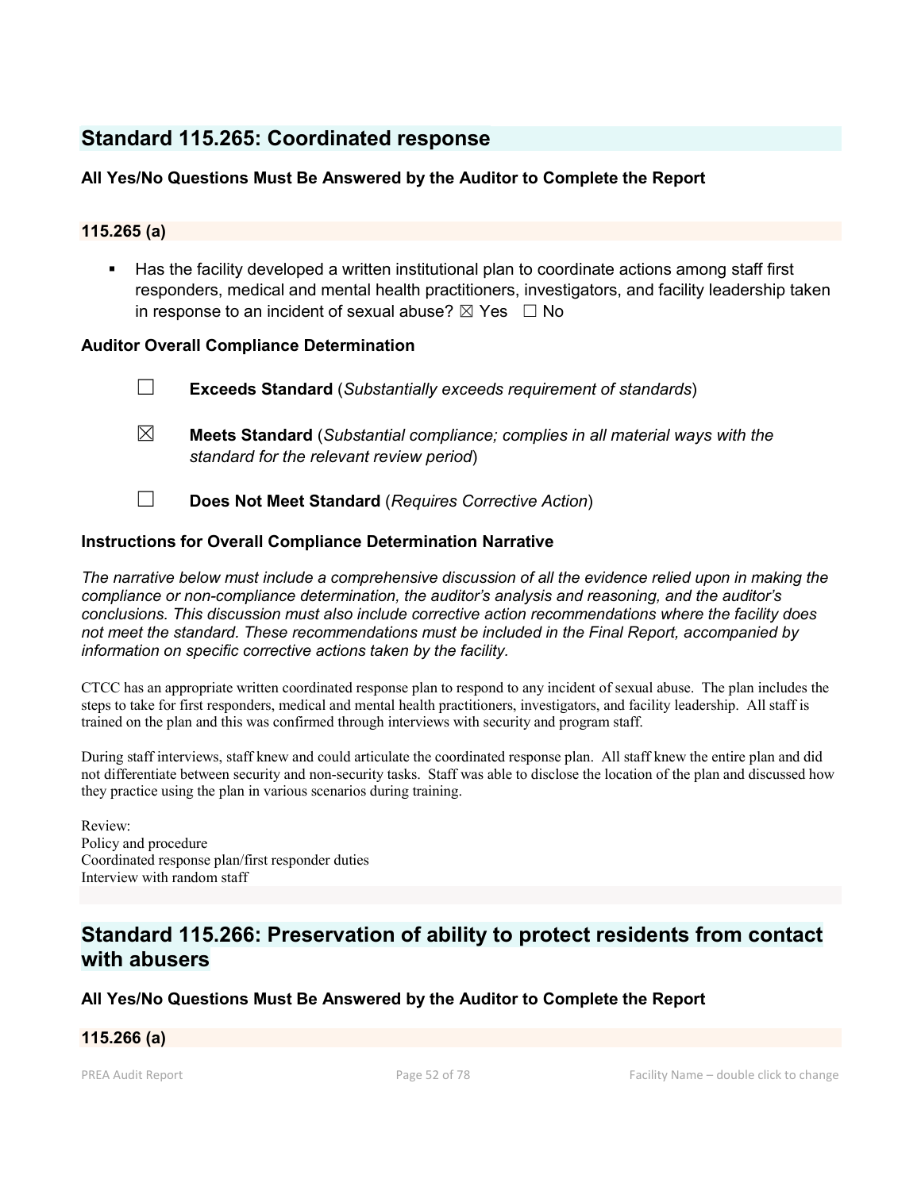## Standard 115.265: Coordinated response

**All Yes/No Questions Must Be Answered by the Auditor to Complete the Report**

### 115.265 (a)

- Has the facility developed a written institutional plan to coordinate actions among staff first responders, medical and mental health practitioners, investigators, and facility leadership taken in response to an incident of sexual abuse? ☒ Yes ☐ No

**Auditor Overall Compliance Determination**

☐ **Exceeds Standard** (*Substantially exceeds requirement of standards*)

☒ **Meets Standard** (*Substantial compliance; complies in all material ways with the standard for the relevant review period*)

☐ **Does Not Meet Standard** (*Requires Corrective Action*)

**Instructions for Overall Compliance Determination Narrative**

*The narrative below must include a comprehensive discussion of all the evidence relied upon in making the compliance or non-compliance determination, the auditor's analysis and reasoning, and the auditor's conclusions. This discussion must also include corrective action recommendations where the facility does not meet the standard. These recommendations must be included in the Final Report, accompanied by information on specific corrective actions taken by the facility.*

CTCC has an appropriate written coordinated response plan to respond to any incident of sexual abuse. The plan includes the steps to take for first responders, medical and mental health practitioners, investigators, and facility leadership. All staff is trained on the plan and this was confirmed through interviews with security and program staff.

During staff interviews, staff knew and could articulate the coordinated response plan. All staff knew the entire plan and did not differentiate between security and non-security tasks. Staff was able to disclose the location of the plan and discussed how they practice using the plan in various scenarios during training.

Review:
Policy and procedure
Coordinated response plan/first responder duties
Interview with random staff

## Standard 115.266: Preservation of ability to protect residents from contact with abusers

**All Yes/No Questions Must Be Answered by the Auditor to Complete the Report**

### 115.266 (a)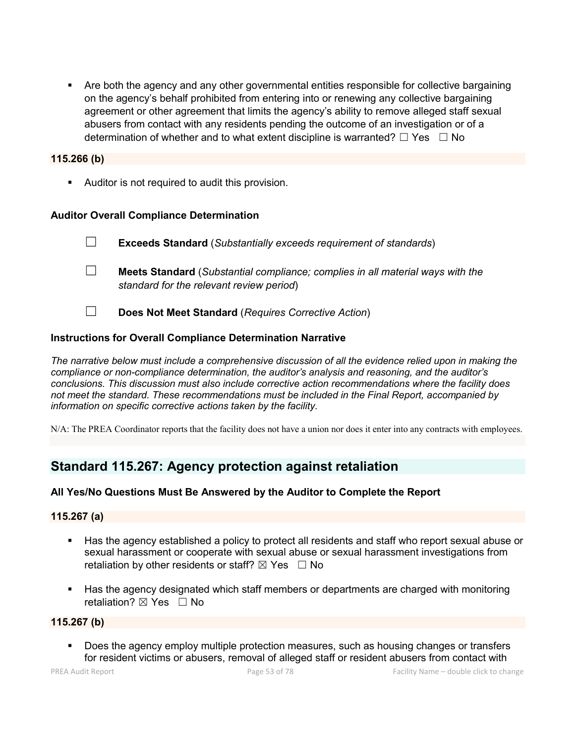- Are both the agency and any other governmental entities responsible for collective bargaining on the agency's behalf prohibited from entering into or renewing any collective bargaining agreement or other agreement that limits the agency's ability to remove alleged staff sexual abusers from contact with any residents pending the outcome of an investigation or of a determination of whether and to what extent discipline is warranted? ☐ Yes ☐ No

**115.266 (b)**

- Auditor is not required to audit this provision.

**Auditor Overall Compliance Determination**

☐ **Exceeds Standard** (*Substantially exceeds requirement of standards*)

☐ **Meets Standard** (*Substantial compliance; complies in all material ways with the standard for the relevant review period*)

☐ **Does Not Meet Standard** (*Requires Corrective Action*)

**Instructions for Overall Compliance Determination Narrative**

*The narrative below must include a comprehensive discussion of all the evidence relied upon in making the compliance or non-compliance determination, the auditor's analysis and reasoning, and the auditor's conclusions. This discussion must also include corrective action recommendations where the facility does not meet the standard. These recommendations must be included in the Final Report, accompanied by information on specific corrective actions taken by the facility.*

N/A: The PREA Coordinator reports that the facility does not have a union nor does it enter into any contracts with employees.

## Standard 115.267: Agency protection against retaliation

**All Yes/No Questions Must Be Answered by the Auditor to Complete the Report**

**115.267 (a)**

- Has the agency established a policy to protect all residents and staff who report sexual abuse or sexual harassment or cooperate with sexual abuse or sexual harassment investigations from retaliation by other residents or staff? ☒ Yes ☐ No
- Has the agency designated which staff members or departments are charged with monitoring retaliation? ☒ Yes ☐ No

**115.267 (b)**

- Does the agency employ multiple protection measures, such as housing changes or transfers for resident victims or abusers, removal of alleged staff or resident abusers from contact with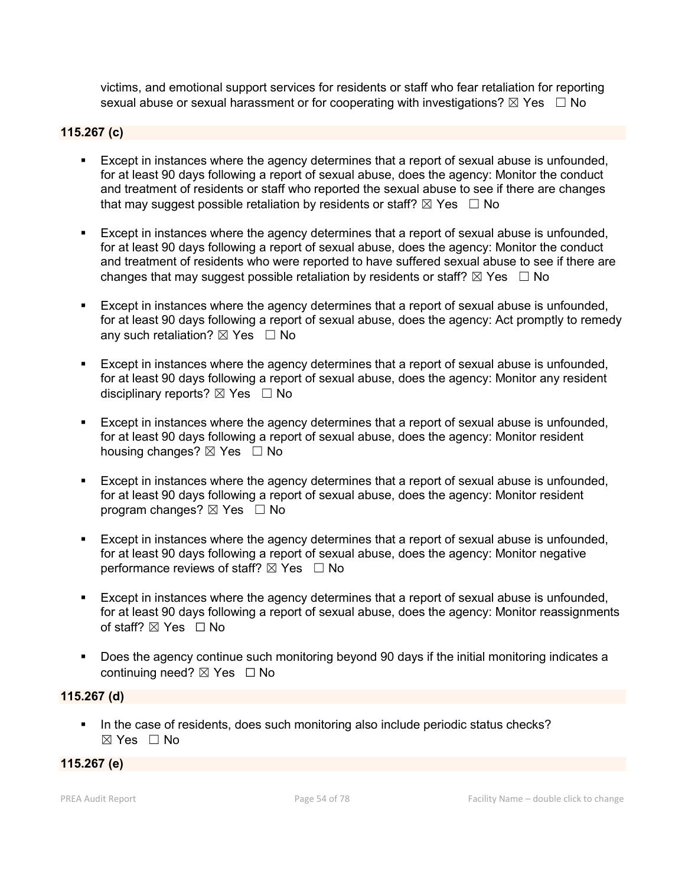victims, and emotional support services for residents or staff who fear retaliation for reporting sexual abuse or sexual harassment or for cooperating with investigations? ☒ Yes ☐ No

**115.267 (c)**

- Except in instances where the agency determines that a report of sexual abuse is unfounded, for at least 90 days following a report of sexual abuse, does the agency: Monitor the conduct and treatment of residents or staff who reported the sexual abuse to see if there are changes that may suggest possible retaliation by residents or staff? ☒ Yes ☐ No
- Except in instances where the agency determines that a report of sexual abuse is unfounded, for at least 90 days following a report of sexual abuse, does the agency: Monitor the conduct and treatment of residents who were reported to have suffered sexual abuse to see if there are changes that may suggest possible retaliation by residents or staff? ☒ Yes ☐ No
- Except in instances where the agency determines that a report of sexual abuse is unfounded, for at least 90 days following a report of sexual abuse, does the agency: Act promptly to remedy any such retaliation? ☒ Yes ☐ No
- Except in instances where the agency determines that a report of sexual abuse is unfounded, for at least 90 days following a report of sexual abuse, does the agency: Monitor any resident disciplinary reports? ☒ Yes ☐ No
- Except in instances where the agency determines that a report of sexual abuse is unfounded, for at least 90 days following a report of sexual abuse, does the agency: Monitor resident housing changes? ☒ Yes ☐ No
- Except in instances where the agency determines that a report of sexual abuse is unfounded, for at least 90 days following a report of sexual abuse, does the agency: Monitor resident program changes? ☒ Yes ☐ No
- Except in instances where the agency determines that a report of sexual abuse is unfounded, for at least 90 days following a report of sexual abuse, does the agency: Monitor negative performance reviews of staff? ☒ Yes ☐ No
- Except in instances where the agency determines that a report of sexual abuse is unfounded, for at least 90 days following a report of sexual abuse, does the agency: Monitor reassignments of staff? ☒ Yes ☐ No
- Does the agency continue such monitoring beyond 90 days if the initial monitoring indicates a continuing need? ☒ Yes ☐ No

**115.267 (d)**

- In the case of residents, does such monitoring also include periodic status checks? ☒ Yes ☐ No

**115.267 (e)**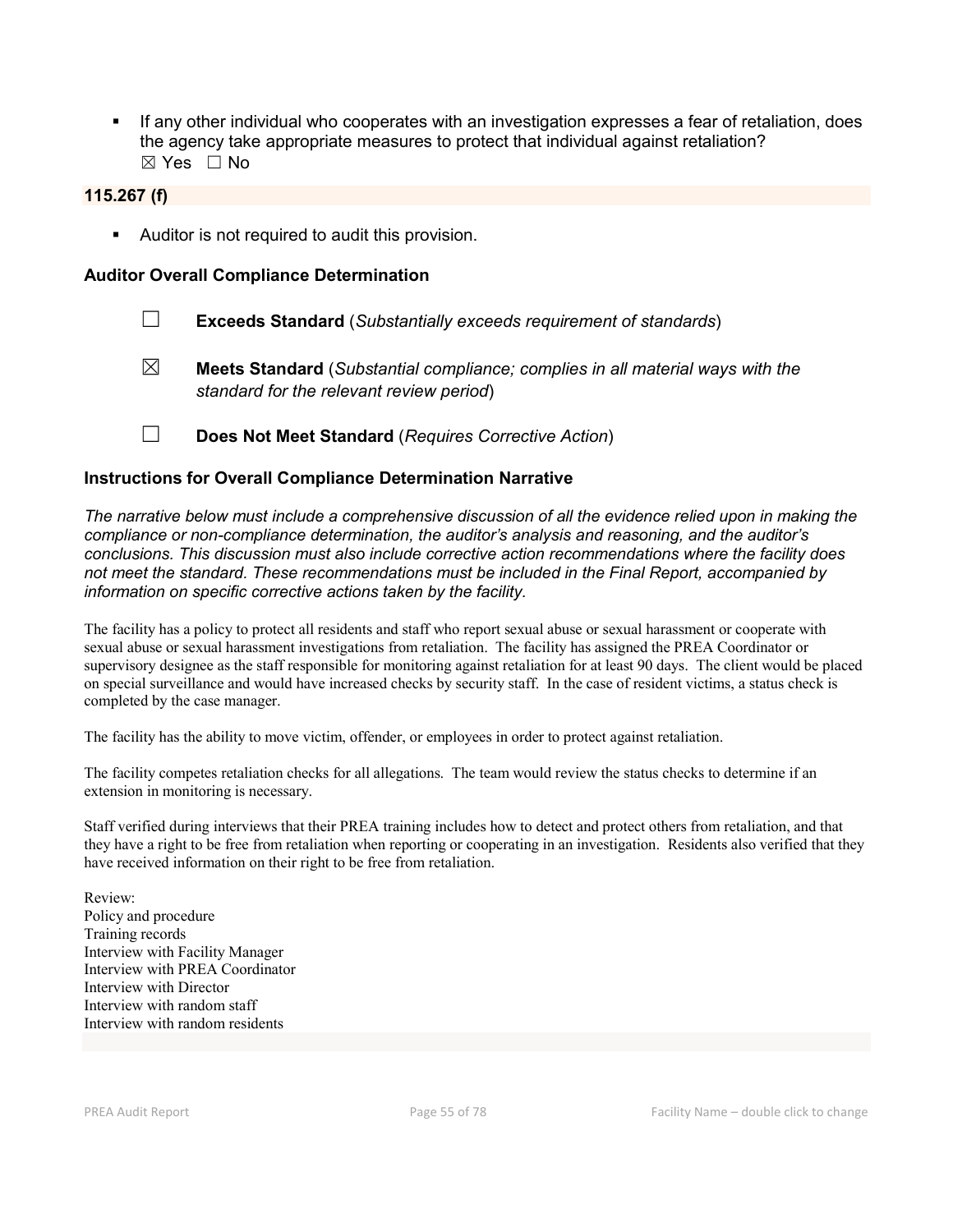- If any other individual who cooperates with an investigation expresses a fear of retaliation, does the agency take appropriate measures to protect that individual against retaliation?
☒ Yes ☐ No

### 115.267 (f)

- Auditor is not required to audit this provision.

### Auditor Overall Compliance Determination

☐ **Exceeds Standard** (*Substantially exceeds requirement of standards*)

☒ **Meets Standard** (*Substantial compliance; complies in all material ways with the standard for the relevant review period*)

☐ **Does Not Meet Standard** (*Requires Corrective Action*)

### Instructions for Overall Compliance Determination Narrative

*The narrative below must include a comprehensive discussion of all the evidence relied upon in making the compliance or non-compliance determination, the auditor's analysis and reasoning, and the auditor's conclusions. This discussion must also include corrective action recommendations where the facility does not meet the standard. These recommendations must be included in the Final Report, accompanied by information on specific corrective actions taken by the facility.*

The facility has a policy to protect all residents and staff who report sexual abuse or sexual harassment or cooperate with sexual abuse or sexual harassment investigations from retaliation. The facility has assigned the PREA Coordinator or supervisory designee as the staff responsible for monitoring against retaliation for at least 90 days. The client would be placed on special surveillance and would have increased checks by security staff. In the case of resident victims, a status check is completed by the case manager.

The facility has the ability to move victim, offender, or employees in order to protect against retaliation.

The facility competes retaliation checks for all allegations. The team would review the status checks to determine if an extension in monitoring is necessary.

Staff verified during interviews that their PREA training includes how to detect and protect others from retaliation, and that they have a right to be free from retaliation when reporting or cooperating in an investigation. Residents also verified that they have received information on their right to be free from retaliation.

Review:
Policy and procedure
Training records
Interview with Facility Manager
Interview with PREA Coordinator
Interview with Director
Interview with random staff
Interview with random residents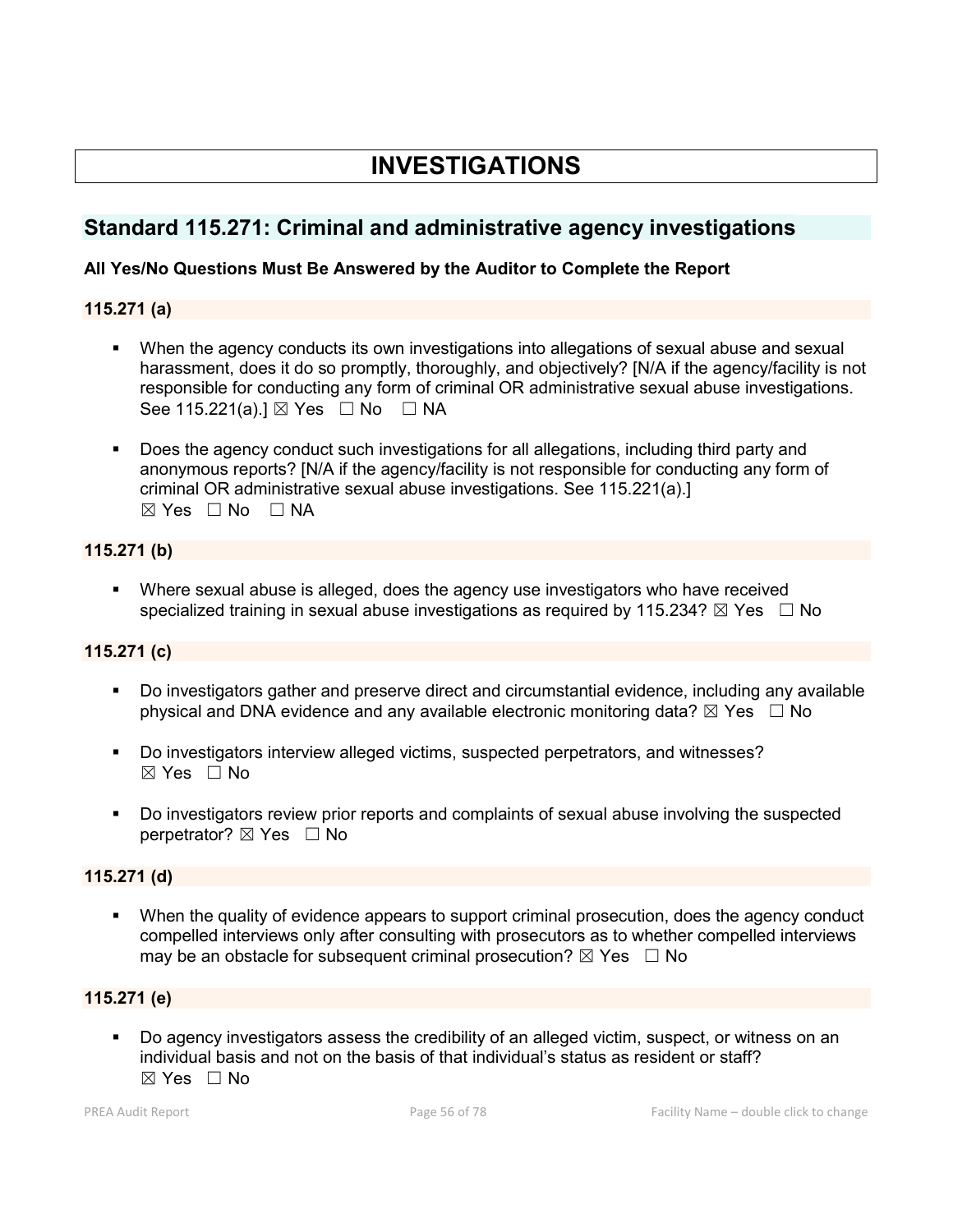# INVESTIGATIONS

## Standard 115.271: Criminal and administrative agency investigations

**All Yes/No Questions Must Be Answered by the Auditor to Complete the Report**

### 115.271 (a)

- When the agency conducts its own investigations into allegations of sexual abuse and sexual harassment, does it do so promptly, thoroughly, and objectively? [N/A if the agency/facility is not responsible for conducting any form of criminal OR administrative sexual abuse investigations. See 115.221(a).] ☒ Yes ☐ No ☐ NA

- Does the agency conduct such investigations for all allegations, including third party and anonymous reports? [N/A if the agency/facility is not responsible for conducting any form of criminal OR administrative sexual abuse investigations. See 115.221(a).] ☒ Yes ☐ No ☐ NA

### 115.271 (b)

- Where sexual abuse is alleged, does the agency use investigators who have received specialized training in sexual abuse investigations as required by 115.234? ☒ Yes ☐ No

### 115.271 (c)

- Do investigators gather and preserve direct and circumstantial evidence, including any available physical and DNA evidence and any available electronic monitoring data? ☒ Yes ☐ No

- Do investigators interview alleged victims, suspected perpetrators, and witnesses? ☒ Yes ☐ No

- Do investigators review prior reports and complaints of sexual abuse involving the suspected perpetrator? ☒ Yes ☐ No

### 115.271 (d)

- When the quality of evidence appears to support criminal prosecution, does the agency conduct compelled interviews only after consulting with prosecutors as to whether compelled interviews may be an obstacle for subsequent criminal prosecution? ☒ Yes ☐ No

### 115.271 (e)

- Do agency investigators assess the credibility of an alleged victim, suspect, or witness on an individual basis and not on the basis of that individual's status as resident or staff? ☒ Yes ☐ No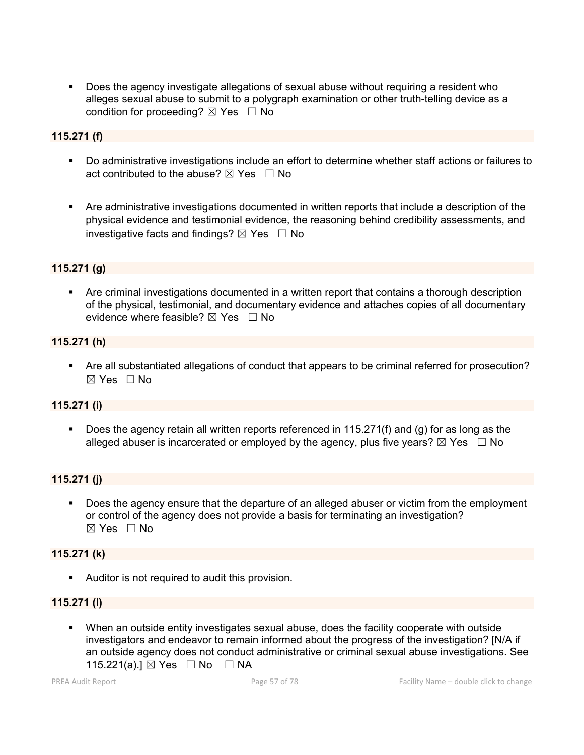- Does the agency investigate allegations of sexual abuse without requiring a resident who alleges sexual abuse to submit to a polygraph examination or other truth-telling device as a condition for proceeding? ☒ Yes ☐ No

**115.271 (f)**

- Do administrative investigations include an effort to determine whether staff actions or failures to act contributed to the abuse? ☒ Yes ☐ No

- Are administrative investigations documented in written reports that include a description of the physical evidence and testimonial evidence, the reasoning behind credibility assessments, and investigative facts and findings? ☒ Yes ☐ No

**115.271 (g)**

- Are criminal investigations documented in a written report that contains a thorough description of the physical, testimonial, and documentary evidence and attaches copies of all documentary evidence where feasible? ☒ Yes ☐ No

**115.271 (h)**

- Are all substantiated allegations of conduct that appears to be criminal referred for prosecution? ☒ Yes ☐ No

**115.271 (i)**

- Does the agency retain all written reports referenced in 115.271(f) and (g) for as long as the alleged abuser is incarcerated or employed by the agency, plus five years? ☒ Yes ☐ No

**115.271 (j)**

- Does the agency ensure that the departure of an alleged abuser or victim from the employment or control of the agency does not provide a basis for terminating an investigation? ☒ Yes ☐ No

**115.271 (k)**

- Auditor is not required to audit this provision.

**115.271 (l)**

- When an outside entity investigates sexual abuse, does the facility cooperate with outside investigators and endeavor to remain informed about the progress of the investigation? [N/A if an outside agency does not conduct administrative or criminal sexual abuse investigations. See 115.221(a).] ☒ Yes ☐ No ☐ NA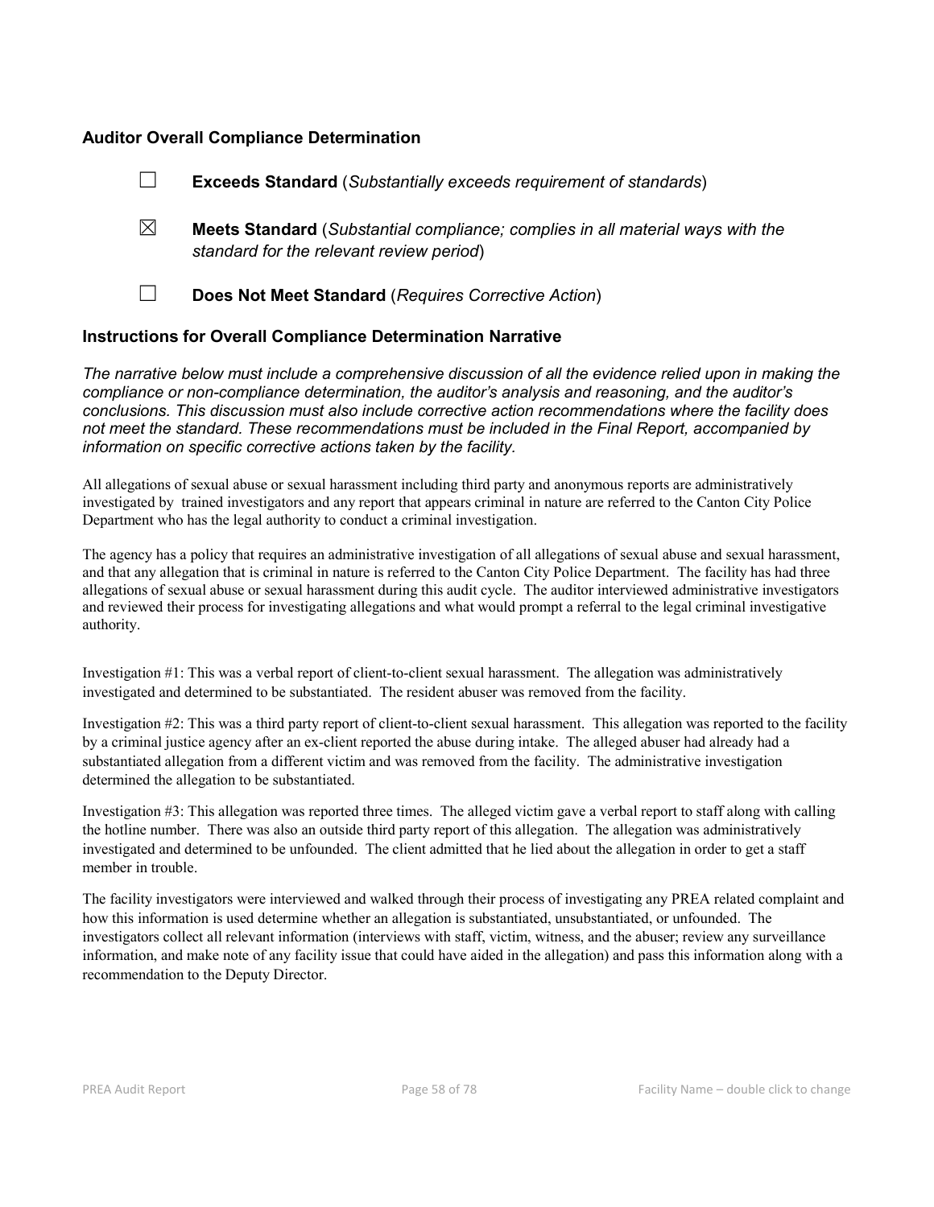### Auditor Overall Compliance Determination

☐ **Exceeds Standard** (*Substantially exceeds requirement of standards*)

☒ **Meets Standard** (*Substantial compliance; complies in all material ways with the standard for the relevant review period*)

☐ **Does Not Meet Standard** (*Requires Corrective Action*)

### Instructions for Overall Compliance Determination Narrative

*The narrative below must include a comprehensive discussion of all the evidence relied upon in making the compliance or non-compliance determination, the auditor's analysis and reasoning, and the auditor's conclusions. This discussion must also include corrective action recommendations where the facility does not meet the standard. These recommendations must be included in the Final Report, accompanied by information on specific corrective actions taken by the facility.*

All allegations of sexual abuse or sexual harassment including third party and anonymous reports are administratively investigated by trained investigators and any report that appears criminal in nature are referred to the Canton City Police Department who has the legal authority to conduct a criminal investigation.

The agency has a policy that requires an administrative investigation of all allegations of sexual abuse and sexual harassment, and that any allegation that is criminal in nature is referred to the Canton City Police Department. The facility has had three allegations of sexual abuse or sexual harassment during this audit cycle. The auditor interviewed administrative investigators and reviewed their process for investigating allegations and what would prompt a referral to the legal criminal investigative authority.

Investigation #1: This was a verbal report of client-to-client sexual harassment. The allegation was administratively investigated and determined to be substantiated. The resident abuser was removed from the facility.

Investigation #2: This was a third party report of client-to-client sexual harassment. This allegation was reported to the facility by a criminal justice agency after an ex-client reported the abuse during intake. The alleged abuser had already had a substantiated allegation from a different victim and was removed from the facility. The administrative investigation determined the allegation to be substantiated.

Investigation #3: This allegation was reported three times. The alleged victim gave a verbal report to staff along with calling the hotline number. There was also an outside third party report of this allegation. The allegation was administratively investigated and determined to be unfounded. The client admitted that he lied about the allegation in order to get a staff member in trouble.

The facility investigators were interviewed and walked through their process of investigating any PREA related complaint and how this information is used determine whether an allegation is substantiated, unsubstantiated, or unfounded. The investigators collect all relevant information (interviews with staff, victim, witness, and the abuser; review any surveillance information, and make note of any facility issue that could have aided in the allegation) and pass this information along with a recommendation to the Deputy Director.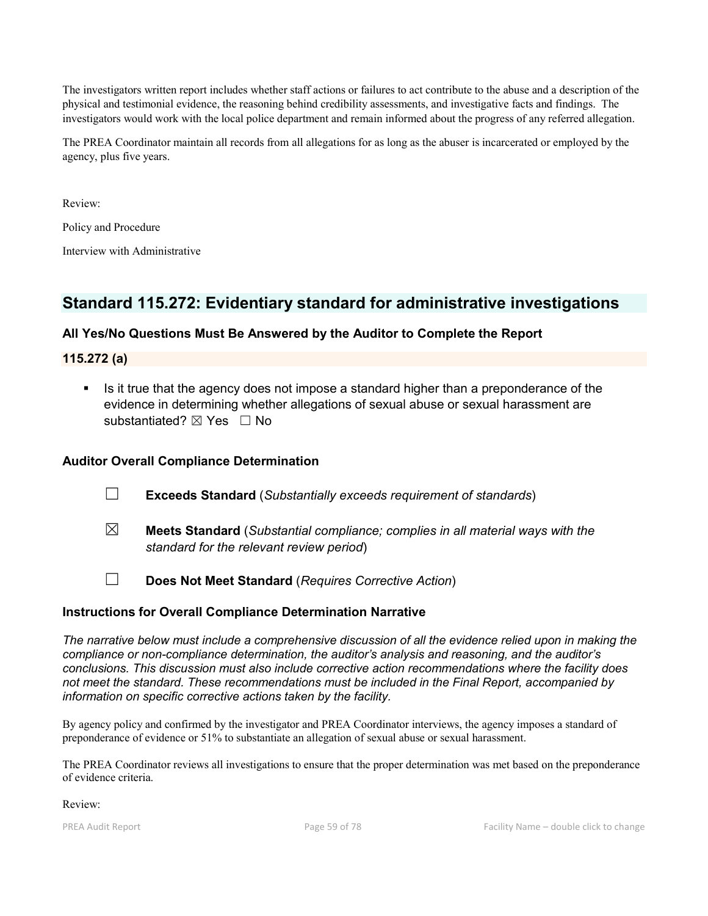The investigators written report includes whether staff actions or failures to act contribute to the abuse and a description of the physical and testimonial evidence, the reasoning behind credibility assessments, and investigative facts and findings. The investigators would work with the local police department and remain informed about the progress of any referred allegation.

The PREA Coordinator maintain all records from all allegations for as long as the abuser is incarcerated or employed by the agency, plus five years.

Review:

Policy and Procedure

Interview with Administrative

## Standard 115.272: Evidentiary standard for administrative investigations

### All Yes/No Questions Must Be Answered by the Auditor to Complete the Report

### 115.272 (a)

- Is it true that the agency does not impose a standard higher than a preponderance of the evidence in determining whether allegations of sexual abuse or sexual harassment are substantiated? ☒ Yes ☐ No

### Auditor Overall Compliance Determination

☐ **Exceeds Standard** (*Substantially exceeds requirement of standards*)

☒ **Meets Standard** (*Substantial compliance; complies in all material ways with the standard for the relevant review period*)

☐ **Does Not Meet Standard** (*Requires Corrective Action*)

### Instructions for Overall Compliance Determination Narrative

*The narrative below must include a comprehensive discussion of all the evidence relied upon in making the compliance or non-compliance determination, the auditor's analysis and reasoning, and the auditor's conclusions. This discussion must also include corrective action recommendations where the facility does not meet the standard. These recommendations must be included in the Final Report, accompanied by information on specific corrective actions taken by the facility.*

By agency policy and confirmed by the investigator and PREA Coordinator interviews, the agency imposes a standard of preponderance of evidence or 51% to substantiate an allegation of sexual abuse or sexual harassment.

The PREA Coordinator reviews all investigations to ensure that the proper determination was met based on the preponderance of evidence criteria.

Review: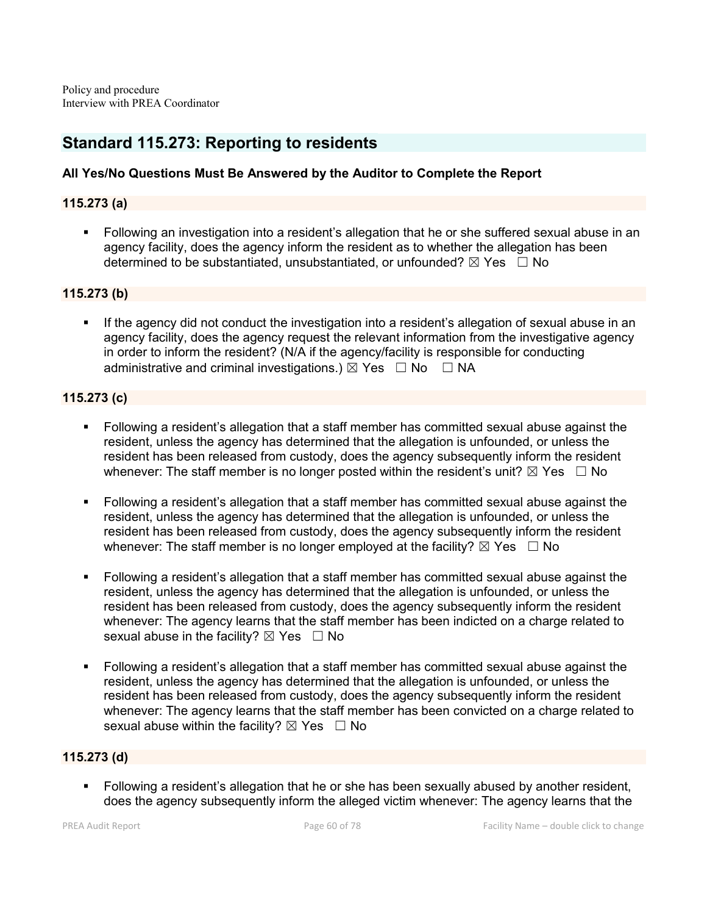Policy and procedure
Interview with PREA Coordinator

## Standard 115.273: Reporting to residents

**All Yes/No Questions Must Be Answered by the Auditor to Complete the Report**

### 115.273 (a)

- Following an investigation into a resident's allegation that he or she suffered sexual abuse in an agency facility, does the agency inform the resident as to whether the allegation has been determined to be substantiated, unsubstantiated, or unfounded? ☒ Yes ☐ No

### 115.273 (b)

- If the agency did not conduct the investigation into a resident's allegation of sexual abuse in an agency facility, does the agency request the relevant information from the investigative agency in order to inform the resident? (N/A if the agency/facility is responsible for conducting administrative and criminal investigations.) ☒ Yes ☐ No ☐ NA

### 115.273 (c)

- Following a resident's allegation that a staff member has committed sexual abuse against the resident, unless the agency has determined that the allegation is unfounded, or unless the resident has been released from custody, does the agency subsequently inform the resident whenever: The staff member is no longer posted within the resident's unit? ☒ Yes ☐ No

- Following a resident's allegation that a staff member has committed sexual abuse against the resident, unless the agency has determined that the allegation is unfounded, or unless the resident has been released from custody, does the agency subsequently inform the resident whenever: The staff member is no longer employed at the facility? ☒ Yes ☐ No

- Following a resident's allegation that a staff member has committed sexual abuse against the resident, unless the agency has determined that the allegation is unfounded, or unless the resident has been released from custody, does the agency subsequently inform the resident whenever: The agency learns that the staff member has been indicted on a charge related to sexual abuse in the facility? ☒ Yes ☐ No

- Following a resident's allegation that a staff member has committed sexual abuse against the resident, unless the agency has determined that the allegation is unfounded, or unless the resident has been released from custody, does the agency subsequently inform the resident whenever: The agency learns that the staff member has been convicted on a charge related to sexual abuse within the facility? ☒ Yes ☐ No

### 115.273 (d)

- Following a resident's allegation that he or she has been sexually abused by another resident, does the agency subsequently inform the alleged victim whenever: The agency learns that the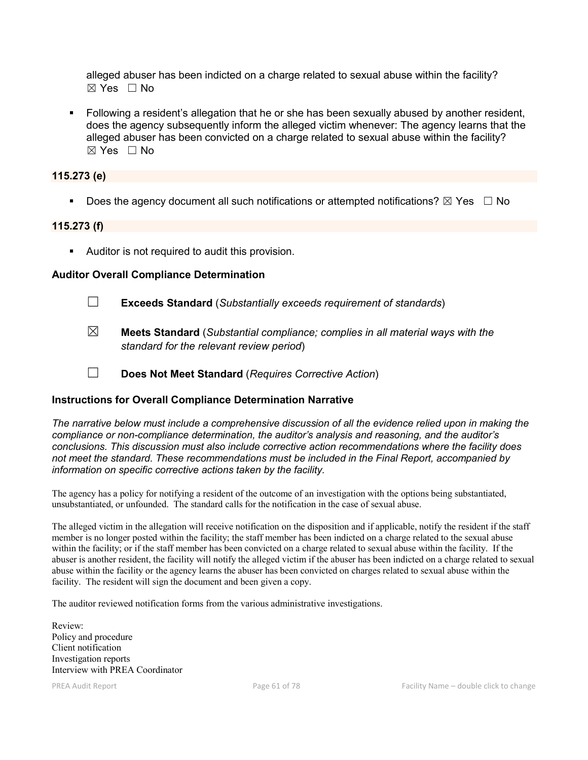alleged abuser has been indicted on a charge related to sexual abuse within the facility?
☒ Yes ☐ No

- Following a resident's allegation that he or she has been sexually abused by another resident, does the agency subsequently inform the alleged victim whenever: The agency learns that the alleged abuser has been convicted on a charge related to sexual abuse within the facility?
☒ Yes ☐ No

**115.273 (e)**

- Does the agency document all such notifications or attempted notifications? ☒ Yes ☐ No

**115.273 (f)**

- Auditor is not required to audit this provision.

### Auditor Overall Compliance Determination

☐ **Exceeds Standard** (*Substantially exceeds requirement of standards*)

☒ **Meets Standard** (*Substantial compliance; complies in all material ways with the standard for the relevant review period*)

☐ **Does Not Meet Standard** (*Requires Corrective Action*)

### Instructions for Overall Compliance Determination Narrative

*The narrative below must include a comprehensive discussion of all the evidence relied upon in making the compliance or non-compliance determination, the auditor's analysis and reasoning, and the auditor's conclusions. This discussion must also include corrective action recommendations where the facility does not meet the standard. These recommendations must be included in the Final Report, accompanied by information on specific corrective actions taken by the facility.*

The agency has a policy for notifying a resident of the outcome of an investigation with the options being substantiated, unsubstantiated, or unfounded. The standard calls for the notification in the case of sexual abuse.

The alleged victim in the allegation will receive notification on the disposition and if applicable, notify the resident if the staff member is no longer posted within the facility; the staff member has been indicted on a charge related to the sexual abuse within the facility; or if the staff member has been convicted on a charge related to sexual abuse within the facility. If the abuser is another resident, the facility will notify the alleged victim if the abuser has been indicted on a charge related to sexual abuse within the facility or the agency learns the abuser has been convicted on charges related to sexual abuse within the facility. The resident will sign the document and been given a copy.

The auditor reviewed notification forms from the various administrative investigations.

Review:
Policy and procedure
Client notification
Investigation reports
Interview with PREA Coordinator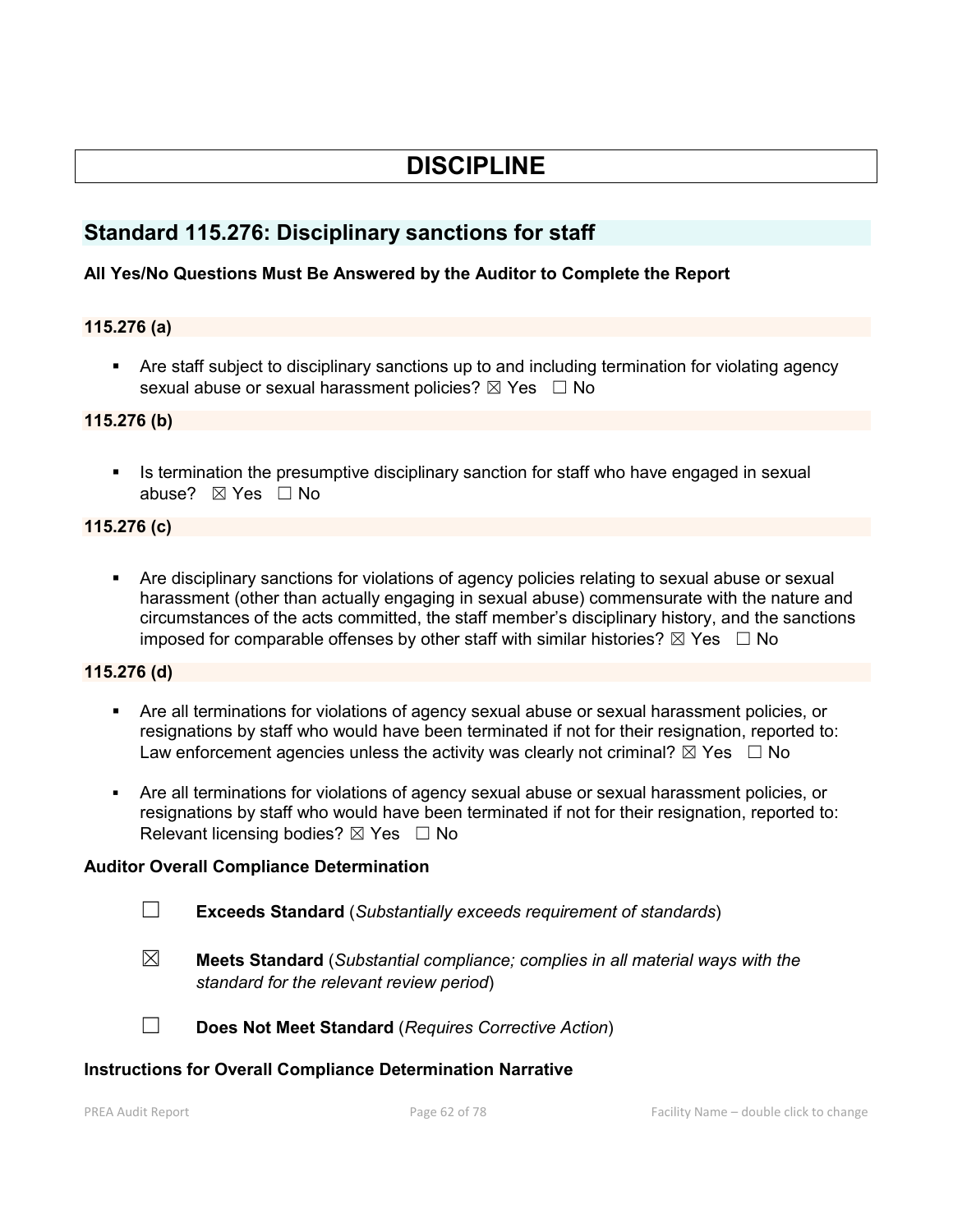# DISCIPLINE

## Standard 115.276: Disciplinary sanctions for staff

**All Yes/No Questions Must Be Answered by the Auditor to Complete the Report**

### 115.276 (a)

- Are staff subject to disciplinary sanctions up to and including termination for violating agency sexual abuse or sexual harassment policies? ☒ Yes ☐ No

### 115.276 (b)

- Is termination the presumptive disciplinary sanction for staff who have engaged in sexual abuse? ☒ Yes ☐ No

### 115.276 (c)

- Are disciplinary sanctions for violations of agency policies relating to sexual abuse or sexual harassment (other than actually engaging in sexual abuse) commensurate with the nature and circumstances of the acts committed, the staff member's disciplinary history, and the sanctions imposed for comparable offenses by other staff with similar histories? ☒ Yes ☐ No

### 115.276 (d)

- Are all terminations for violations of agency sexual abuse or sexual harassment policies, or resignations by staff who would have been terminated if not for their resignation, reported to: Law enforcement agencies unless the activity was clearly not criminal? ☒ Yes ☐ No
- Are all terminations for violations of agency sexual abuse or sexual harassment policies, or resignations by staff who would have been terminated if not for their resignation, reported to: Relevant licensing bodies? ☒ Yes ☐ No

**Auditor Overall Compliance Determination**

☐ **Exceeds Standard** (*Substantially exceeds requirement of standards*)

☒ **Meets Standard** (*Substantial compliance; complies in all material ways with the standard for the relevant review period*)

☐ **Does Not Meet Standard** (*Requires Corrective Action*)

**Instructions for Overall Compliance Determination Narrative**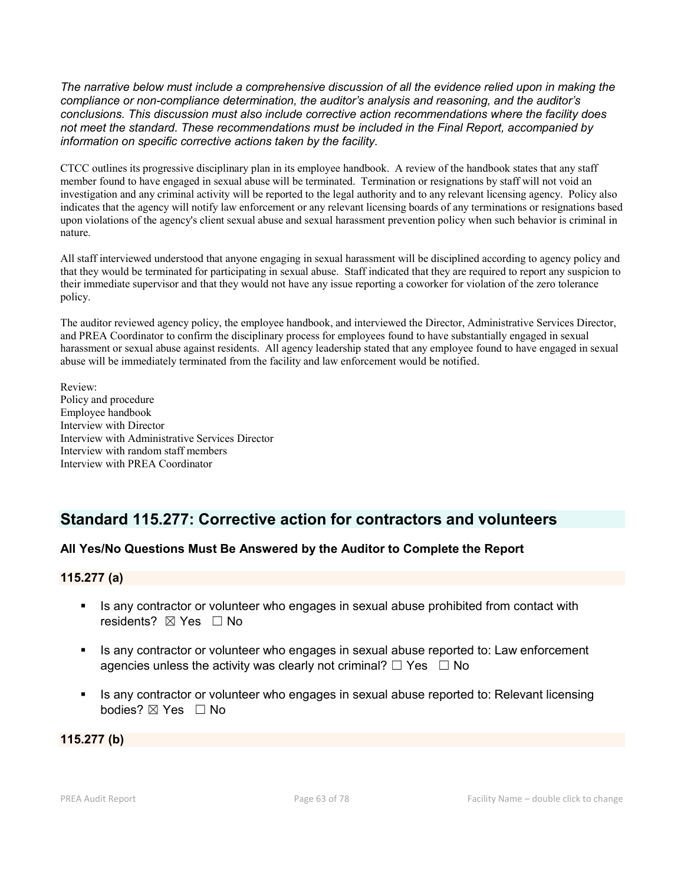*The narrative below must include a comprehensive discussion of all the evidence relied upon in making the compliance or non-compliance determination, the auditor's analysis and reasoning, and the auditor's conclusions. This discussion must also include corrective action recommendations where the facility does not meet the standard. These recommendations must be included in the Final Report, accompanied by information on specific corrective actions taken by the facility.*

CTCC outlines its progressive disciplinary plan in its employee handbook. A review of the handbook states that any staff member found to have engaged in sexual abuse will be terminated. Termination or resignations by staff will not void an investigation and any criminal activity will be reported to the legal authority and to any relevant licensing agency. Policy also indicates that the agency will notify law enforcement or any relevant licensing boards of any terminations or resignations based upon violations of the agency's client sexual abuse and sexual harassment prevention policy when such behavior is criminal in nature.

All staff interviewed understood that anyone engaging in sexual harassment will be disciplined according to agency policy and that they would be terminated for participating in sexual abuse. Staff indicated that they are required to report any suspicion to their immediate supervisor and that they would not have any issue reporting a coworker for violation of the zero tolerance policy.

The auditor reviewed agency policy, the employee handbook, and interviewed the Director, Administrative Services Director, and PREA Coordinator to confirm the disciplinary process for employees found to have substantially engaged in sexual harassment or sexual abuse against residents. All agency leadership stated that any employee found to have engaged in sexual abuse will be immediately terminated from the facility and law enforcement would be notified.

Review:
Policy and procedure
Employee handbook
Interview with Director
Interview with Administrative Services Director
Interview with random staff members
Interview with PREA Coordinator

## Standard 115.277: Corrective action for contractors and volunteers

### All Yes/No Questions Must Be Answered by the Auditor to Complete the Report

#### 115.277 (a)

- Is any contractor or volunteer who engages in sexual abuse prohibited from contact with residents? ☒ Yes ☐ No
- Is any contractor or volunteer who engages in sexual abuse reported to: Law enforcement agencies unless the activity was clearly not criminal? ☐ Yes ☐ No
- Is any contractor or volunteer who engages in sexual abuse reported to: Relevant licensing bodies? ☒ Yes ☐ No

#### 115.277 (b)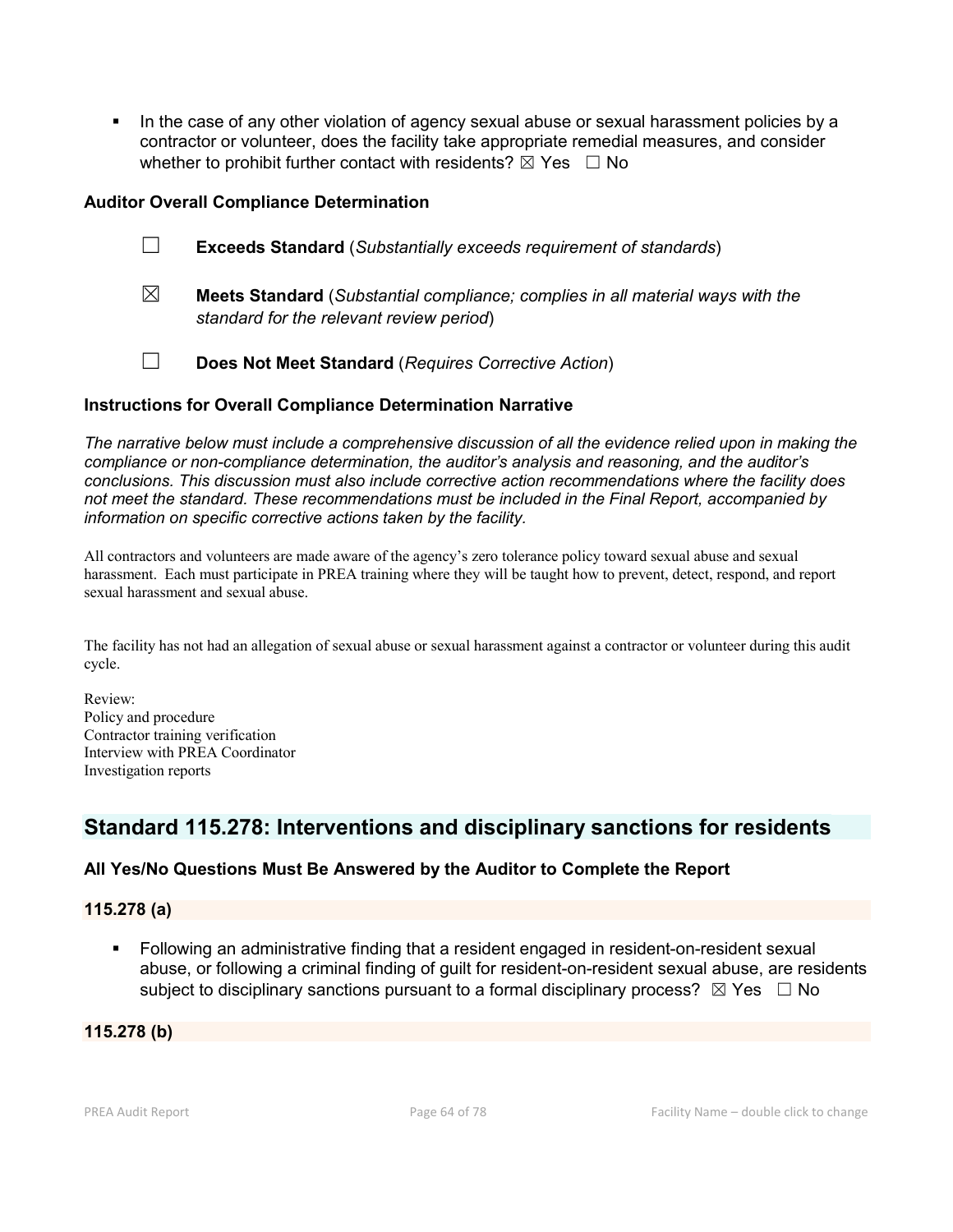- In the case of any other violation of agency sexual abuse or sexual harassment policies by a contractor or volunteer, does the facility take appropriate remedial measures, and consider whether to prohibit further contact with residents? ☒ Yes ☐ No

### Auditor Overall Compliance Determination

☐ **Exceeds Standard** (*Substantially exceeds requirement of standards*)

☒ **Meets Standard** (*Substantial compliance; complies in all material ways with the standard for the relevant review period*)

☐ **Does Not Meet Standard** (*Requires Corrective Action*)

### Instructions for Overall Compliance Determination Narrative

*The narrative below must include a comprehensive discussion of all the evidence relied upon in making the compliance or non-compliance determination, the auditor's analysis and reasoning, and the auditor's conclusions. This discussion must also include corrective action recommendations where the facility does not meet the standard. These recommendations must be included in the Final Report, accompanied by information on specific corrective actions taken by the facility.*

All contractors and volunteers are made aware of the agency's zero tolerance policy toward sexual abuse and sexual harassment. Each must participate in PREA training where they will be taught how to prevent, detect, respond, and report sexual harassment and sexual abuse.

The facility has not had an allegation of sexual abuse or sexual harassment against a contractor or volunteer during this audit cycle.

Review:
Policy and procedure
Contractor training verification
Interview with PREA Coordinator
Investigation reports

## Standard 115.278: Interventions and disciplinary sanctions for residents

### All Yes/No Questions Must Be Answered by the Auditor to Complete the Report

### 115.278 (a)

- Following an administrative finding that a resident engaged in resident-on-resident sexual abuse, or following a criminal finding of guilt for resident-on-resident sexual abuse, are residents subject to disciplinary sanctions pursuant to a formal disciplinary process? ☒ Yes ☐ No

### 115.278 (b)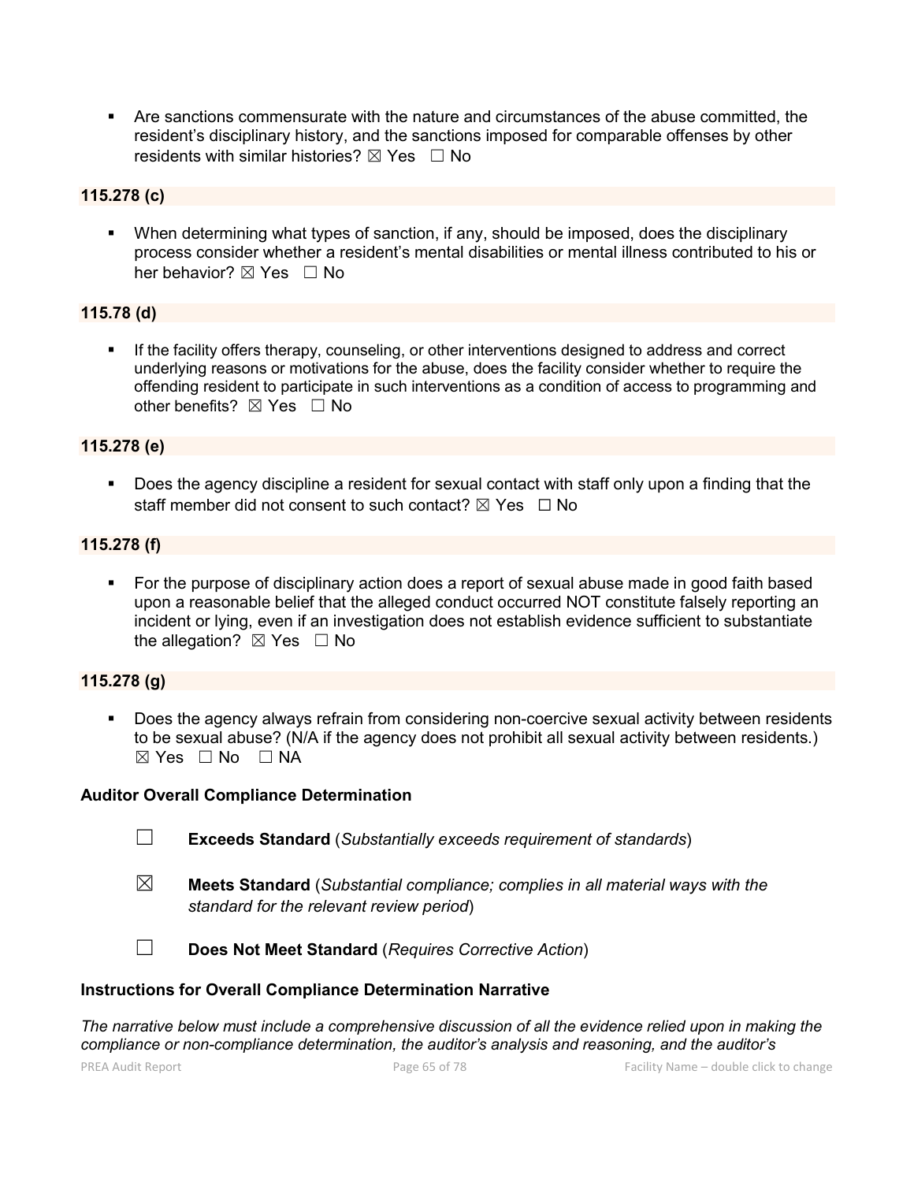- Are sanctions commensurate with the nature and circumstances of the abuse committed, the resident's disciplinary history, and the sanctions imposed for comparable offenses by other residents with similar histories? ☒ Yes ☐ No

**115.278 (c)**

- When determining what types of sanction, if any, should be imposed, does the disciplinary process consider whether a resident's mental disabilities or mental illness contributed to his or her behavior? ☒ Yes ☐ No

**115.78 (d)**

- If the facility offers therapy, counseling, or other interventions designed to address and correct underlying reasons or motivations for the abuse, does the facility consider whether to require the offending resident to participate in such interventions as a condition of access to programming and other benefits? ☒ Yes ☐ No

**115.278 (e)**

- Does the agency discipline a resident for sexual contact with staff only upon a finding that the staff member did not consent to such contact? ☒ Yes ☐ No

**115.278 (f)**

- For the purpose of disciplinary action does a report of sexual abuse made in good faith based upon a reasonable belief that the alleged conduct occurred NOT constitute falsely reporting an incident or lying, even if an investigation does not establish evidence sufficient to substantiate the allegation? ☒ Yes ☐ No

**115.278 (g)**

- Does the agency always refrain from considering non-coercive sexual activity between residents to be sexual abuse? (N/A if the agency does not prohibit all sexual activity between residents.) ☒ Yes ☐ No ☐ NA

**Auditor Overall Compliance Determination**

☐ **Exceeds Standard** (*Substantially exceeds requirement of standards*)

☒ **Meets Standard** (*Substantial compliance; complies in all material ways with the standard for the relevant review period*)

☐ **Does Not Meet Standard** (*Requires Corrective Action*)

**Instructions for Overall Compliance Determination Narrative**

*The narrative below must include a comprehensive discussion of all the evidence relied upon in making the compliance or non-compliance determination, the auditor's analysis and reasoning, and the auditor's*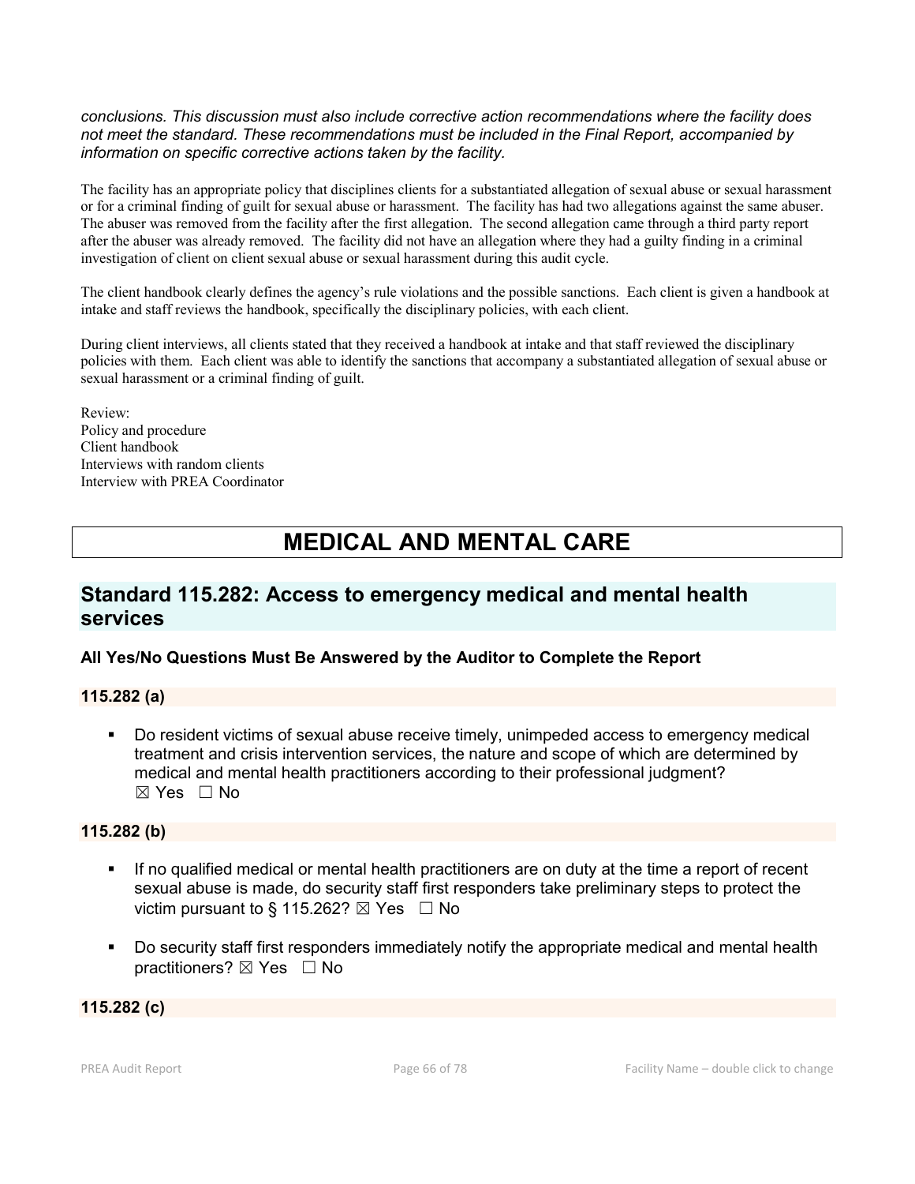*conclusions. This discussion must also include corrective action recommendations where the facility does not meet the standard. These recommendations must be included in the Final Report, accompanied by information on specific corrective actions taken by the facility.*

The facility has an appropriate policy that disciplines clients for a substantiated allegation of sexual abuse or sexual harassment or for a criminal finding of guilt for sexual abuse or harassment. The facility has had two allegations against the same abuser. The abuser was removed from the facility after the first allegation. The second allegation came through a third party report after the abuser was already removed. The facility did not have an allegation where they had a guilty finding in a criminal investigation of client on client sexual abuse or sexual harassment during this audit cycle.

The client handbook clearly defines the agency's rule violations and the possible sanctions. Each client is given a handbook at intake and staff reviews the handbook, specifically the disciplinary policies, with each client.

During client interviews, all clients stated that they received a handbook at intake and that staff reviewed the disciplinary policies with them. Each client was able to identify the sanctions that accompany a substantiated allegation of sexual abuse or sexual harassment or a criminal finding of guilt.

Review:
Policy and procedure
Client handbook
Interviews with random clients
Interview with PREA Coordinator

# MEDICAL AND MENTAL CARE

## Standard 115.282: Access to emergency medical and mental health services

**All Yes/No Questions Must Be Answered by the Auditor to Complete the Report**

### 115.282 (a)

- Do resident victims of sexual abuse receive timely, unimpeded access to emergency medical treatment and crisis intervention services, the nature and scope of which are determined by medical and mental health practitioners according to their professional judgment? ☒ Yes ☐ No

### 115.282 (b)

- If no qualified medical or mental health practitioners are on duty at the time a report of recent sexual abuse is made, do security staff first responders take preliminary steps to protect the victim pursuant to § 115.262? ☒ Yes ☐ No
- Do security staff first responders immediately notify the appropriate medical and mental health practitioners? ☒ Yes ☐ No

### 115.282 (c)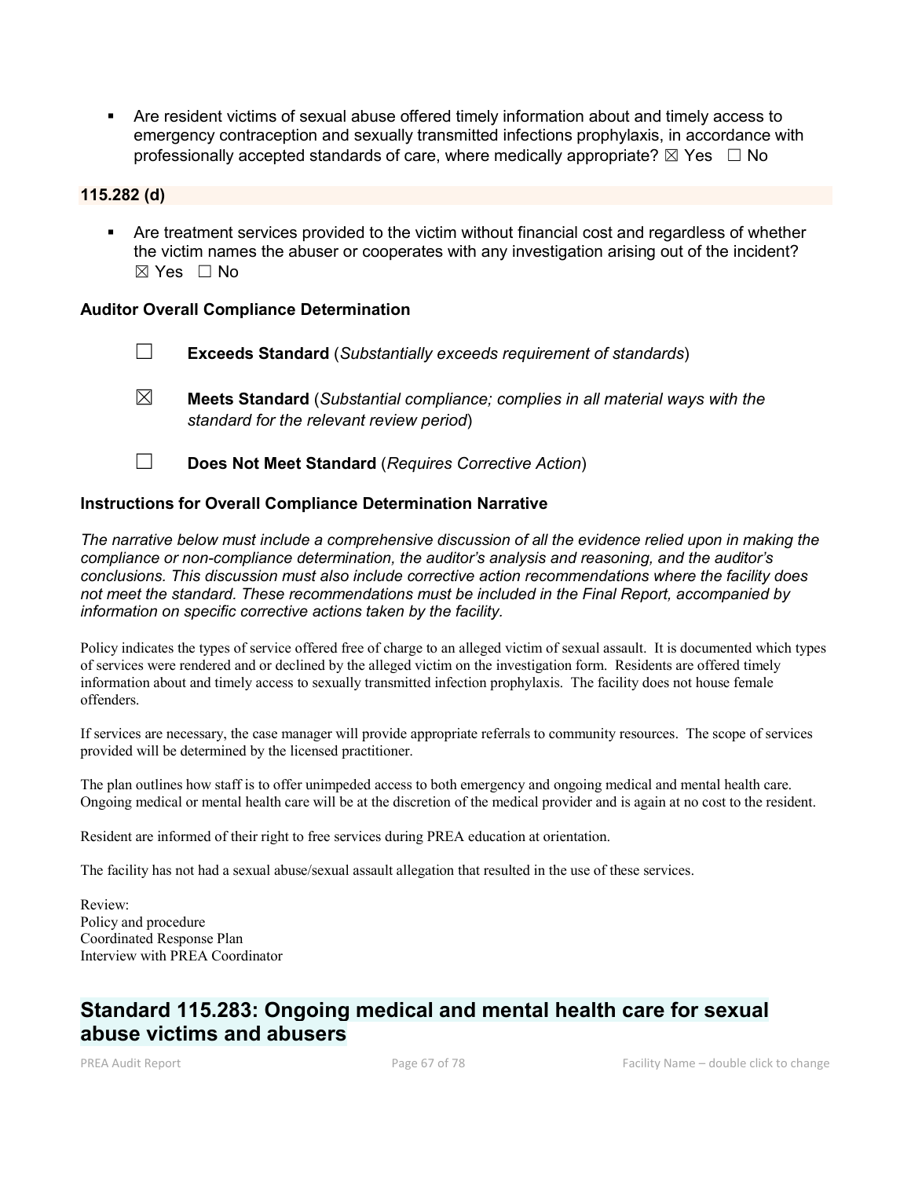- Are resident victims of sexual abuse offered timely information about and timely access to emergency contraception and sexually transmitted infections prophylaxis, in accordance with professionally accepted standards of care, where medically appropriate? ☒ Yes ☐ No

**115.282 (d)**

- Are treatment services provided to the victim without financial cost and regardless of whether the victim names the abuser or cooperates with any investigation arising out of the incident? ☒ Yes ☐ No

**Auditor Overall Compliance Determination**

☐ **Exceeds Standard** (*Substantially exceeds requirement of standards*)

☒ **Meets Standard** (*Substantial compliance; complies in all material ways with the standard for the relevant review period*)

☐ **Does Not Meet Standard** (*Requires Corrective Action*)

**Instructions for Overall Compliance Determination Narrative**

*The narrative below must include a comprehensive discussion of all the evidence relied upon in making the compliance or non-compliance determination, the auditor's analysis and reasoning, and the auditor's conclusions. This discussion must also include corrective action recommendations where the facility does not meet the standard. These recommendations must be included in the Final Report, accompanied by information on specific corrective actions taken by the facility.*

Policy indicates the types of service offered free of charge to an alleged victim of sexual assault. It is documented which types of services were rendered and or declined by the alleged victim on the investigation form. Residents are offered timely information about and timely access to sexually transmitted infection prophylaxis. The facility does not house female offenders.

If services are necessary, the case manager will provide appropriate referrals to community resources. The scope of services provided will be determined by the licensed practitioner.

The plan outlines how staff is to offer unimpeded access to both emergency and ongoing medical and mental health care. Ongoing medical or mental health care will be at the discretion of the medical provider and is again at no cost to the resident.

Resident are informed of their right to free services during PREA education at orientation.

The facility has not had a sexual abuse/sexual assault allegation that resulted in the use of these services.

Review:
Policy and procedure
Coordinated Response Plan
Interview with PREA Coordinator

## Standard 115.283: Ongoing medical and mental health care for sexual abuse victims and abusers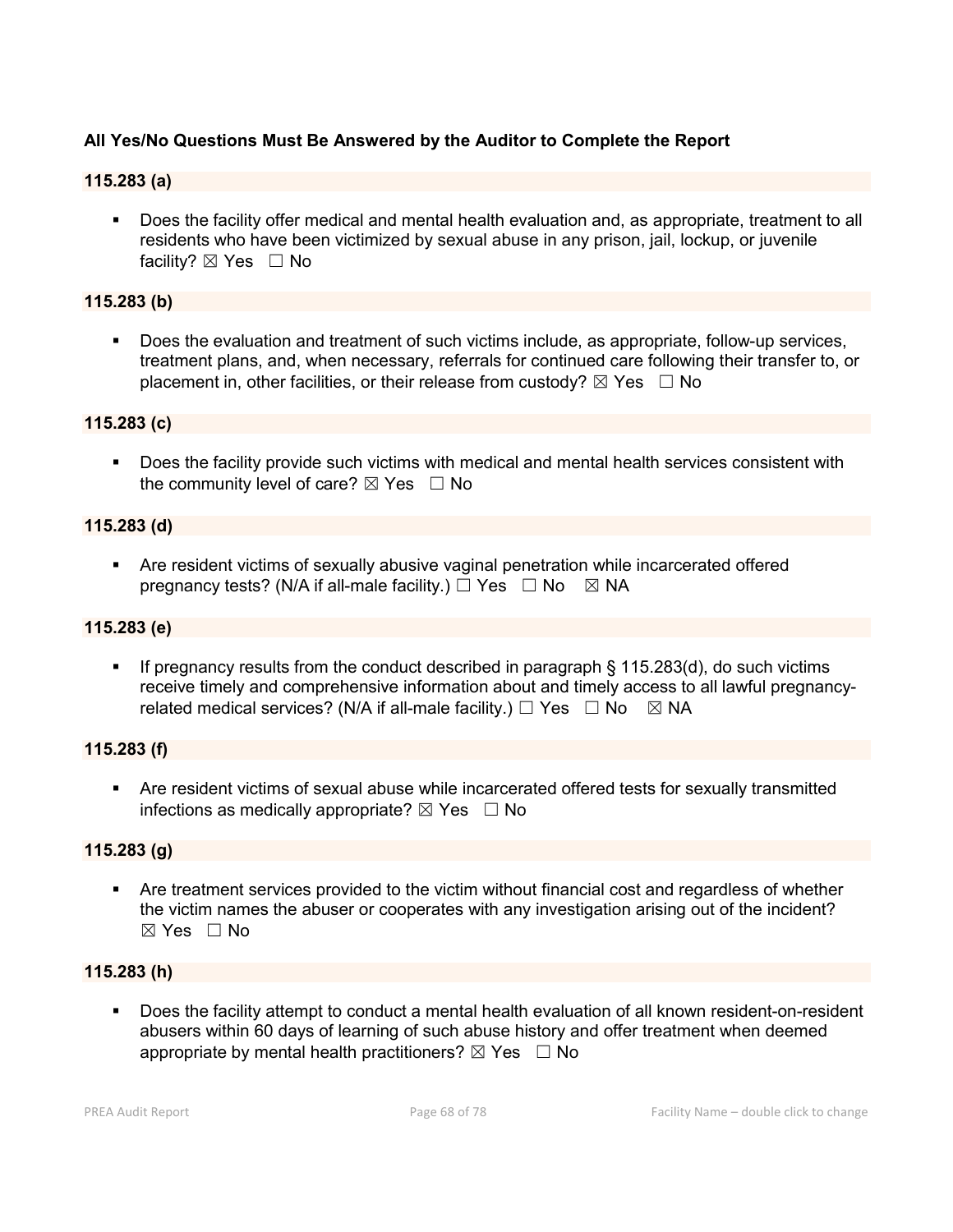**All Yes/No Questions Must Be Answered by the Auditor to Complete the Report**

**115.283 (a)**

- Does the facility offer medical and mental health evaluation and, as appropriate, treatment to all residents who have been victimized by sexual abuse in any prison, jail, lockup, or juvenile facility? ☒ Yes ☐ No

**115.283 (b)**

- Does the evaluation and treatment of such victims include, as appropriate, follow-up services, treatment plans, and, when necessary, referrals for continued care following their transfer to, or placement in, other facilities, or their release from custody? ☒ Yes ☐ No

**115.283 (c)**

- Does the facility provide such victims with medical and mental health services consistent with the community level of care? ☒ Yes ☐ No

**115.283 (d)**

- Are resident victims of sexually abusive vaginal penetration while incarcerated offered pregnancy tests? (N/A if all-male facility.) ☐ Yes ☐ No ☒ NA

**115.283 (e)**

- If pregnancy results from the conduct described in paragraph § 115.283(d), do such victims receive timely and comprehensive information about and timely access to all lawful pregnancy-related medical services? (N/A if all-male facility.) ☐ Yes ☐ No ☒ NA

**115.283 (f)**

- Are resident victims of sexual abuse while incarcerated offered tests for sexually transmitted infections as medically appropriate? ☒ Yes ☐ No

**115.283 (g)**

- Are treatment services provided to the victim without financial cost and regardless of whether the victim names the abuser or cooperates with any investigation arising out of the incident? ☒ Yes ☐ No

**115.283 (h)**

- Does the facility attempt to conduct a mental health evaluation of all known resident-on-resident abusers within 60 days of learning of such abuse history and offer treatment when deemed appropriate by mental health practitioners? ☒ Yes ☐ No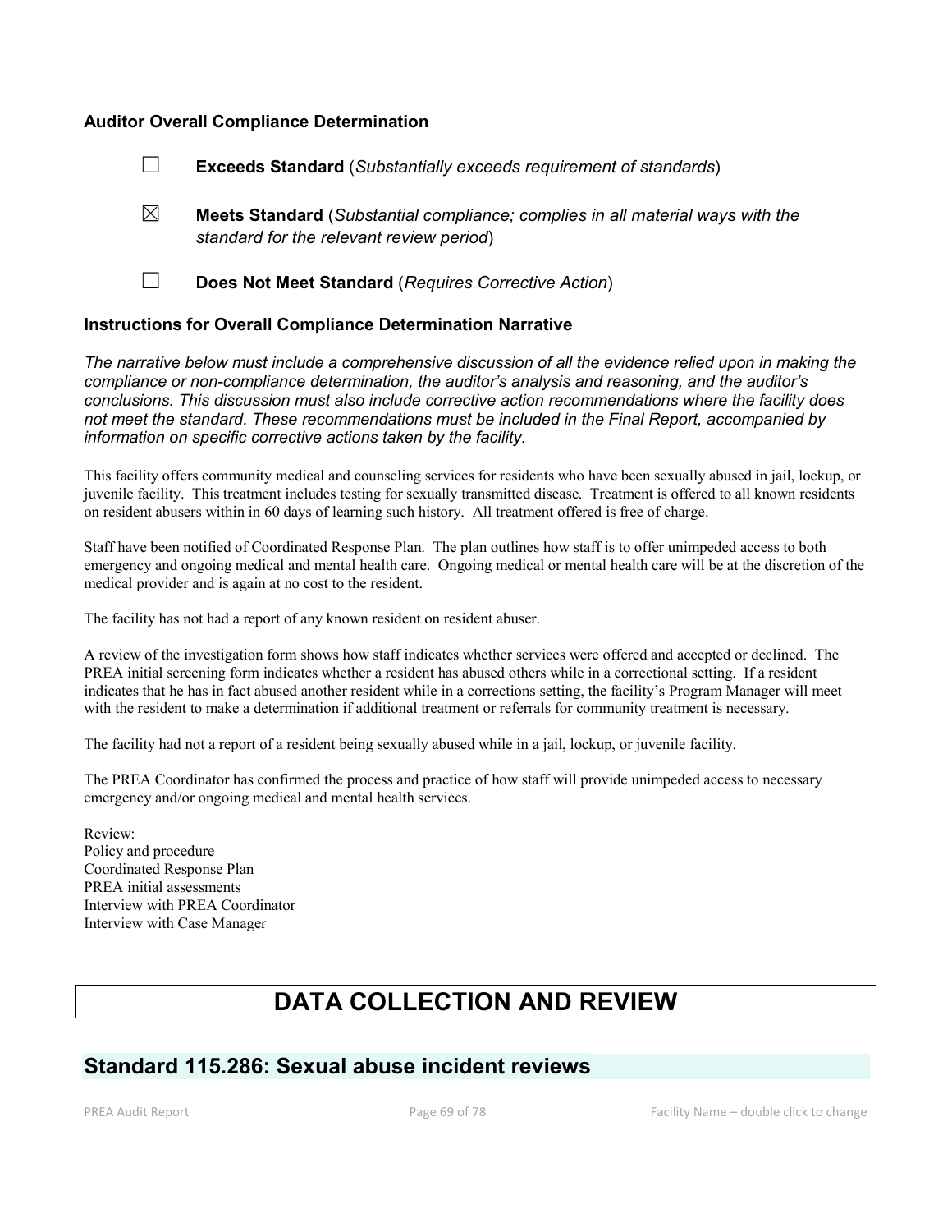### Auditor Overall Compliance Determination

☐ **Exceeds Standard** (*Substantially exceeds requirement of standards*)

☒ **Meets Standard** (*Substantial compliance; complies in all material ways with the standard for the relevant review period*)

☐ **Does Not Meet Standard** (*Requires Corrective Action*)

### Instructions for Overall Compliance Determination Narrative

*The narrative below must include a comprehensive discussion of all the evidence relied upon in making the compliance or non-compliance determination, the auditor's analysis and reasoning, and the auditor's conclusions. This discussion must also include corrective action recommendations where the facility does not meet the standard. These recommendations must be included in the Final Report, accompanied by information on specific corrective actions taken by the facility.*

This facility offers community medical and counseling services for residents who have been sexually abused in jail, lockup, or juvenile facility. This treatment includes testing for sexually transmitted disease. Treatment is offered to all known residents on resident abusers within in 60 days of learning such history. All treatment offered is free of charge.

Staff have been notified of Coordinated Response Plan. The plan outlines how staff is to offer unimpeded access to both emergency and ongoing medical and mental health care. Ongoing medical or mental health care will be at the discretion of the medical provider and is again at no cost to the resident.

The facility has not had a report of any known resident on resident abuser.

A review of the investigation form shows how staff indicates whether services were offered and accepted or declined. The PREA initial screening form indicates whether a resident has abused others while in a correctional setting. If a resident indicates that he has in fact abused another resident while in a corrections setting, the facility's Program Manager will meet with the resident to make a determination if additional treatment or referrals for community treatment is necessary.

The facility had not a report of a resident being sexually abused while in a jail, lockup, or juvenile facility.

The PREA Coordinator has confirmed the process and practice of how staff will provide unimpeded access to necessary emergency and/or ongoing medical and mental health services.

Review:
Policy and procedure
Coordinated Response Plan
PREA initial assessments
Interview with PREA Coordinator
Interview with Case Manager

# DATA COLLECTION AND REVIEW

## Standard 115.286: Sexual abuse incident reviews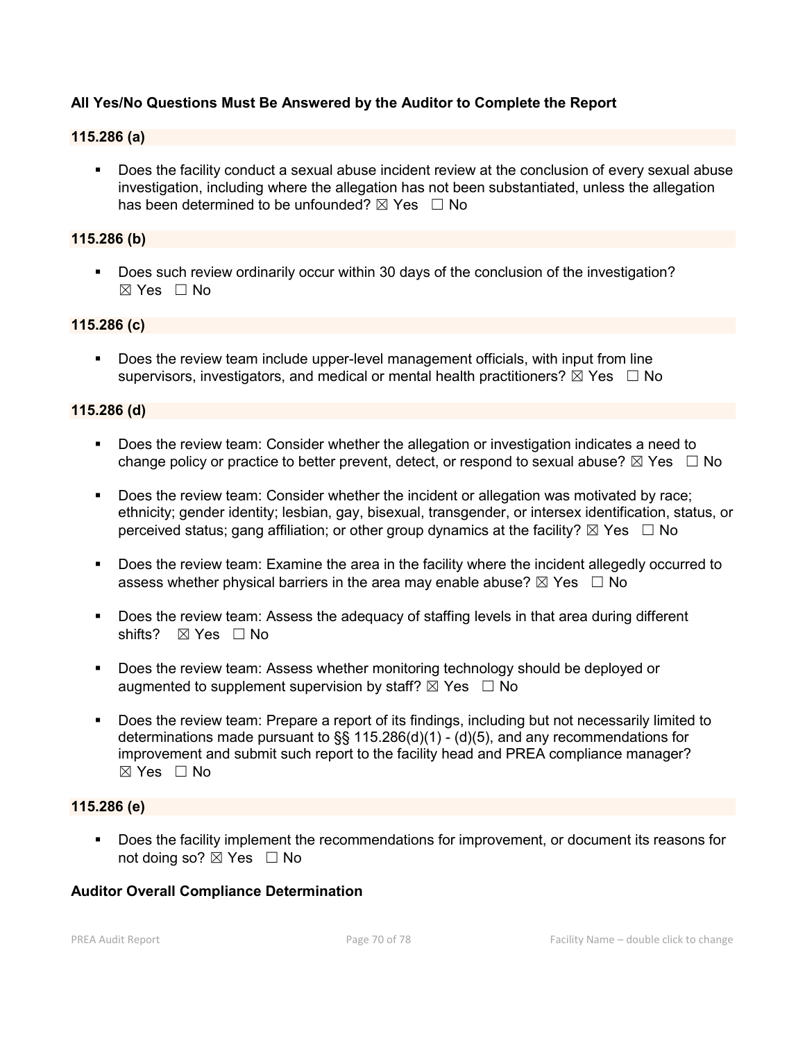**All Yes/No Questions Must Be Answered by the Auditor to Complete the Report**

**115.286 (a)**

- Does the facility conduct a sexual abuse incident review at the conclusion of every sexual abuse investigation, including where the allegation has not been substantiated, unless the allegation has been determined to be unfounded? ☒ Yes ☐ No

**115.286 (b)**

- Does such review ordinarily occur within 30 days of the conclusion of the investigation? ☒ Yes ☐ No

**115.286 (c)**

- Does the review team include upper-level management officials, with input from line supervisors, investigators, and medical or mental health practitioners? ☒ Yes ☐ No

**115.286 (d)**

- Does the review team: Consider whether the allegation or investigation indicates a need to change policy or practice to better prevent, detect, or respond to sexual abuse? ☒ Yes ☐ No
- Does the review team: Consider whether the incident or allegation was motivated by race; ethnicity; gender identity; lesbian, gay, bisexual, transgender, or intersex identification, status, or perceived status; gang affiliation; or other group dynamics at the facility? ☒ Yes ☐ No
- Does the review team: Examine the area in the facility where the incident allegedly occurred to assess whether physical barriers in the area may enable abuse? ☒ Yes ☐ No
- Does the review team: Assess the adequacy of staffing levels in that area during different shifts? ☒ Yes ☐ No
- Does the review team: Assess whether monitoring technology should be deployed or augmented to supplement supervision by staff? ☒ Yes ☐ No
- Does the review team: Prepare a report of its findings, including but not necessarily limited to determinations made pursuant to §§ 115.286(d)(1) - (d)(5), and any recommendations for improvement and submit such report to the facility head and PREA compliance manager? ☒ Yes ☐ No

**115.286 (e)**

- Does the facility implement the recommendations for improvement, or document its reasons for not doing so? ☒ Yes ☐ No

**Auditor Overall Compliance Determination**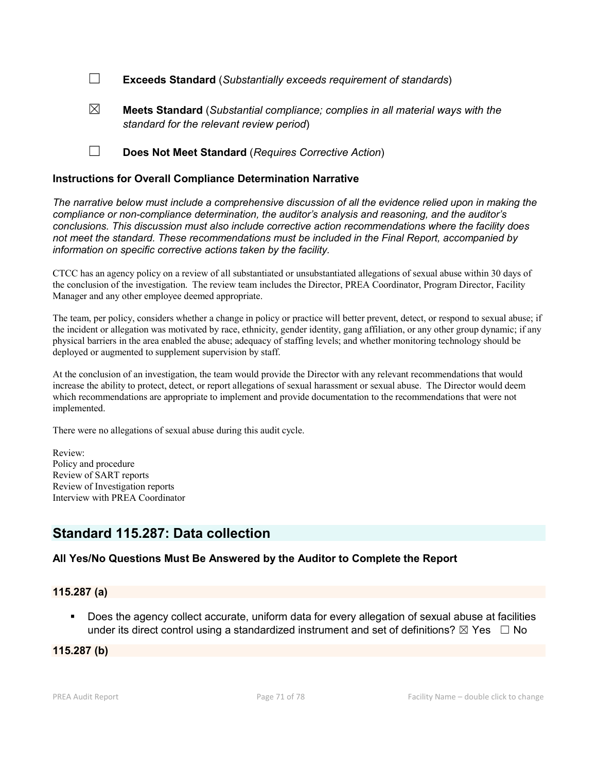☐ **Exceeds Standard** (*Substantially exceeds requirement of standards*)

☒ **Meets Standard** (*Substantial compliance; complies in all material ways with the standard for the relevant review period*)

☐ **Does Not Meet Standard** (*Requires Corrective Action*)

### Instructions for Overall Compliance Determination Narrative

*The narrative below must include a comprehensive discussion of all the evidence relied upon in making the compliance or non-compliance determination, the auditor's analysis and reasoning, and the auditor's conclusions. This discussion must also include corrective action recommendations where the facility does not meet the standard. These recommendations must be included in the Final Report, accompanied by information on specific corrective actions taken by the facility.*

CTCC has an agency policy on a review of all substantiated or unsubstantiated allegations of sexual abuse within 30 days of the conclusion of the investigation. The review team includes the Director, PREA Coordinator, Program Director, Facility Manager and any other employee deemed appropriate.

The team, per policy, considers whether a change in policy or practice will better prevent, detect, or respond to sexual abuse; if the incident or allegation was motivated by race, ethnicity, gender identity, gang affiliation, or any other group dynamic; if any physical barriers in the area enabled the abuse; adequacy of staffing levels; and whether monitoring technology should be deployed or augmented to supplement supervision by staff.

At the conclusion of an investigation, the team would provide the Director with any relevant recommendations that would increase the ability to protect, detect, or report allegations of sexual harassment or sexual abuse. The Director would deem which recommendations are appropriate to implement and provide documentation to the recommendations that were not implemented.

There were no allegations of sexual abuse during this audit cycle.

Review:
Policy and procedure
Review of SART reports
Review of Investigation reports
Interview with PREA Coordinator

## Standard 115.287: Data collection

### All Yes/No Questions Must Be Answered by the Auditor to Complete the Report

### 115.287 (a)

- Does the agency collect accurate, uniform data for every allegation of sexual abuse at facilities under its direct control using a standardized instrument and set of definitions? ☒ Yes ☐ No

### 115.287 (b)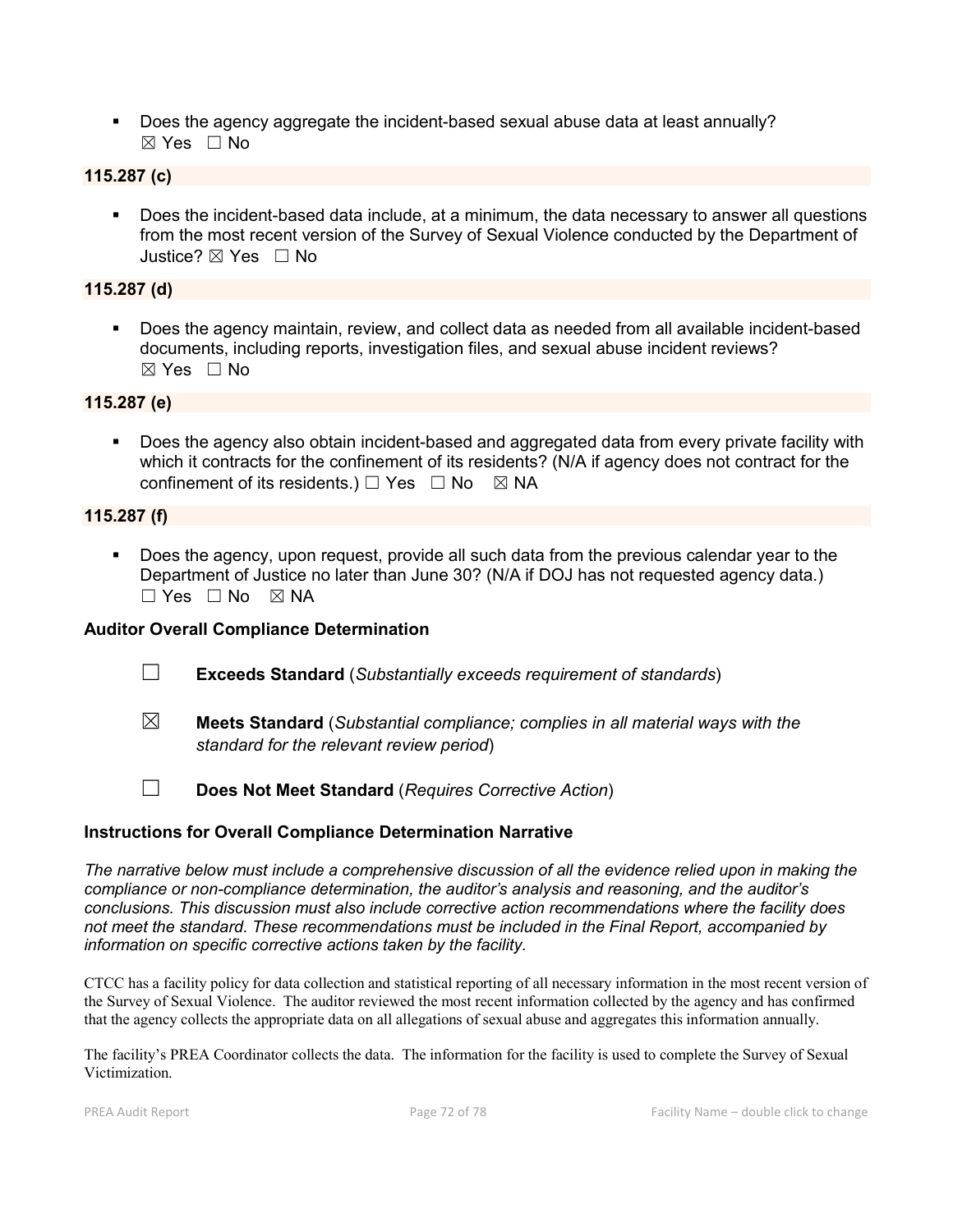- Does the agency aggregate the incident-based sexual abuse data at least annually? ☒ Yes ☐ No

**115.287 (c)**

- Does the incident-based data include, at a minimum, the data necessary to answer all questions from the most recent version of the Survey of Sexual Violence conducted by the Department of Justice? ☒ Yes ☐ No

**115.287 (d)**

- Does the agency maintain, review, and collect data as needed from all available incident-based documents, including reports, investigation files, and sexual abuse incident reviews? ☒ Yes ☐ No

**115.287 (e)**

- Does the agency also obtain incident-based and aggregated data from every private facility with which it contracts for the confinement of its residents? (N/A if agency does not contract for the confinement of its residents.) ☐ Yes ☐ No ☒ NA

**115.287 (f)**

- Does the agency, upon request, provide all such data from the previous calendar year to the Department of Justice no later than June 30? (N/A if DOJ has not requested agency data.) ☐ Yes ☐ No ☒ NA

**Auditor Overall Compliance Determination**

☐ **Exceeds Standard** (*Substantially exceeds requirement of standards*)

☒ **Meets Standard** (*Substantial compliance; complies in all material ways with the standard for the relevant review period*)

☐ **Does Not Meet Standard** (*Requires Corrective Action*)

**Instructions for Overall Compliance Determination Narrative**

*The narrative below must include a comprehensive discussion of all the evidence relied upon in making the compliance or non-compliance determination, the auditor's analysis and reasoning, and the auditor's conclusions. This discussion must also include corrective action recommendations where the facility does not meet the standard. These recommendations must be included in the Final Report, accompanied by information on specific corrective actions taken by the facility.*

CTCC has a facility policy for data collection and statistical reporting of all necessary information in the most recent version of the Survey of Sexual Violence. The auditor reviewed the most recent information collected by the agency and has confirmed that the agency collects the appropriate data on all allegations of sexual abuse and aggregates this information annually.

The facility's PREA Coordinator collects the data. The information for the facility is used to complete the Survey of Sexual Victimization.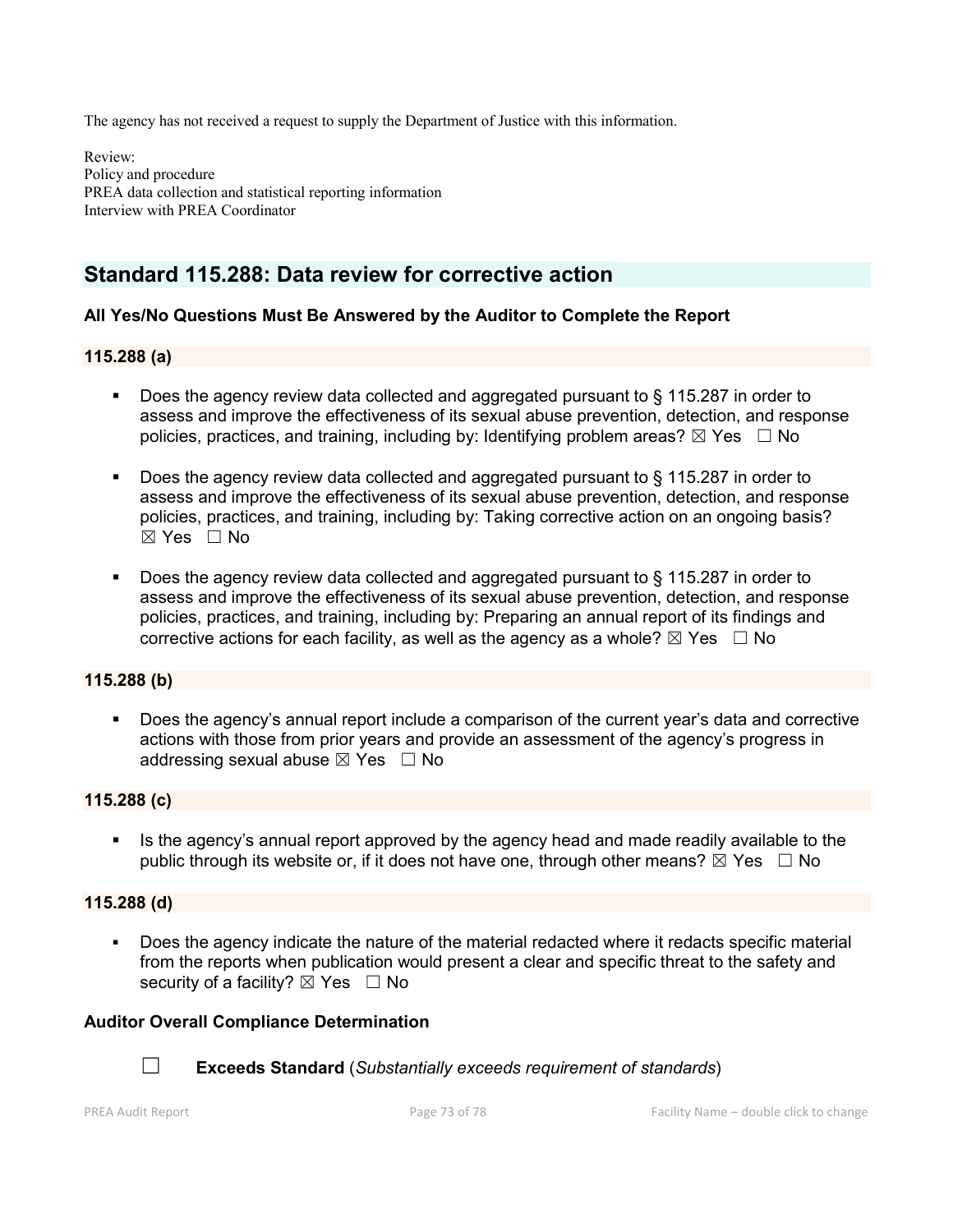The agency has not received a request to supply the Department of Justice with this information.

Review:
Policy and procedure
PREA data collection and statistical reporting information
Interview with PREA Coordinator

## Standard 115.288: Data review for corrective action

### All Yes/No Questions Must Be Answered by the Auditor to Complete the Report

### 115.288 (a)

- Does the agency review data collected and aggregated pursuant to § 115.287 in order to assess and improve the effectiveness of its sexual abuse prevention, detection, and response policies, practices, and training, including by: Identifying problem areas? ☒ Yes ☐ No

- Does the agency review data collected and aggregated pursuant to § 115.287 in order to assess and improve the effectiveness of its sexual abuse prevention, detection, and response policies, practices, and training, including by: Taking corrective action on an ongoing basis? ☒ Yes ☐ No

- Does the agency review data collected and aggregated pursuant to § 115.287 in order to assess and improve the effectiveness of its sexual abuse prevention, detection, and response policies, practices, and training, including by: Preparing an annual report of its findings and corrective actions for each facility, as well as the agency as a whole? ☒ Yes ☐ No

### 115.288 (b)

- Does the agency's annual report include a comparison of the current year's data and corrective actions with those from prior years and provide an assessment of the agency's progress in addressing sexual abuse ☒ Yes ☐ No

### 115.288 (c)

- Is the agency's annual report approved by the agency head and made readily available to the public through its website or, if it does not have one, through other means? ☒ Yes ☐ No

### 115.288 (d)

- Does the agency indicate the nature of the material redacted where it redacts specific material from the reports when publication would present a clear and specific threat to the safety and security of a facility? ☒ Yes ☐ No

### Auditor Overall Compliance Determination

☐ **Exceeds Standard** (*Substantially exceeds requirement of standards*)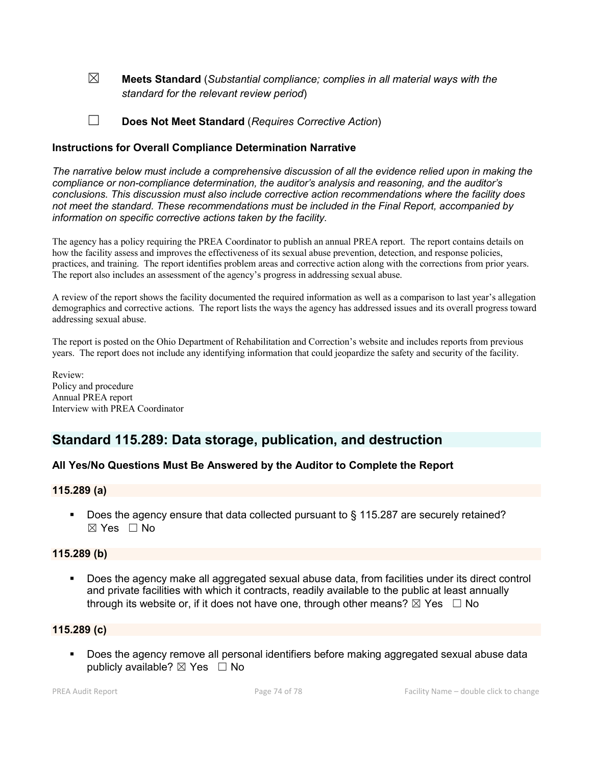☒ **Meets Standard** (*Substantial compliance; complies in all material ways with the standard for the relevant review period*)

☐ **Does Not Meet Standard** (*Requires Corrective Action*)

### Instructions for Overall Compliance Determination Narrative

*The narrative below must include a comprehensive discussion of all the evidence relied upon in making the compliance or non-compliance determination, the auditor's analysis and reasoning, and the auditor's conclusions. This discussion must also include corrective action recommendations where the facility does not meet the standard. These recommendations must be included in the Final Report, accompanied by information on specific corrective actions taken by the facility.*

The agency has a policy requiring the PREA Coordinator to publish an annual PREA report. The report contains details on how the facility assess and improves the effectiveness of its sexual abuse prevention, detection, and response policies, practices, and training. The report identifies problem areas and corrective action along with the corrections from prior years. The report also includes an assessment of the agency's progress in addressing sexual abuse.

A review of the report shows the facility documented the required information as well as a comparison to last year's allegation demographics and corrective actions. The report lists the ways the agency has addressed issues and its overall progress toward addressing sexual abuse.

The report is posted on the Ohio Department of Rehabilitation and Correction's website and includes reports from previous years. The report does not include any identifying information that could jeopardize the safety and security of the facility.

Review:
Policy and procedure
Annual PREA report
Interview with PREA Coordinator

## Standard 115.289: Data storage, publication, and destruction

### All Yes/No Questions Must Be Answered by the Auditor to Complete the Report

#### 115.289 (a)

- Does the agency ensure that data collected pursuant to § 115.287 are securely retained? ☒ Yes ☐ No

#### 115.289 (b)

- Does the agency make all aggregated sexual abuse data, from facilities under its direct control and private facilities with which it contracts, readily available to the public at least annually through its website or, if it does not have one, through other means? ☒ Yes ☐ No

#### 115.289 (c)

- Does the agency remove all personal identifiers before making aggregated sexual abuse data publicly available? ☒ Yes ☐ No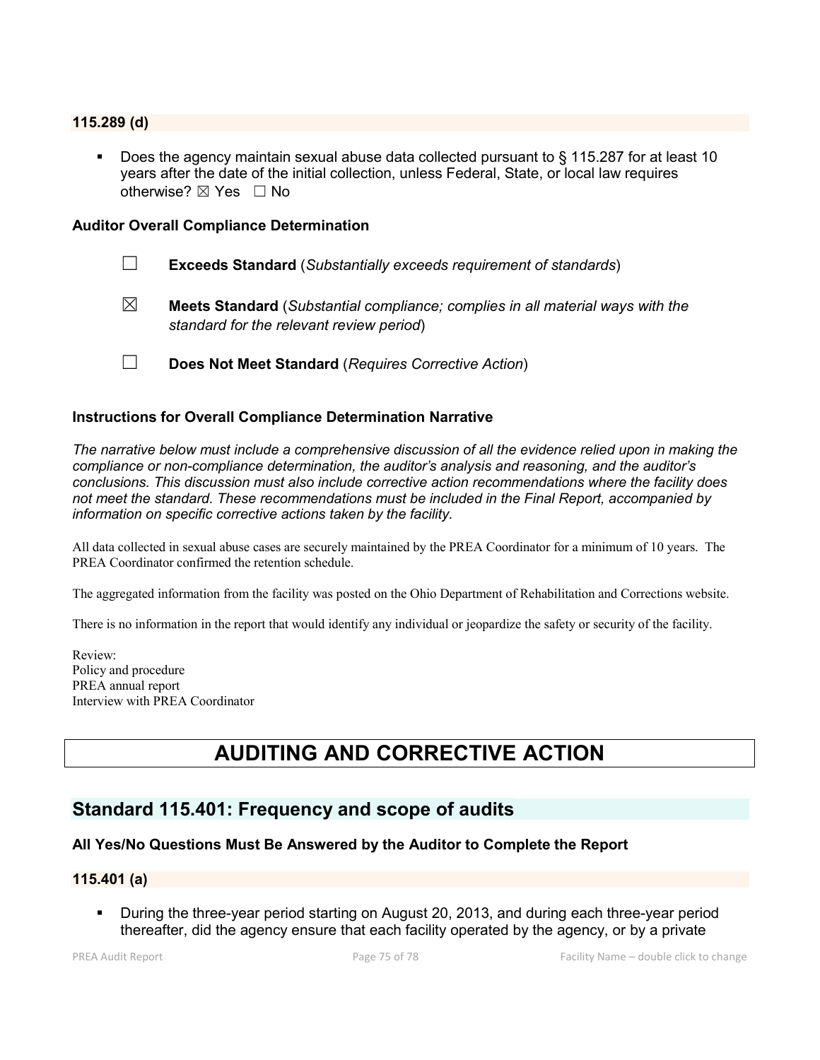### 115.289 (d)

- Does the agency maintain sexual abuse data collected pursuant to § 115.287 for at least 10 years after the date of the initial collection, unless Federal, State, or local law requires otherwise? ☒ Yes ☐ No

### Auditor Overall Compliance Determination

☐ **Exceeds Standard** (*Substantially exceeds requirement of standards*)

☒ **Meets Standard** (*Substantial compliance; complies in all material ways with the standard for the relevant review period*)

☐ **Does Not Meet Standard** (*Requires Corrective Action*)

### Instructions for Overall Compliance Determination Narrative

*The narrative below must include a comprehensive discussion of all the evidence relied upon in making the compliance or non-compliance determination, the auditor's analysis and reasoning, and the auditor's conclusions. This discussion must also include corrective action recommendations where the facility does not meet the standard. These recommendations must be included in the Final Report, accompanied by information on specific corrective actions taken by the facility.*

All data collected in sexual abuse cases are securely maintained by the PREA Coordinator for a minimum of 10 years. The PREA Coordinator confirmed the retention schedule.

The aggregated information from the facility was posted on the Ohio Department of Rehabilitation and Corrections website.

There is no information in the report that would identify any individual or jeopardize the safety or security of the facility.

Review:
Policy and procedure
PREA annual report
Interview with PREA Coordinator

# AUDITING AND CORRECTIVE ACTION

## Standard 115.401: Frequency and scope of audits

### All Yes/No Questions Must Be Answered by the Auditor to Complete the Report

### 115.401 (a)

- During the three-year period starting on August 20, 2013, and during each three-year period thereafter, did the agency ensure that each facility operated by the agency, or by a private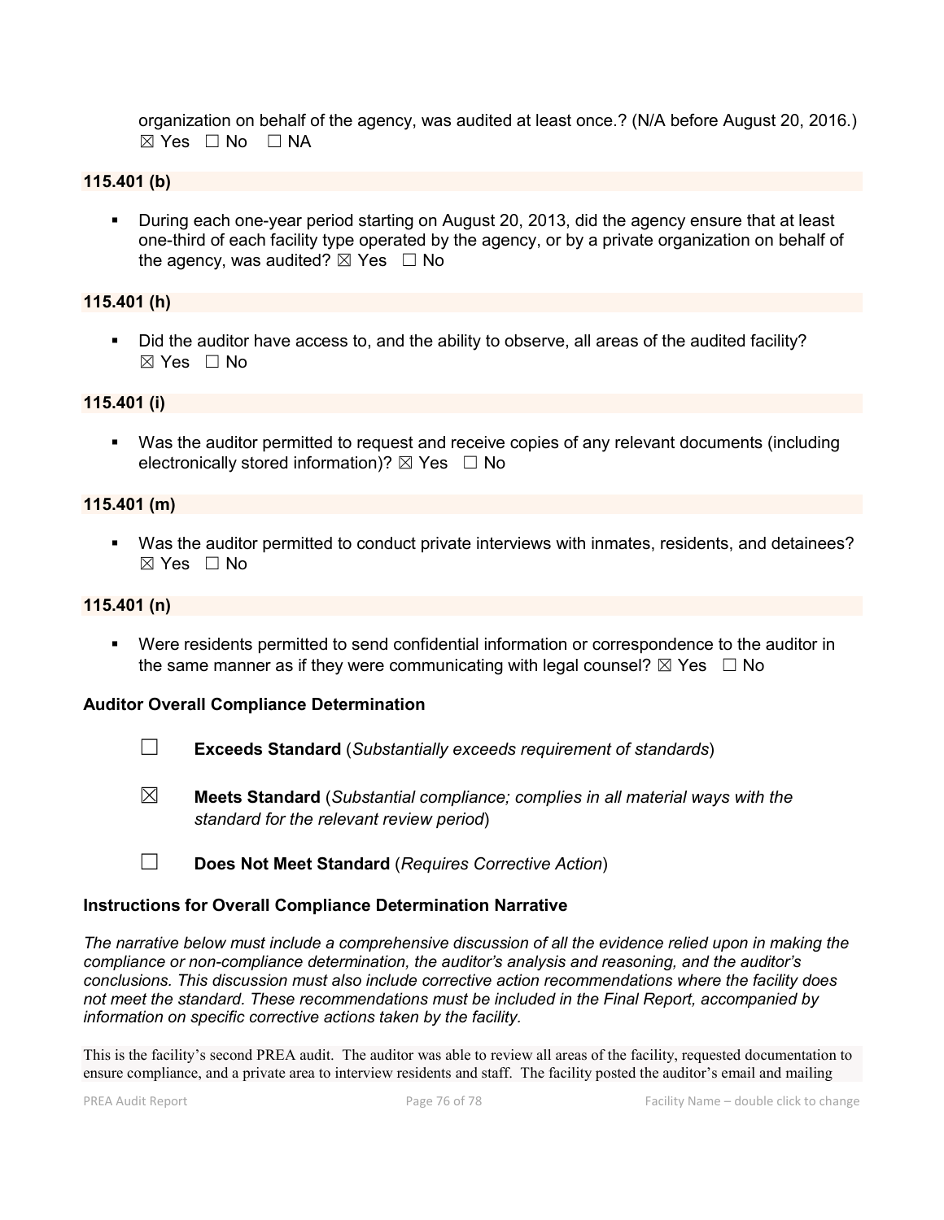organization on behalf of the agency, was audited at least once.? (N/A before August 20, 2016.) ☒ Yes ☐ No ☐ NA

**115.401 (b)**

- During each one-year period starting on August 20, 2013, did the agency ensure that at least one-third of each facility type operated by the agency, or by a private organization on behalf of the agency, was audited? ☒ Yes ☐ No

**115.401 (h)**

- Did the auditor have access to, and the ability to observe, all areas of the audited facility? ☒ Yes ☐ No

**115.401 (i)**

- Was the auditor permitted to request and receive copies of any relevant documents (including electronically stored information)? ☒ Yes ☐ No

**115.401 (m)**

- Was the auditor permitted to conduct private interviews with inmates, residents, and detainees? ☒ Yes ☐ No

**115.401 (n)**

- Were residents permitted to send confidential information or correspondence to the auditor in the same manner as if they were communicating with legal counsel? ☒ Yes ☐ No

**Auditor Overall Compliance Determination**

☐ **Exceeds Standard** (*Substantially exceeds requirement of standards*)

☒ **Meets Standard** (*Substantial compliance; complies in all material ways with the standard for the relevant review period*)

☐ **Does Not Meet Standard** (*Requires Corrective Action*)

**Instructions for Overall Compliance Determination Narrative**

*The narrative below must include a comprehensive discussion of all the evidence relied upon in making the compliance or non-compliance determination, the auditor's analysis and reasoning, and the auditor's conclusions. This discussion must also include corrective action recommendations where the facility does not meet the standard. These recommendations must be included in the Final Report, accompanied by information on specific corrective actions taken by the facility.*

This is the facility's second PREA audit. The auditor was able to review all areas of the facility, requested documentation to ensure compliance, and a private area to interview residents and staff. The facility posted the auditor's email and mailing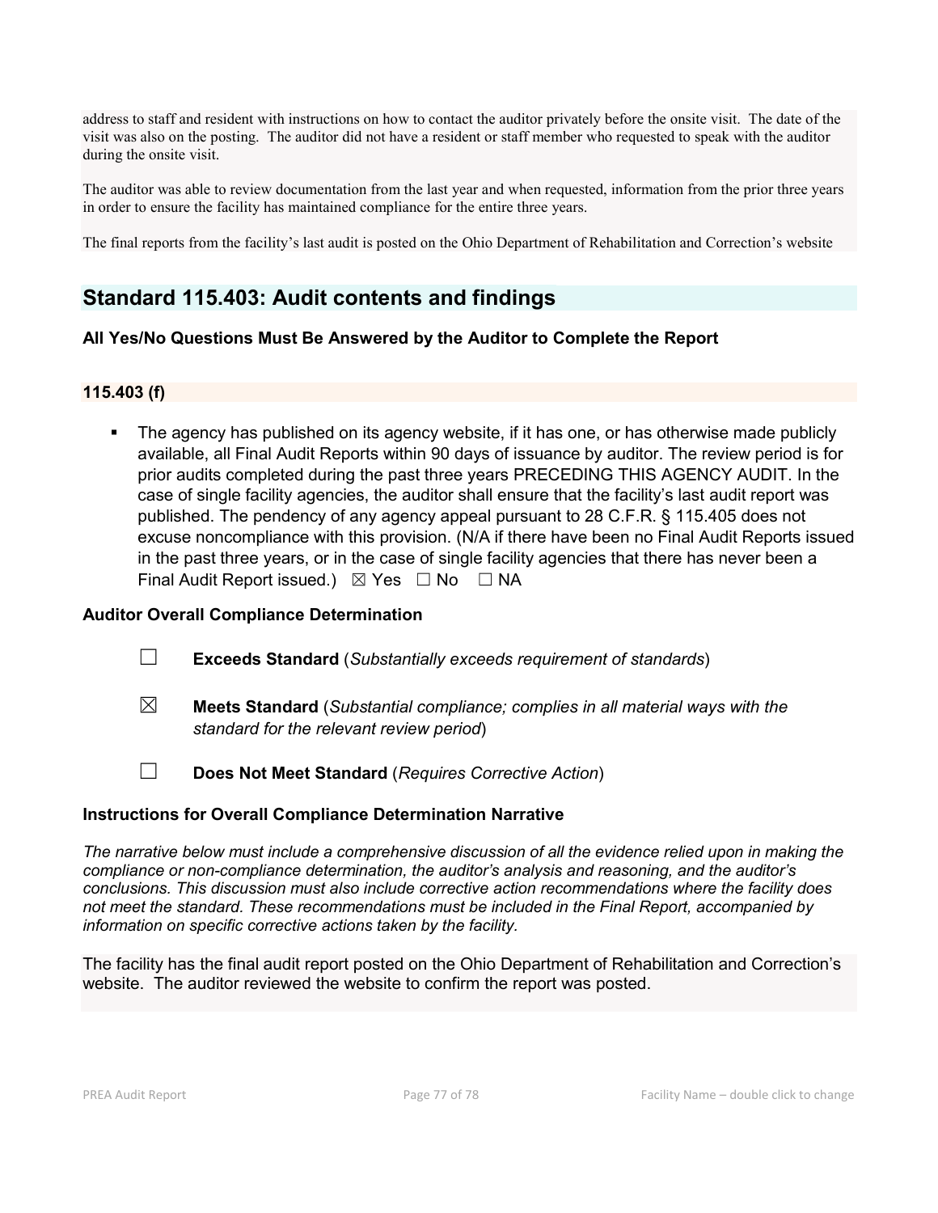address to staff and resident with instructions on how to contact the auditor privately before the onsite visit. The date of the visit was also on the posting. The auditor did not have a resident or staff member who requested to speak with the auditor during the onsite visit.

The auditor was able to review documentation from the last year and when requested, information from the prior three years in order to ensure the facility has maintained compliance for the entire three years.

The final reports from the facility's last audit is posted on the Ohio Department of Rehabilitation and Correction's website

## Standard 115.403: Audit contents and findings

**All Yes/No Questions Must Be Answered by the Auditor to Complete the Report**

### 115.403 (f)

- The agency has published on its agency website, if it has one, or has otherwise made publicly available, all Final Audit Reports within 90 days of issuance by auditor. The review period is for prior audits completed during the past three years PRECEDING THIS AGENCY AUDIT. In the case of single facility agencies, the auditor shall ensure that the facility's last audit report was published. The pendency of any agency appeal pursuant to 28 C.F.R. § 115.405 does not excuse noncompliance with this provision. (N/A if there have been no Final Audit Reports issued in the past three years, or in the case of single facility agencies that there has never been a Final Audit Report issued.) ☒ Yes ☐ No ☐ NA

**Auditor Overall Compliance Determination**

☐ **Exceeds Standard** (*Substantially exceeds requirement of standards*)

☒ **Meets Standard** (*Substantial compliance; complies in all material ways with the standard for the relevant review period*)

☐ **Does Not Meet Standard** (*Requires Corrective Action*)

**Instructions for Overall Compliance Determination Narrative**

*The narrative below must include a comprehensive discussion of all the evidence relied upon in making the compliance or non-compliance determination, the auditor's analysis and reasoning, and the auditor's conclusions. This discussion must also include corrective action recommendations where the facility does not meet the standard. These recommendations must be included in the Final Report, accompanied by information on specific corrective actions taken by the facility.*

The facility has the final audit report posted on the Ohio Department of Rehabilitation and Correction's website. The auditor reviewed the website to confirm the report was posted.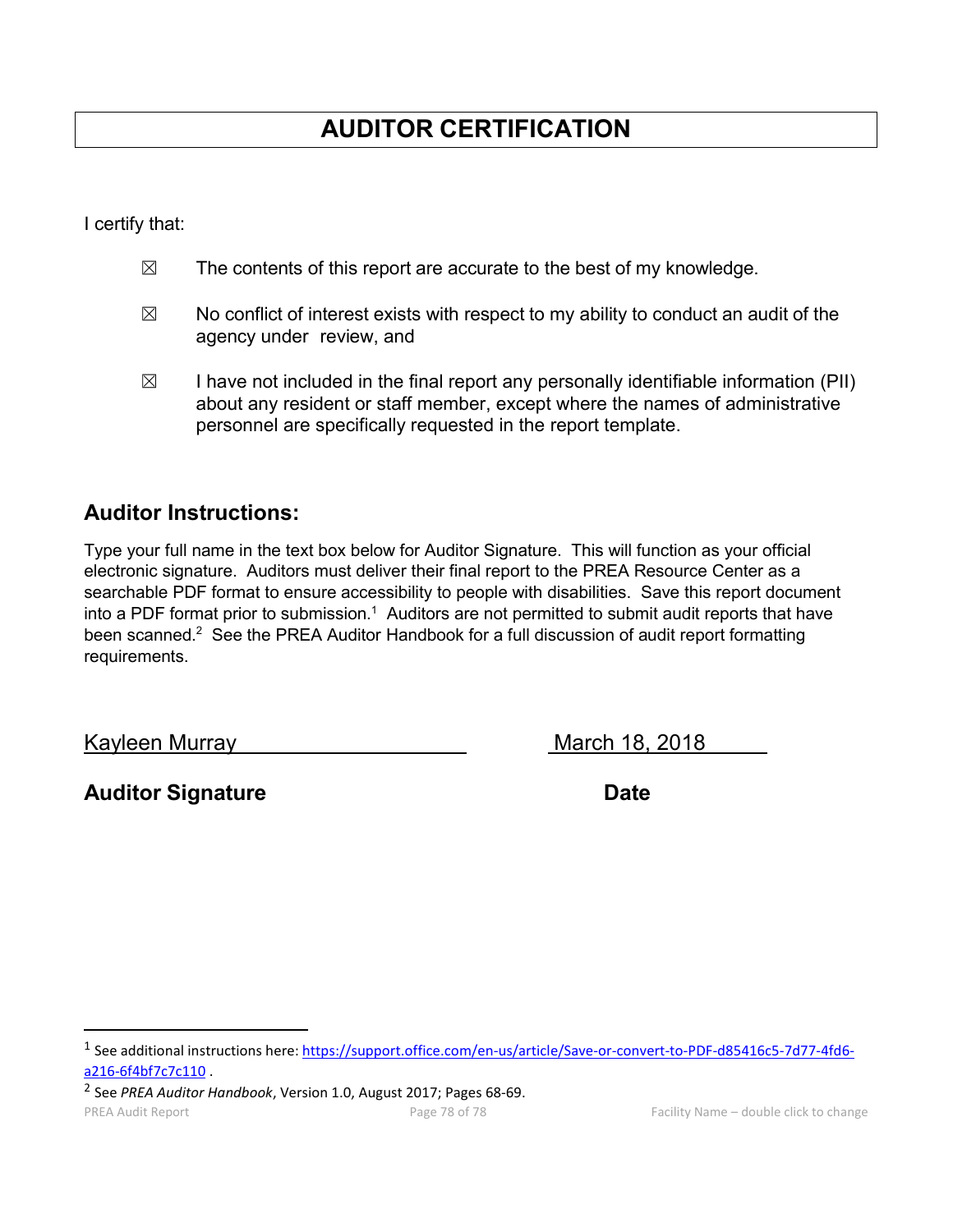# AUDITOR CERTIFICATION

I certify that:

☒ The contents of this report are accurate to the best of my knowledge.

☒ No conflict of interest exists with respect to my ability to conduct an audit of the agency under review, and

☒ I have not included in the final report any personally identifiable information (PII) about any resident or staff member, except where the names of administrative personnel are specifically requested in the report template.

## Auditor Instructions:

Type your full name in the text box below for Auditor Signature. This will function as your official electronic signature. Auditors must deliver their final report to the PREA Resource Center as a searchable PDF format to ensure accessibility to people with disabilities. Save this report document into a PDF format prior to submission.[1] Auditors are not permitted to submit audit reports that have been scanned.[2] See the PREA Auditor Handbook for a full discussion of audit report formatting requirements.

Kayleen Murray | March 18, 2018

**Auditor Signature** | **Date**

---

[1] See additional instructions here: https://support.office.com/en-us/article/Save-or-convert-to-PDF-d85416c5-7d77-4fd6-a216-6f4bf7c7c110 .

[2] See *PREA Auditor Handbook*, Version 1.0, August 2017; Pages 68-69.